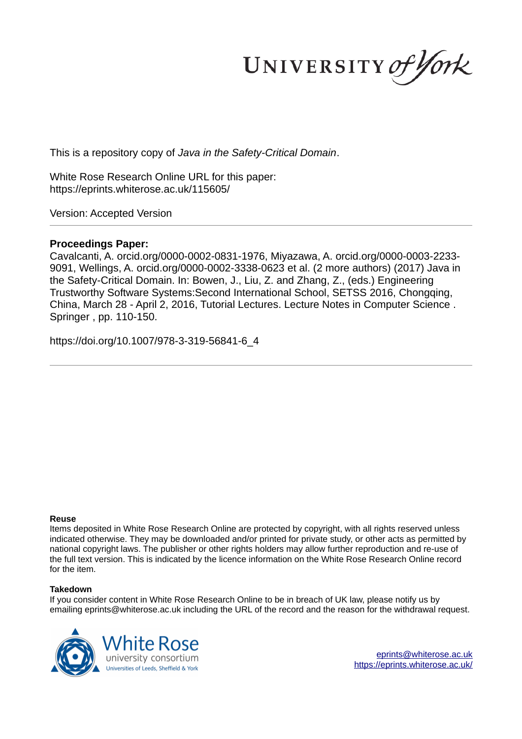UNIVERSITY *of York*

This is a repository copy of *Java in the Safety-Critical Domain*.

White Rose Research Online URL for this paper:
https://eprints.whiterose.ac.uk/115605/

Version: Accepted Version

---

**Proceedings Paper:**

Cavalcanti, A. orcid.org/0000-0002-0831-1976, Miyazawa, A. orcid.org/0000-0003-2233-9091, Wellings, A. orcid.org/0000-0002-3338-0623 et al. (2 more authors) (2017) Java in the Safety-Critical Domain. In: Bowen, J., Liu, Z. and Zhang, Z., (eds.) Engineering Trustworthy Software Systems:Second International School, SETSS 2016, Chongqing, China, March 28 - April 2, 2016, Tutorial Lectures. Lecture Notes in Computer Science . Springer , pp. 110-150.

https://doi.org/10.1007/978-3-319-56841-6_4

---

**Reuse**

Items deposited in White Rose Research Online are protected by copyright, with all rights reserved unless indicated otherwise. They may be downloaded and/or printed for private study, or other acts as permitted by national copyright laws. The publisher or other rights holders may allow further reproduction and re-use of the full text version. This is indicated by the licence information on the White Rose Research Online record for the item.

**Takedown**

If you consider content in White Rose Research Online to be in breach of UK law, please notify us by emailing eprints@whiterose.ac.uk including the URL of the record and the reason for the withdrawal request.

White Rose university consortium
Universities of Leeds, Sheffield & York

eprints@whiterose.ac.uk
https://eprints.whiterose.ac.uk/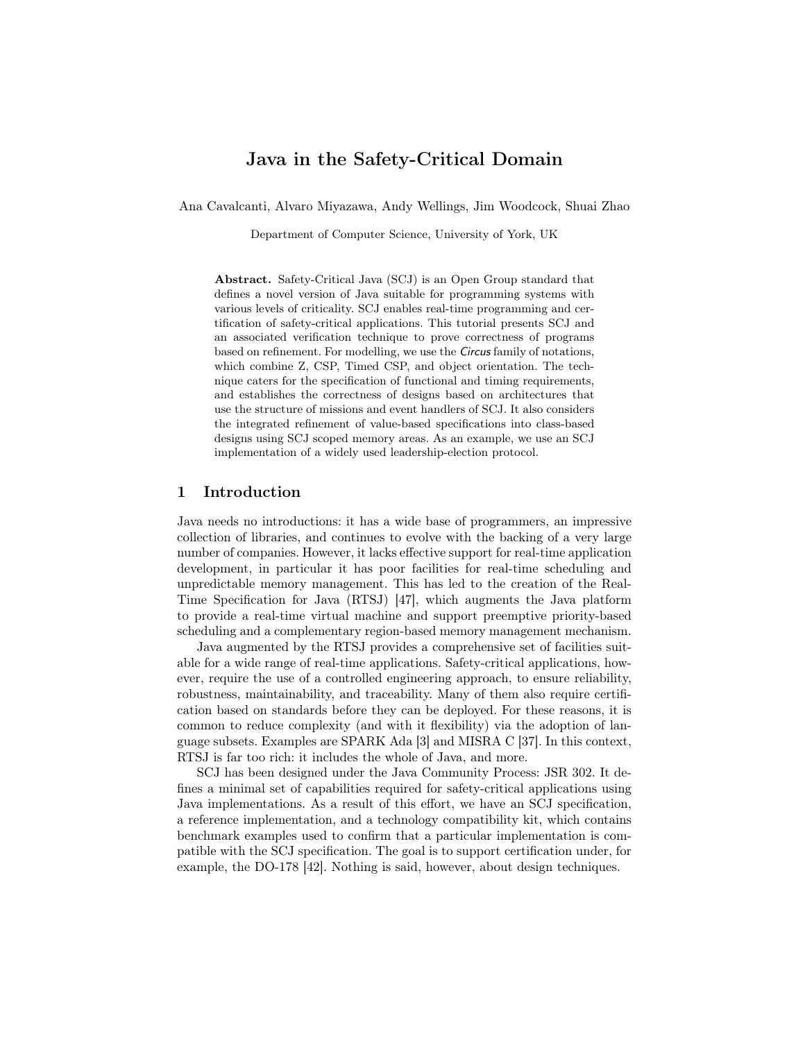# Java in the Safety-Critical Domain

Ana Cavalcanti, Alvaro Miyazawa, Andy Wellings, Jim Woodcock, Shuai Zhao

Department of Computer Science, University of York, UK

**Abstract.** Safety-Critical Java (SCJ) is an Open Group standard that defines a novel version of Java suitable for programming systems with various levels of criticality. SCJ enables real-time programming and certification of safety-critical applications. This tutorial presents SCJ and an associated verification technique to prove correctness of programs based on refinement. For modelling, we use the *Circus* family of notations, which combine Z, CSP, Timed CSP, and object orientation. The technique caters for the specification of functional and timing requirements, and establishes the correctness of designs based on architectures that use the structure of missions and event handlers of SCJ. It also considers the integrated refinement of value-based specifications into class-based designs using SCJ scoped memory areas. As an example, we use an SCJ implementation of a widely used leadership-election protocol.

## 1 Introduction

Java needs no introductions: it has a wide base of programmers, an impressive collection of libraries, and continues to evolve with the backing of a very large number of companies. However, it lacks effective support for real-time application development, in particular it has poor facilities for real-time scheduling and unpredictable memory management. This has led to the creation of the Real-Time Specification for Java (RTSJ) [47], which augments the Java platform to provide a real-time virtual machine and support preemptive priority-based scheduling and a complementary region-based memory management mechanism.

Java augmented by the RTSJ provides a comprehensive set of facilities suitable for a wide range of real-time applications. Safety-critical applications, however, require the use of a controlled engineering approach, to ensure reliability, robustness, maintainability, and traceability. Many of them also require certification based on standards before they can be deployed. For these reasons, it is common to reduce complexity (and with it flexibility) via the adoption of language subsets. Examples are SPARK Ada [3] and MISRA C [37]. In this context, RTSJ is far too rich: it includes the whole of Java, and more.

SCJ has been designed under the Java Community Process: JSR 302. It defines a minimal set of capabilities required for safety-critical applications using Java implementations. As a result of this effort, we have an SCJ specification, a reference implementation, and a technology compatibility kit, which contains benchmark examples used to confirm that a particular implementation is compatible with the SCJ specification. The goal is to support certification under, for example, the DO-178 [42]. Nothing is said, however, about design techniques.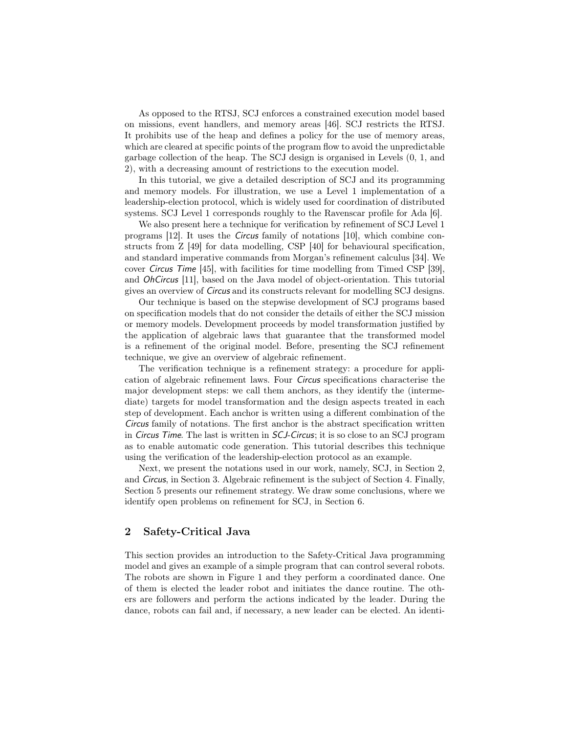As opposed to the RTSJ, SCJ enforces a constrained execution model based on missions, event handlers, and memory areas [46]. SCJ restricts the RTSJ. It prohibits use of the heap and defines a policy for the use of memory areas, which are cleared at specific points of the program flow to avoid the unpredictable garbage collection of the heap. The SCJ design is organised in Levels (0, 1, and 2), with a decreasing amount of restrictions to the execution model.

In this tutorial, we give a detailed description of SCJ and its programming and memory models. For illustration, we use a Level 1 implementation of a leadership-election protocol, which is widely used for coordination of distributed systems. SCJ Level 1 corresponds roughly to the Ravenscar profile for Ada [6].

We also present here a technique for verification by refinement of SCJ Level 1 programs [12]. It uses the *Circus* family of notations [10], which combine constructs from Z [49] for data modelling, CSP [40] for behavioural specification, and standard imperative commands from Morgan's refinement calculus [34]. We cover *Circus Time* [45], with facilities for time modelling from Timed CSP [39], and *OhCircus* [11], based on the Java model of object-orientation. This tutorial gives an overview of *Circus* and its constructs relevant for modelling SCJ designs.

Our technique is based on the stepwise development of SCJ programs based on specification models that do not consider the details of either the SCJ mission or memory models. Development proceeds by model transformation justified by the application of algebraic laws that guarantee that the transformed model is a refinement of the original model. Before, presenting the SCJ refinement technique, we give an overview of algebraic refinement.

The verification technique is a refinement strategy: a procedure for application of algebraic refinement laws. Four *Circus* specifications characterise the major development steps: we call them anchors, as they identify the (intermediate) targets for model transformation and the design aspects treated in each step of development. Each anchor is written using a different combination of the *Circus* family of notations. The first anchor is the abstract specification written in *Circus Time*. The last is written in *SCJ-Circus*; it is so close to an SCJ program as to enable automatic code generation. This tutorial describes this technique using the verification of the leadership-election protocol as an example.

Next, we present the notations used in our work, namely, SCJ, in Section 2, and *Circus*, in Section 3. Algebraic refinement is the subject of Section 4. Finally, Section 5 presents our refinement strategy. We draw some conclusions, where we identify open problems on refinement for SCJ, in Section 6.

## 2 Safety-Critical Java

This section provides an introduction to the Safety-Critical Java programming model and gives an example of a simple program that can control several robots. The robots are shown in Figure 1 and they perform a coordinated dance. One of them is elected the leader robot and initiates the dance routine. The others are followers and perform the actions indicated by the leader. During the dance, robots can fail and, if necessary, a new leader can be elected. An identi-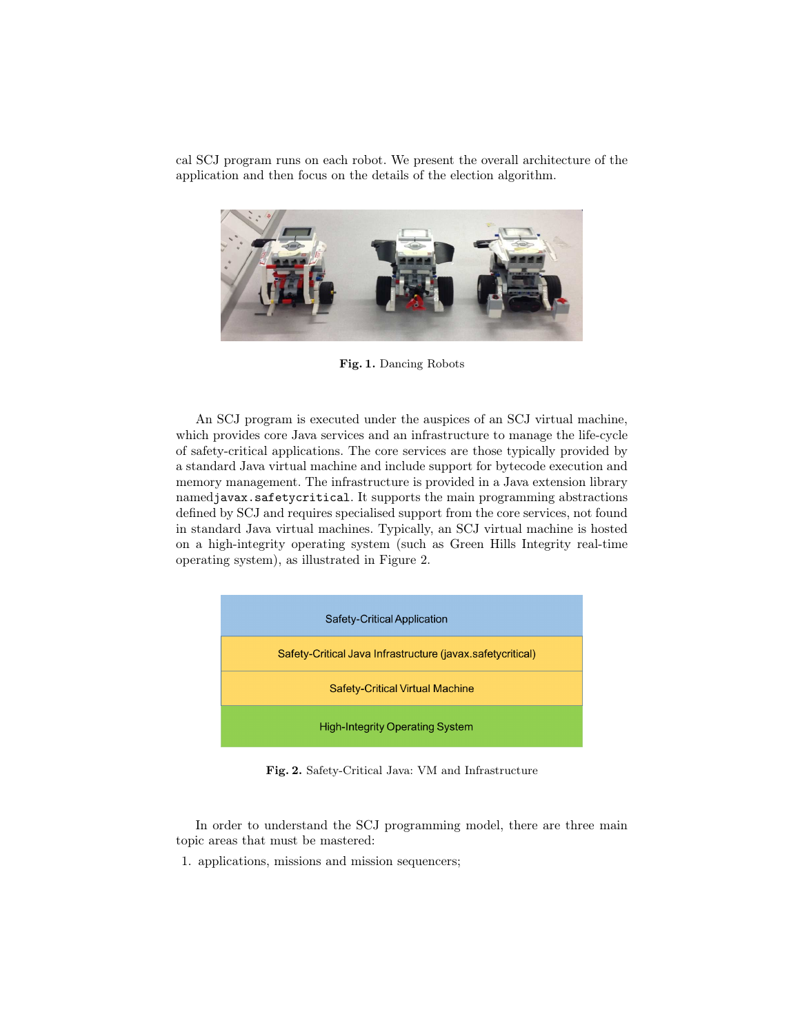cal SCJ program runs on each robot. We present the overall architecture of the application and then focus on the details of the election algorithm.

**Fig. 1.** Dancing Robots

An SCJ program is executed under the auspices of an SCJ virtual machine, which provides core Java services and an infrastructure to manage the life-cycle of safety-critical applications. The core services are those typically provided by a standard Java virtual machine and include support for bytecode execution and memory management. The infrastructure is provided in a Java extension library named`javax.safetycritical`. It supports the main programming abstractions defined by SCJ and requires specialised support from the core services, not found in standard Java virtual machines. Typically, an SCJ virtual machine is hosted on a high-integrity operating system (such as Green Hills Integrity real-time operating system), as illustrated in Figure 2.

| Safety-Critical Application |
| --- |
| Safety-Critical Java Infrastructure (javax.safetycritical) |
| Safety-Critical Virtual Machine |
| High-Integrity Operating System |

**Fig. 2.** Safety-Critical Java: VM and Infrastructure

In order to understand the SCJ programming model, there are three main topic areas that must be mastered:

1. applications, missions and mission sequencers;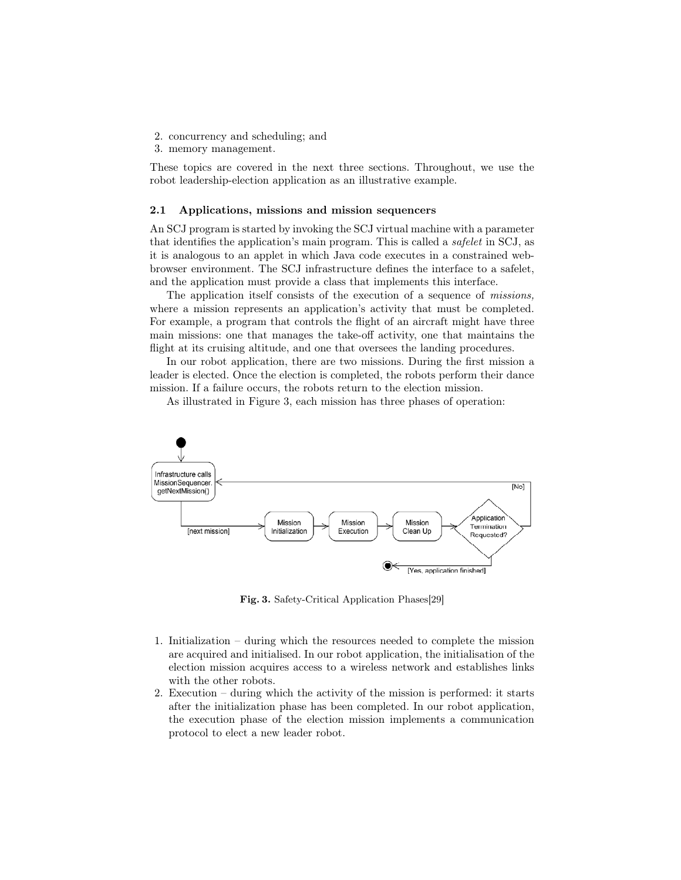2. concurrency and scheduling; and
3. memory management.

These topics are covered in the next three sections. Throughout, we use the robot leadership-election application as an illustrative example.

### 2.1 Applications, missions and mission sequencers

An SCJ program is started by invoking the SCJ virtual machine with a parameter that identifies the application's main program. This is called a *safelet* in SCJ, as it is analogous to an applet in which Java code executes in a constrained web-browser environment. The SCJ infrastructure defines the interface to a safelet, and the application must provide a class that implements this interface.

The application itself consists of the execution of a sequence of *missions,* where a mission represents an application's activity that must be completed. For example, a program that controls the flight of an aircraft might have three main missions: one that manages the take-off activity, one that maintains the flight at its cruising altitude, and one that oversees the landing procedures.

In our robot application, there are two missions. During the first mission a leader is elected. Once the election is completed, the robots perform their dance mission. If a failure occurs, the robots return to the election mission.

As illustrated in Figure 3, each mission has three phases of operation:

**Fig. 3.** Safety-Critical Application Phases[29]

1. Initialization – during which the resources needed to complete the mission are acquired and initialised. In our robot application, the initialisation of the election mission acquires access to a wireless network and establishes links with the other robots.
2. Execution – during which the activity of the mission is performed: it starts after the initialization phase has been completed. In our robot application, the execution phase of the election mission implements a communication protocol to elect a new leader robot.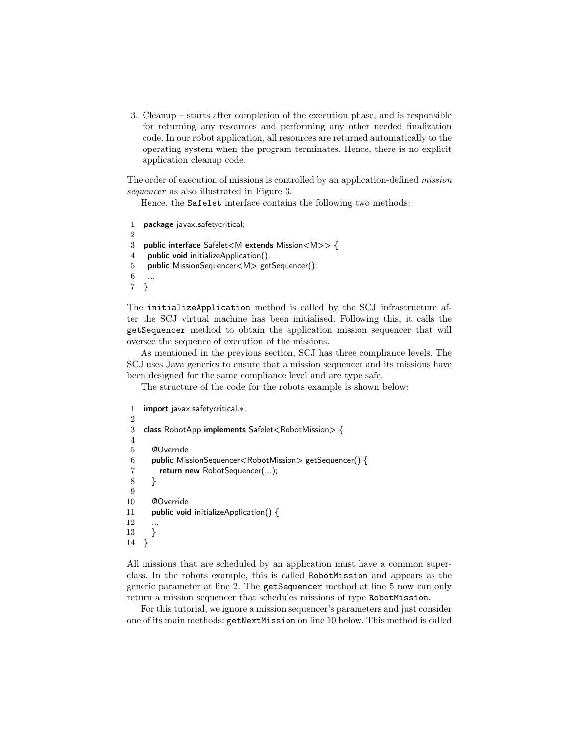3. Cleanup – starts after completion of the execution phase, and is responsible for returning any resources and performing any other needed finalization code. In our robot application, all resources are returned automatically to the operating system when the program terminates. Hence, there is no explicit application cleanup code.

The order of execution of missions is controlled by an application-defined *mission sequencer* as also illustrated in Figure 3.

Hence, the `Safelet` interface contains the following two methods:

```
1  package javax.safetycritical;
2
3  public interface Safelet<M extends Mission<M>> {
4    public void initializeApplication();
5    public MissionSequencer<M> getSequencer();
6    ...
7  }
```

The `initializeApplication` method is called by the SCJ infrastructure after the SCJ virtual machine has been initialised. Following this, it calls the `getSequencer` method to obtain the application mission sequencer that will oversee the sequence of execution of the missions.

As mentioned in the previous section, SCJ has three compliance levels. The SCJ uses Java generics to ensure that a mission sequencer and its missions have been designed for the same compliance level and are type safe.

The structure of the code for the robots example is shown below:

```
1  import javax.safetycritical.*;
2
3  class RobotApp implements Safelet<RobotMission> {
4
5    @Override
6    public MissionSequencer<RobotMission> getSequencer() {
7      return new RobotSequencer(...);
8    }
9
10   @Override
11   public void initializeApplication() {
12     ...
13   }
14 }
```

All missions that are scheduled by an application must have a common superclass. In the robots example, this is called `RobotMission` and appears as the generic parameter at line 2. The `getSequencer` method at line 5 now can only return a mission sequencer that schedules missions of type `RobotMission`.

For this tutorial, we ignore a mission sequencer's parameters and just consider one of its main methods: `getNextMission` on line 10 below. This method is called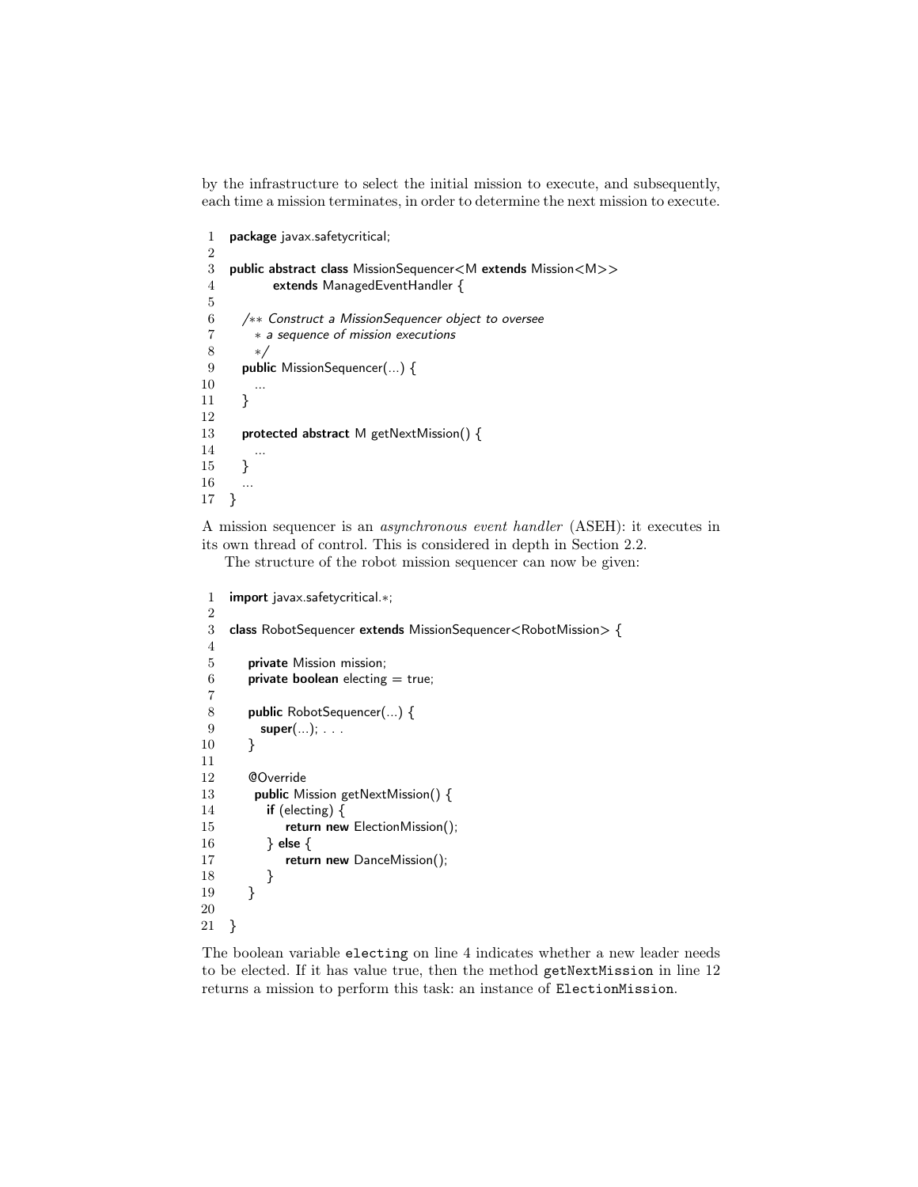by the infrastructure to select the initial mission to execute, and subsequently, each time a mission terminates, in order to determine the next mission to execute.

```
 1  package javax.safetycritical;
 2
 3  public abstract class MissionSequencer<M extends Mission<M>>
 4          extends ManagedEventHandler {
 5
 6    /** Construct a MissionSequencer object to oversee
 7      * a sequence of mission executions
 8      */
 9    public MissionSequencer(...) {
10      ...
11    }
12
13    protected abstract M getNextMission() {
14      ...
15    }
16    ...
17  }
```

A mission sequencer is an *asynchronous event handler* (ASEH): it executes in its own thread of control. This is considered in depth in Section 2.2.

The structure of the robot mission sequencer can now be given:

```
 1  import javax.safetycritical.*;
 2
 3  class RobotSequencer extends MissionSequencer<RobotMission> {
 4
 5     private Mission mission;
 6     private boolean electing = true;
 7
 8     public RobotSequencer(...) {
 9       super(...); . . .
10     }
11
12     @Override
13      public Mission getNextMission() {
14        if (electing) {
15            return new ElectionMission();
16        } else {
17            return new DanceMission();
18        }
19     }
20
21  }
```

The boolean variable `electing` on line 4 indicates whether a new leader needs to be elected. If it has value true, then the method `getNextMission` in line 12 returns a mission to perform this task: an instance of `ElectionMission`.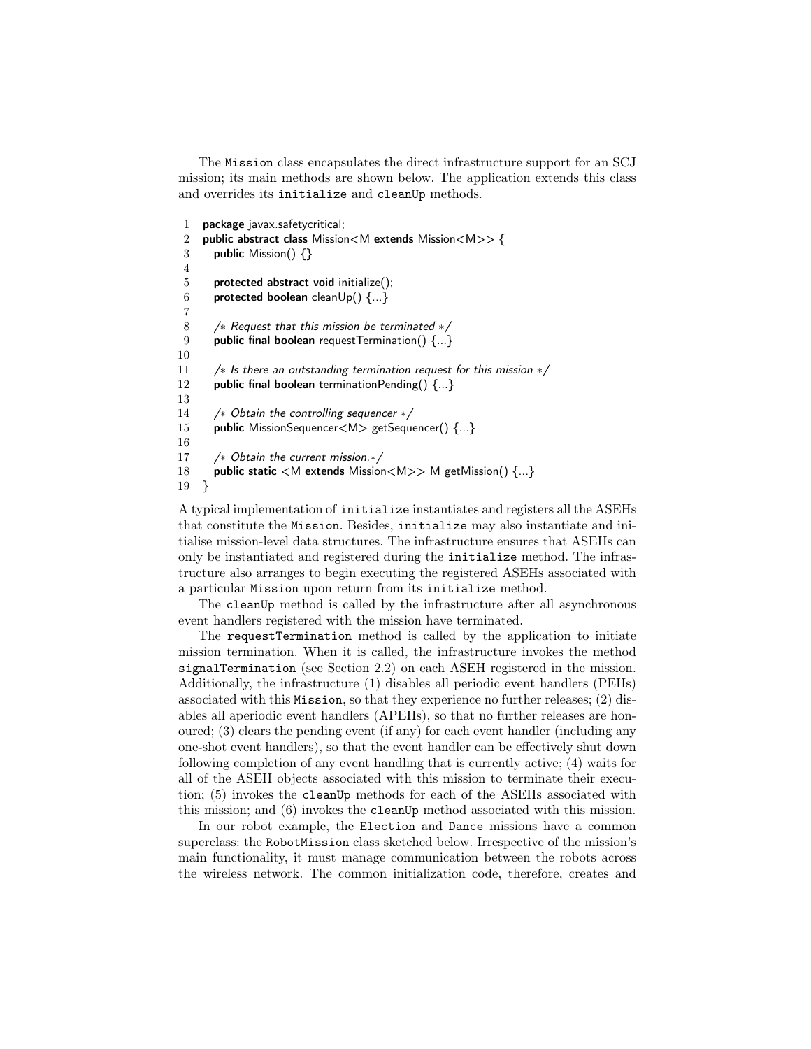The `Mission` class encapsulates the direct infrastructure support for an SCJ mission; its main methods are shown below. The application extends this class and overrides its `initialize` and `cleanUp` methods.

```
1   package javax.safetycritical;
2   public abstract class Mission<M extends Mission<M>> {
3     public Mission() {}
4
5     protected abstract void initialize();
6     protected boolean cleanUp() {...}
7
8     /* Request that this mission be terminated */
9     public final boolean requestTermination() {...}
10
11    /* Is there an outstanding termination request for this mission */
12    public final boolean terminationPending() {...}
13
14    /* Obtain the controlling sequencer */
15    public MissionSequencer<M> getSequencer() {...}
16
17    /* Obtain the current mission.*/
18    public static <M extends Mission<M>> M getMission() {...}
19  }
```

A typical implementation of `initialize` instantiates and registers all the ASEHs that constitute the `Mission`. Besides, `initialize` may also instantiate and initialise mission-level data structures. The infrastructure ensures that ASEHs can only be instantiated and registered during the `initialize` method. The infrastructure also arranges to begin executing the registered ASEHs associated with a particular `Mission` upon return from its `initialize` method.

The `cleanUp` method is called by the infrastructure after all asynchronous event handlers registered with the mission have terminated.

The `requestTermination` method is called by the application to initiate mission termination. When it is called, the infrastructure invokes the method `signalTermination` (see Section 2.2) on each ASEH registered in the mission. Additionally, the infrastructure (1) disables all periodic event handlers (PEHs) associated with this `Mission`, so that they experience no further releases; (2) disables all aperiodic event handlers (APEHs), so that no further releases are honoured; (3) clears the pending event (if any) for each event handler (including any one-shot event handlers), so that the event handler can be effectively shut down following completion of any event handling that is currently active; (4) waits for all of the ASEH objects associated with this mission to terminate their execution; (5) invokes the `cleanUp` methods for each of the ASEHs associated with this mission; and (6) invokes the `cleanUp` method associated with this mission.

In our robot example, the `Election` and `Dance` missions have a common superclass: the `RobotMission` class sketched below. Irrespective of the mission's main functionality, it must manage communication between the robots across the wireless network. The common initialization code, therefore, creates and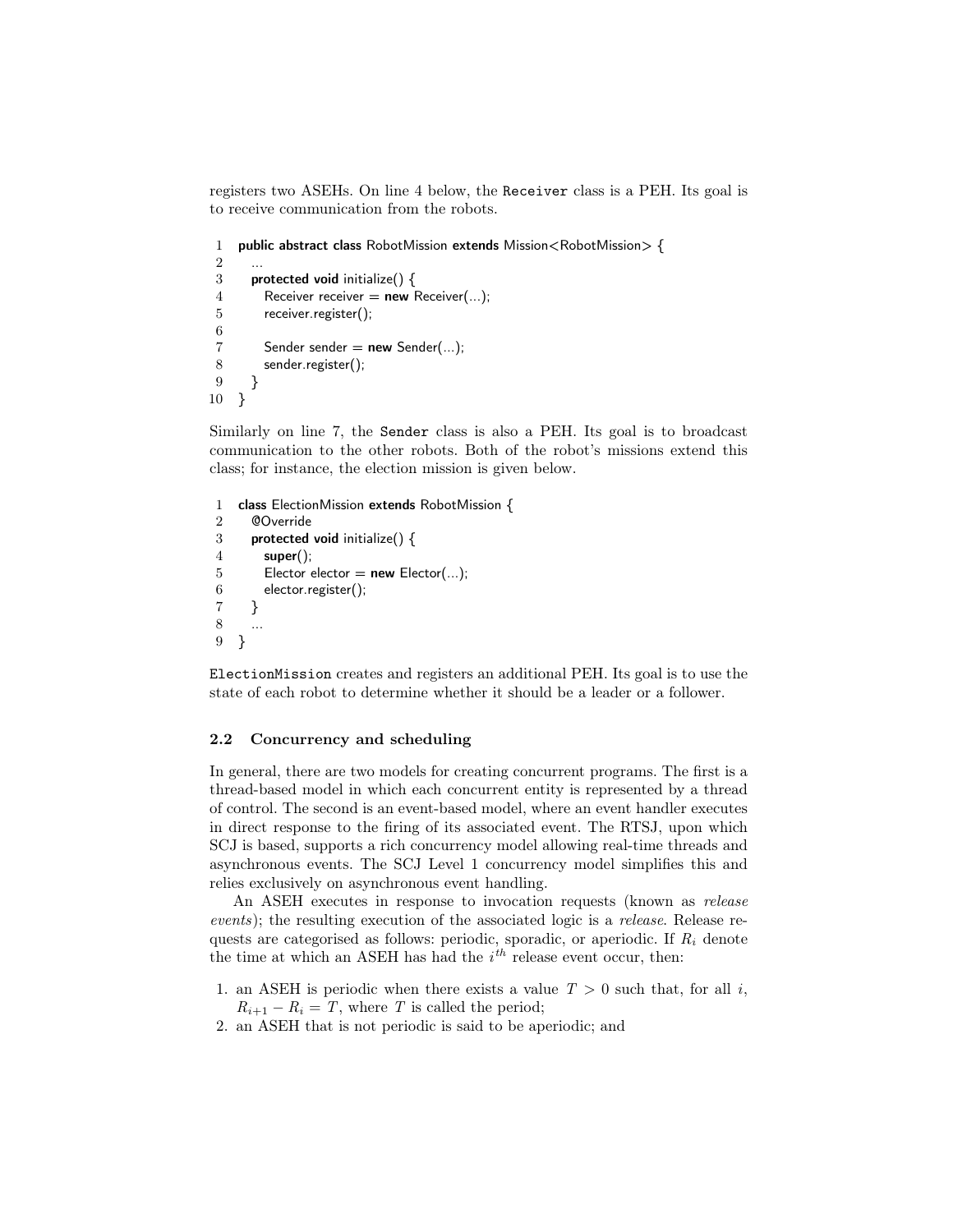registers two ASEHs. On line 4 below, the `Receiver` class is a PEH. Its goal is to receive communication from the robots.

```
1  public abstract class RobotMission extends Mission<RobotMission> {
2    ...
3    protected void initialize() {
4      Receiver receiver = new Receiver(...);
5      receiver.register();
6
7      Sender sender = new Sender(...);
8      sender.register();
9    }
10 }
```

Similarly on line 7, the `Sender` class is also a PEH. Its goal is to broadcast communication to the other robots. Both of the robot's missions extend this class; for instance, the election mission is given below.

```
1  class ElectionMission extends RobotMission {
2    @Override
3    protected void initialize() {
4      super();
5      Elector elector = new Elector(...);
6      elector.register();
7    }
8    ...
9  }
```

`ElectionMission` creates and registers an additional PEH. Its goal is to use the state of each robot to determine whether it should be a leader or a follower.

### 2.2 Concurrency and scheduling

In general, there are two models for creating concurrent programs. The first is a thread-based model in which each concurrent entity is represented by a thread of control. The second is an event-based model, where an event handler executes in direct response to the firing of its associated event. The RTSJ, upon which SCJ is based, supports a rich concurrency model allowing real-time threads and asynchronous events. The SCJ Level 1 concurrency model simplifies this and relies exclusively on asynchronous event handling.

An ASEH executes in response to invocation requests (known as *release events*); the resulting execution of the associated logic is a *release*. Release requests are categorised as follows: periodic, sporadic, or aperiodic. If $R_i$ denote the time at which an ASEH has had the $i^{th}$ release event occur, then:

1. an ASEH is periodic when there exists a value $T > 0$ such that, for all $i$, $R_{i+1} - R_i = T$, where $T$ is called the period;
2. an ASEH that is not periodic is said to be aperiodic; and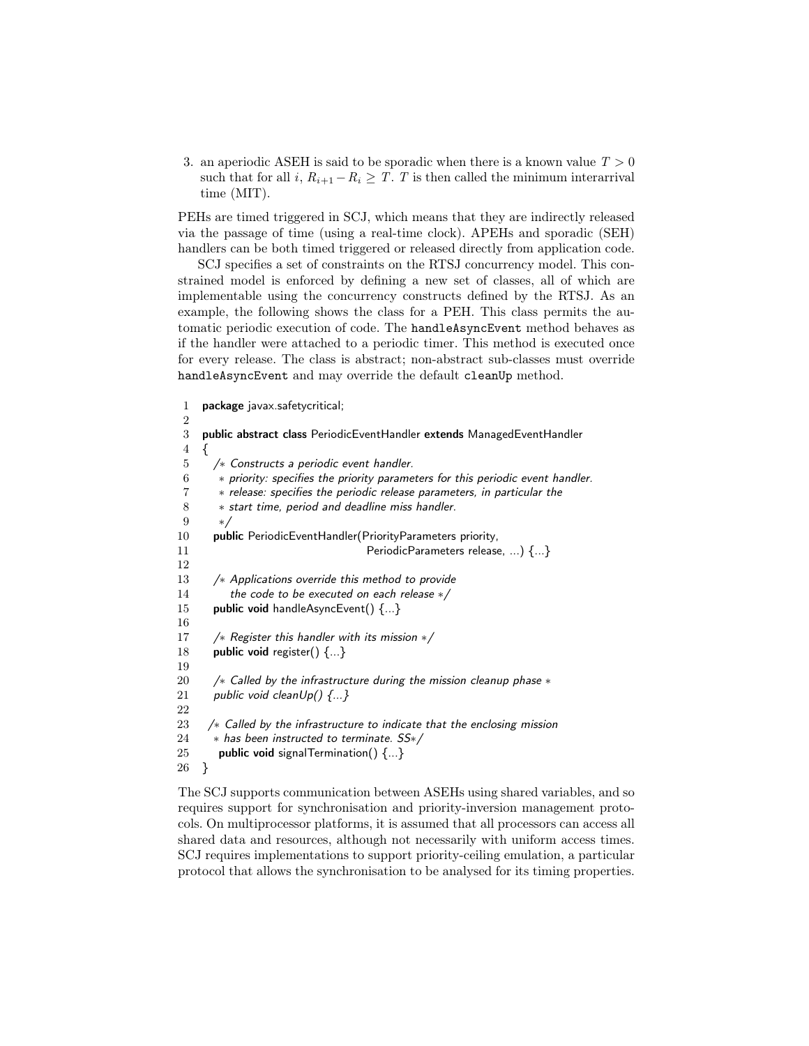3. an aperiodic ASEH is said to be sporadic when there is a known value $T > 0$ such that for all $i$, $R_{i+1} - R_i \geq T$. $T$ is then called the minimum interarrival time (MIT).

PEHs are timed triggered in SCJ, which means that they are indirectly released via the passage of time (using a real-time clock). APEHs and sporadic (SEH) handlers can be both timed triggered or released directly from application code.

SCJ specifies a set of constraints on the RTSJ concurrency model. This constrained model is enforced by defining a new set of classes, all of which are implementable using the concurrency constructs defined by the RTSJ. As an example, the following shows the class for a PEH. This class permits the automatic periodic execution of code. The `handleAsyncEvent` method behaves as if the handler were attached to a periodic timer. This method is executed once for every release. The class is abstract; non-abstract sub-classes must override `handleAsyncEvent` and may override the default `cleanUp` method.

```
1   package javax.safetycritical;
2
3   public abstract class PeriodicEventHandler extends ManagedEventHandler
4   {
5     /* Constructs a periodic event handler.
6      * priority: specifies the priority parameters for this periodic event handler.
7      * release: specifies the periodic release parameters, in particular the
8      * start time, period and deadline miss handler.
9      */
10    public PeriodicEventHandler(PriorityParameters priority,
11                                PeriodicParameters release, ...) {...}
12
13    /* Applications override this method to provide
14       the code to be executed on each release */
15    public void handleAsyncEvent() {...}
16
17    /* Register this handler with its mission */
18    public void register() {...}
19
20    /* Called by the infrastructure during the mission cleanup phase *
21    public void cleanUp() {...}
22
23   /* Called by the infrastructure to indicate that the enclosing mission
24    * has been instructed to terminate. SS*/
25     public void signalTermination() {...}
26  }
```

The SCJ supports communication between ASEHs using shared variables, and so requires support for synchronisation and priority-inversion management protocols. On multiprocessor platforms, it is assumed that all processors can access all shared data and resources, although not necessarily with uniform access times. SCJ requires implementations to support priority-ceiling emulation, a particular protocol that allows the synchronisation to be analysed for its timing properties.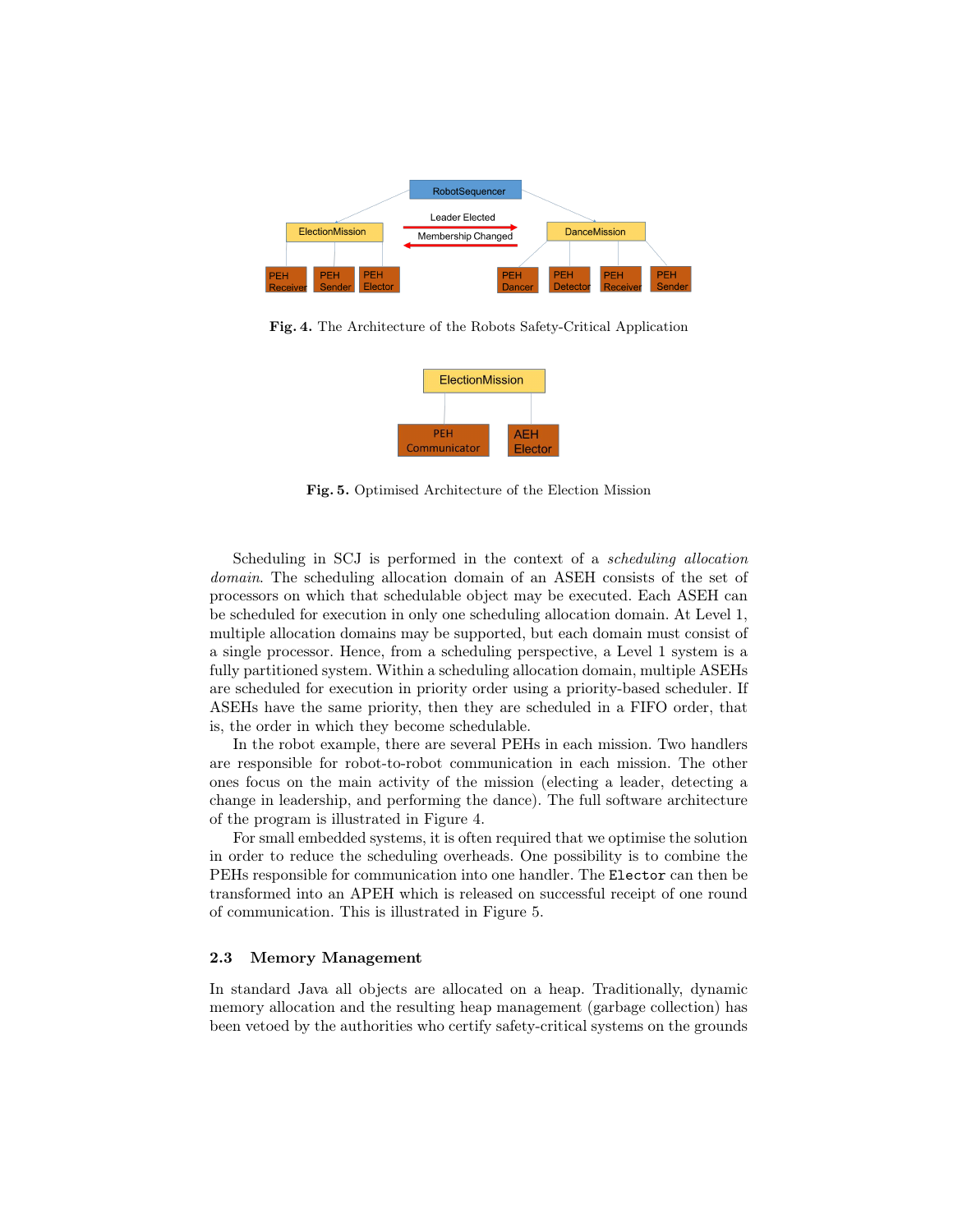**Fig. 4.** The Architecture of the Robots Safety-Critical Application

**Fig. 5.** Optimised Architecture of the Election Mission

Scheduling in SCJ is performed in the context of a *scheduling allocation domain*. The scheduling allocation domain of an ASEH consists of the set of processors on which that schedulable object may be executed. Each ASEH can be scheduled for execution in only one scheduling allocation domain. At Level 1, multiple allocation domains may be supported, but each domain must consist of a single processor. Hence, from a scheduling perspective, a Level 1 system is a fully partitioned system. Within a scheduling allocation domain, multiple ASEHs are scheduled for execution in priority order using a priority-based scheduler. If ASEHs have the same priority, then they are scheduled in a FIFO order, that is, the order in which they become schedulable.

In the robot example, there are several PEHs in each mission. Two handlers are responsible for robot-to-robot communication in each mission. The other ones focus on the main activity of the mission (electing a leader, detecting a change in leadership, and performing the dance). The full software architecture of the program is illustrated in Figure 4.

For small embedded systems, it is often required that we optimise the solution in order to reduce the scheduling overheads. One possibility is to combine the PEHs responsible for communication into one handler. The `Elector` can then be transformed into an APEH which is released on successful receipt of one round of communication. This is illustrated in Figure 5.

### 2.3 Memory Management

In standard Java all objects are allocated on a heap. Traditionally, dynamic memory allocation and the resulting heap management (garbage collection) has been vetoed by the authorities who certify safety-critical systems on the grounds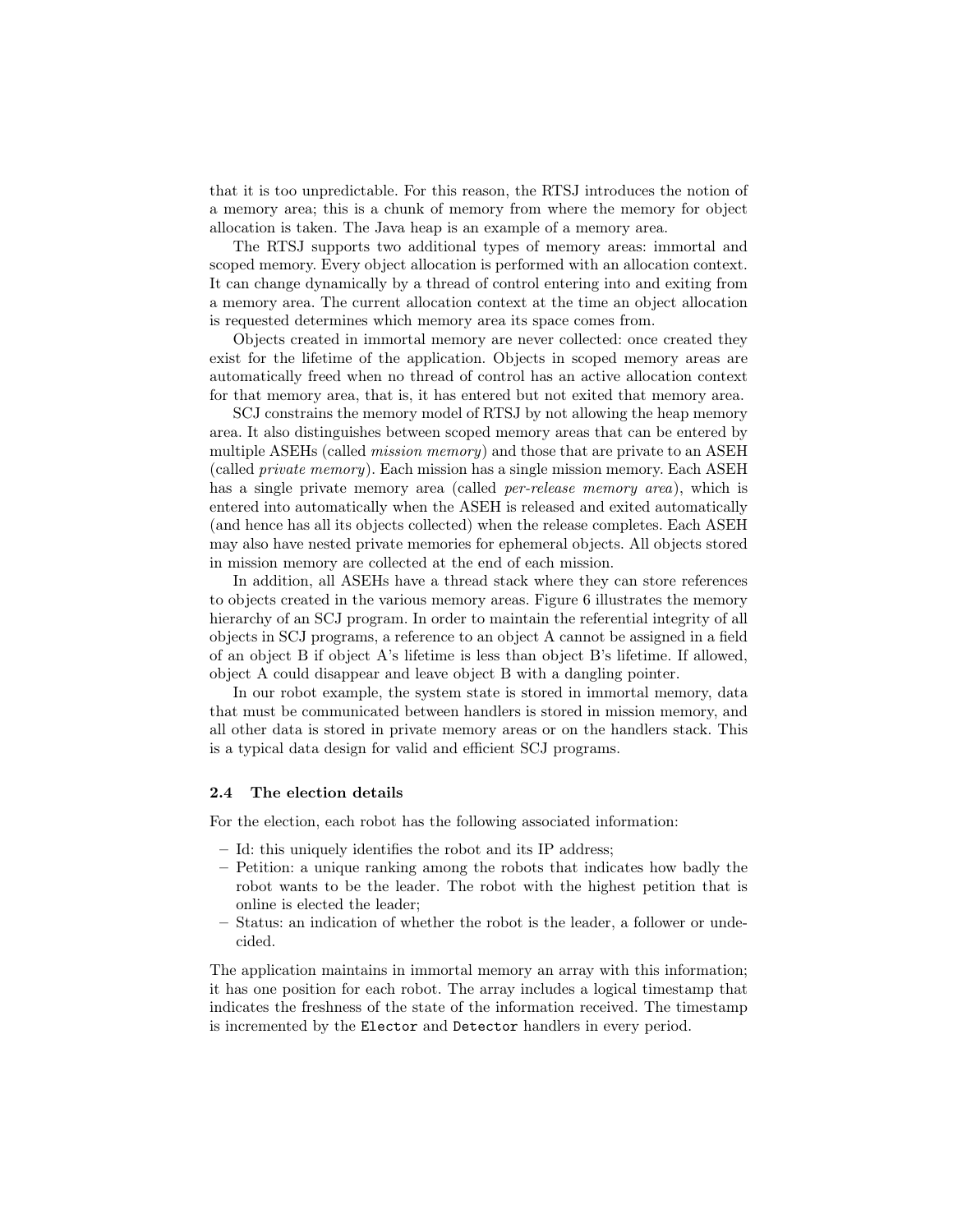that it is too unpredictable. For this reason, the RTSJ introduces the notion of a memory area; this is a chunk of memory from where the memory for object allocation is taken. The Java heap is an example of a memory area.

The RTSJ supports two additional types of memory areas: immortal and scoped memory. Every object allocation is performed with an allocation context. It can change dynamically by a thread of control entering into and exiting from a memory area. The current allocation context at the time an object allocation is requested determines which memory area its space comes from.

Objects created in immortal memory are never collected: once created they exist for the lifetime of the application. Objects in scoped memory areas are automatically freed when no thread of control has an active allocation context for that memory area, that is, it has entered but not exited that memory area.

SCJ constrains the memory model of RTSJ by not allowing the heap memory area. It also distinguishes between scoped memory areas that can be entered by multiple ASEHs (called *mission memory*) and those that are private to an ASEH (called *private memory*). Each mission has a single mission memory. Each ASEH has a single private memory area (called *per-release memory area*), which is entered into automatically when the ASEH is released and exited automatically (and hence has all its objects collected) when the release completes. Each ASEH may also have nested private memories for ephemeral objects. All objects stored in mission memory are collected at the end of each mission.

In addition, all ASEHs have a thread stack where they can store references to objects created in the various memory areas. Figure 6 illustrates the memory hierarchy of an SCJ program. In order to maintain the referential integrity of all objects in SCJ programs, a reference to an object A cannot be assigned in a field of an object B if object A's lifetime is less than object B's lifetime. If allowed, object A could disappear and leave object B with a dangling pointer.

In our robot example, the system state is stored in immortal memory, data that must be communicated between handlers is stored in mission memory, and all other data is stored in private memory areas or on the handlers stack. This is a typical data design for valid and efficient SCJ programs.

### 2.4 The election details

For the election, each robot has the following associated information:

- Id: this uniquely identifies the robot and its IP address;
- Petition: a unique ranking among the robots that indicates how badly the robot wants to be the leader. The robot with the highest petition that is online is elected the leader;
- Status: an indication of whether the robot is the leader, a follower or undecided.

The application maintains in immortal memory an array with this information; it has one position for each robot. The array includes a logical timestamp that indicates the freshness of the state of the information received. The timestamp is incremented by the `Elector` and `Detector` handlers in every period.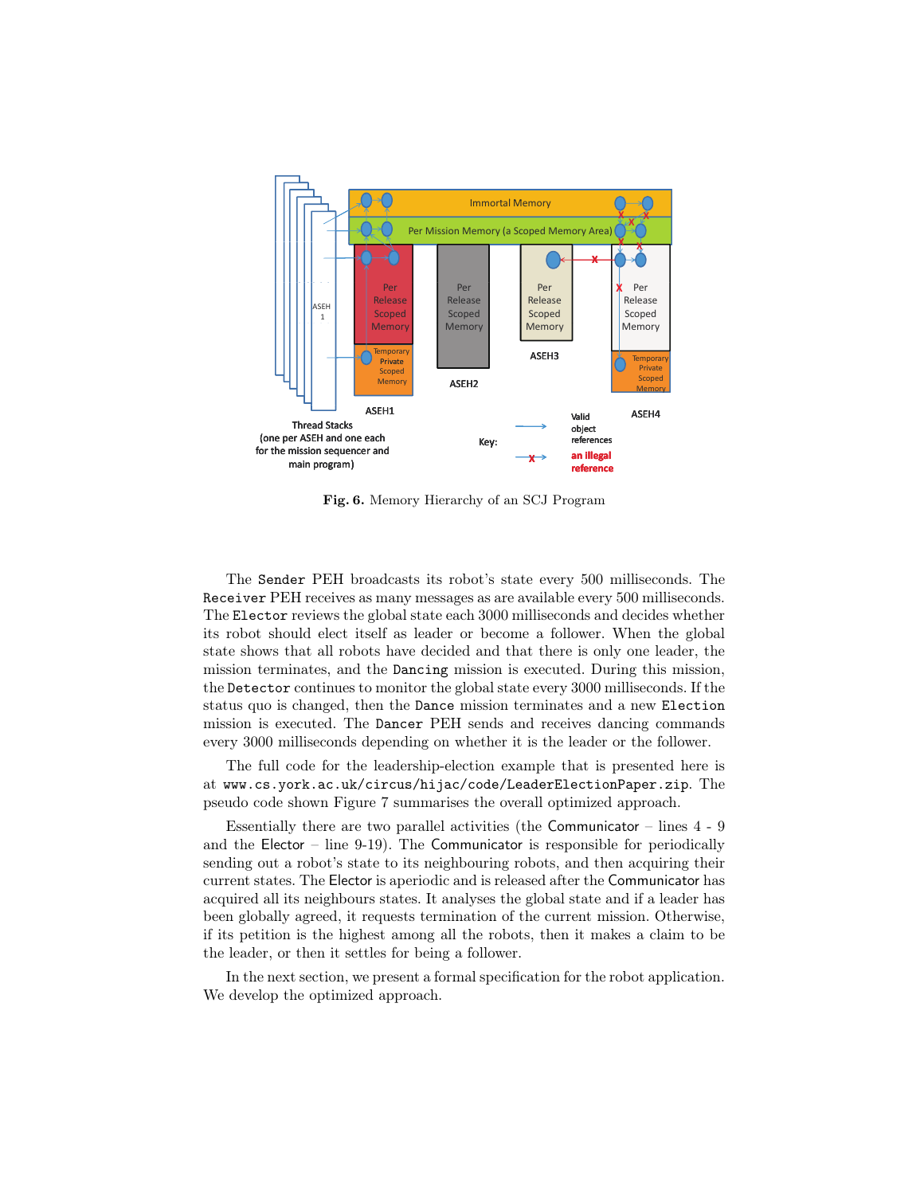Fig. 6. Memory Hierarchy of an SCJ Program

The Sender PEH broadcasts its robot's state every 500 milliseconds. The Receiver PEH receives as many messages as are available every 500 milliseconds. The Elector reviews the global state each 3000 milliseconds and decides whether its robot should elect itself as leader or become a follower. When the global state shows that all robots have decided and that there is only one leader, the mission terminates, and the Dancing mission is executed. During this mission, the Detector continues to monitor the global state every 3000 milliseconds. If the status quo is changed, then the Dance mission terminates and a new Election mission is executed. The Dancer PEH sends and receives dancing commands every 3000 milliseconds depending on whether it is the leader or the follower.

The full code for the leadership-election example that is presented here is at www.cs.york.ac.uk/circus/hijac/code/LeaderElectionPaper.zip. The pseudo code shown Figure 7 summarises the overall optimized approach.

Essentially there are two parallel activities (the Communicator – lines 4 - 9 and the Elector – line 9-19). The Communicator is responsible for periodically sending out a robot's state to its neighbouring robots, and then acquiring their current states. The Elector is aperiodic and is released after the Communicator has acquired all its neighbours states. It analyses the global state and if a leader has been globally agreed, it requests termination of the current mission. Otherwise, if its petition is the highest among all the robots, then it makes a claim to be the leader, or then it settles for being a follower.

In the next section, we present a formal specification for the robot application. We develop the optimized approach.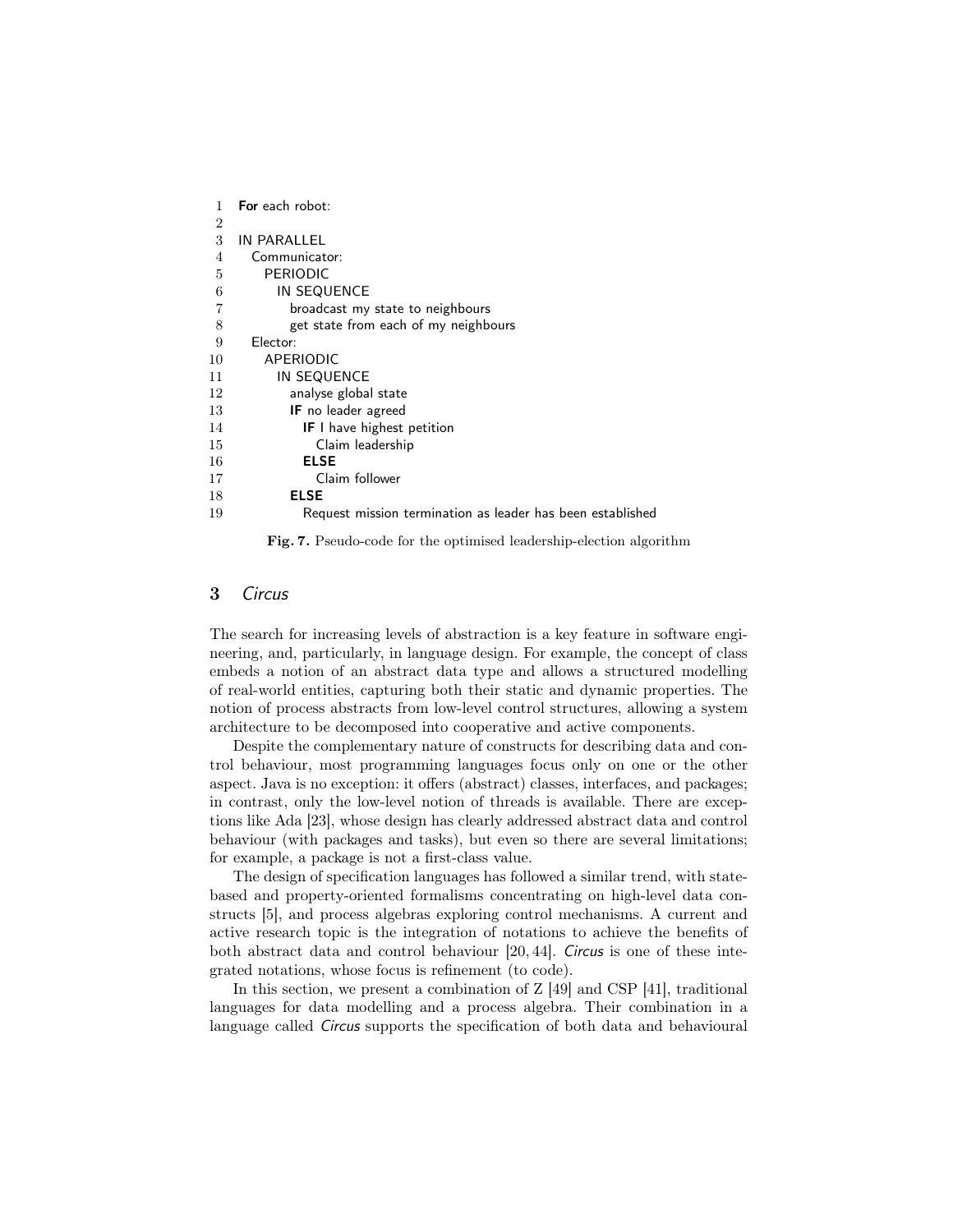```
1   For each robot:
2
3   IN PARALLEL
4     Communicator:
5       PERIODIC
6         IN SEQUENCE
7           broadcast my state to neighbours
8           get state from each of my neighbours
9     Elector:
10      APERIODIC
11        IN SEQUENCE
12          analyse global state
13          IF no leader agreed
14            IF I have highest petition
15              Claim leadership
16            ELSE
17              Claim follower
18          ELSE
19            Request mission termination as leader has been established
```

**Fig. 7.** Pseudo-code for the optimised leadership-election algorithm

## 3 *Circus*

The search for increasing levels of abstraction is a key feature in software engineering, and, particularly, in language design. For example, the concept of class embeds a notion of an abstract data type and allows a structured modelling of real-world entities, capturing both their static and dynamic properties. The notion of process abstracts from low-level control structures, allowing a system architecture to be decomposed into cooperative and active components.

Despite the complementary nature of constructs for describing data and control behaviour, most programming languages focus only on one or the other aspect. Java is no exception: it offers (abstract) classes, interfaces, and packages; in contrast, only the low-level notion of threads is available. There are exceptions like Ada [23], whose design has clearly addressed abstract data and control behaviour (with packages and tasks), but even so there are several limitations; for example, a package is not a first-class value.

The design of specification languages has followed a similar trend, with state-based and property-oriented formalisms concentrating on high-level data constructs [5], and process algebras exploring control mechanisms. A current and active research topic is the integration of notations to achieve the benefits of both abstract data and control behaviour [20, 44]. *Circus* is one of these integrated notations, whose focus is refinement (to code).

In this section, we present a combination of Z [49] and CSP [41], traditional languages for data modelling and a process algebra. Their combination in a language called *Circus* supports the specification of both data and behavioural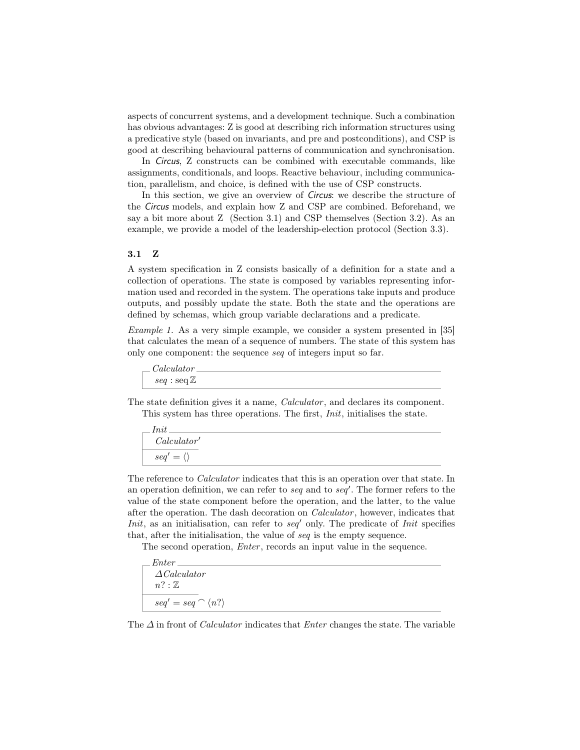aspects of concurrent systems, and a development technique. Such a combination has obvious advantages: Z is good at describing rich information structures using a predicative style (based on invariants, and pre and postconditions), and CSP is good at describing behavioural patterns of communication and synchronisation.

In *Circus*, Z constructs can be combined with executable commands, like assignments, conditionals, and loops. Reactive behaviour, including communication, parallelism, and choice, is defined with the use of CSP constructs.

In this section, we give an overview of *Circus*: we describe the structure of the *Circus* models, and explain how Z and CSP are combined. Beforehand, we say a bit more about Z (Section 3.1) and CSP themselves (Section 3.2). As an example, we provide a model of the leadership-election protocol (Section 3.3).

### 3.1 Z

A system specification in Z consists basically of a definition for a state and a collection of operations. The state is composed by variables representing information used and recorded in the system. The operations take inputs and produce outputs, and possibly update the state. Both the state and the operations are defined by schemas, which group variable declarations and a predicate.

*Example 1.* As a very simple example, we consider a system presented in [35] that calculates the mean of a sequence of numbers. The state of this system has only one component: the sequence *seq* of integers input so far.

$$
\begin{array}{|l}
\textit{Calculator} \\
\hline
seq : \operatorname{seq} \mathbb{Z} \\
\hline
\end{array}
$$

The state definition gives it a name, *Calculator*, and declares its component.

This system has three operations. The first, *Init*, initialises the state.

$$
\begin{array}{|l}
\textit{Init} \\
\hline
\textit{Calculator}' \\
\hline
seq' = \langle\rangle \\
\hline
\end{array}
$$

The reference to *Calculator* indicates that this is an operation over that state. In an operation definition, we can refer to *seq* and to *seq'*. The former refers to the value of the state component before the operation, and the latter, to the value after the operation. The dash decoration on *Calculator*, however, indicates that *Init*, as an initialisation, can refer to *seq'* only. The predicate of *Init* specifies that, after the initialisation, the value of *seq* is the empty sequence.

The second operation, *Enter*, records an input value in the sequence.

$$
\begin{array}{|l}
\textit{Enter} \\
\hline
\Delta \textit{Calculator} \\
n? : \mathbb{Z} \\
\hline
seq' = seq \frown \langle n? \rangle \\
\hline
\end{array}
$$

The $\Delta$ in front of *Calculator* indicates that *Enter* changes the state. The variable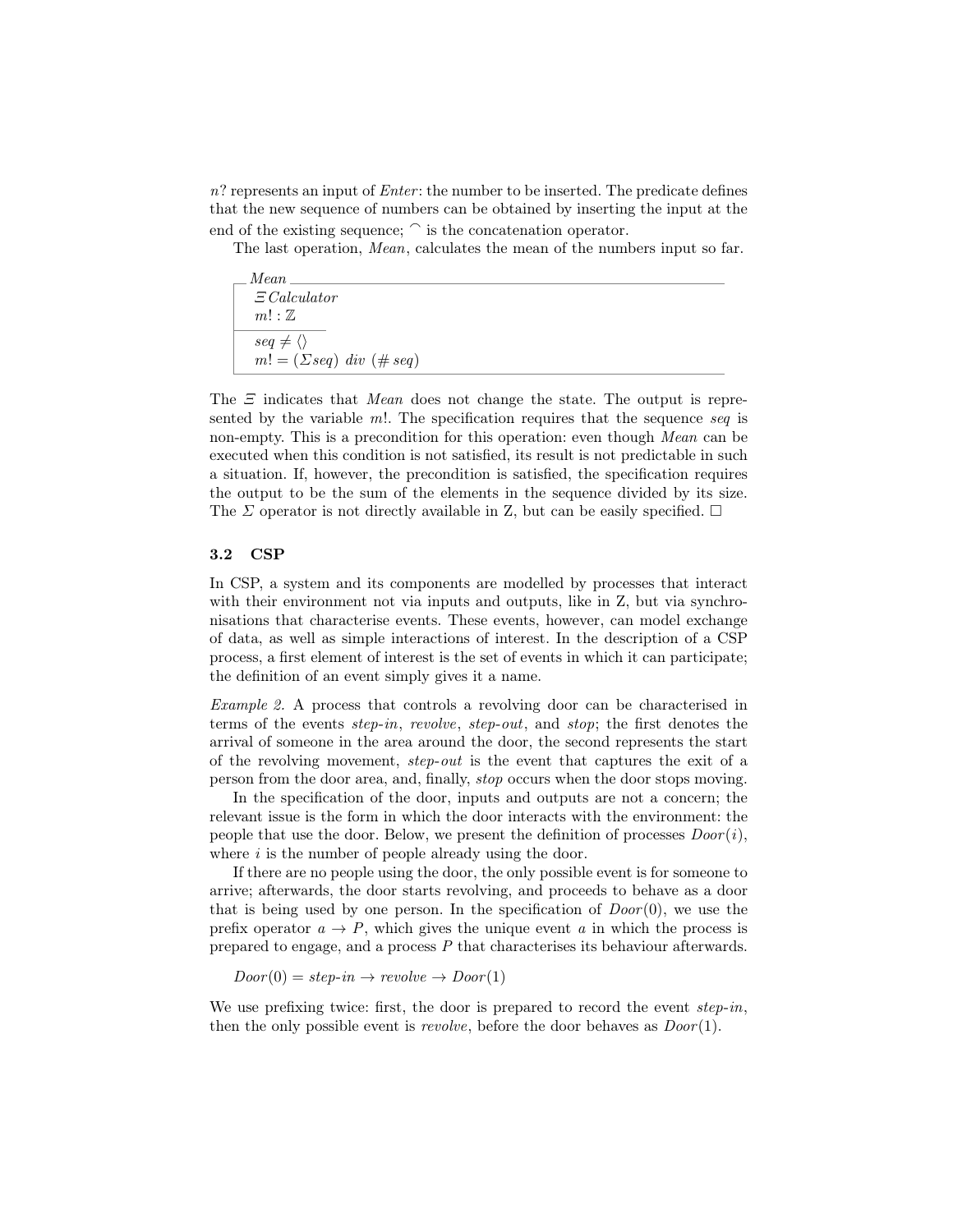$n?$ represents an input of *Enter*: the number to be inserted. The predicate defines that the new sequence of numbers can be obtained by inserting the input at the end of the existing sequence; $\frown$ is the concatenation operator.

The last operation, *Mean*, calculates the mean of the numbers input so far.

$$
\begin{array}{|l}
\textit{Mean} \\
\hline
\Xi\,\textit{Calculator} \\
m! : \mathbb{Z} \\
\hline
\textit{seq} \neq \langle\rangle \\
m! = (\Sigma \textit{seq})\ \textit{div}\ (\#\,\textit{seq}) \\
\hline
\end{array}
$$

The $\Xi$ indicates that *Mean* does not change the state. The output is represented by the variable $m!$. The specification requires that the sequence *seq* is non-empty. This is a precondition for this operation: even though *Mean* can be executed when this condition is not satisfied, its result is not predictable in such a situation. If, however, the precondition is satisfied, the specification requires the output to be the sum of the elements in the sequence divided by its size. The $\Sigma$ operator is not directly available in Z, but can be easily specified. □

### 3.2 CSP

In CSP, a system and its components are modelled by processes that interact with their environment not via inputs and outputs, like in Z, but via synchronisations that characterise events. These events, however, can model exchange of data, as well as simple interactions of interest. In the description of a CSP process, a first element of interest is the set of events in which it can participate; the definition of an event simply gives it a name.

*Example 2.* A process that controls a revolving door can be characterised in terms of the events *step-in*, *revolve*, *step-out*, and *stop*; the first denotes the arrival of someone in the area around the door, the second represents the start of the revolving movement, *step-out* is the event that captures the exit of a person from the door area, and, finally, *stop* occurs when the door stops moving.

In the specification of the door, inputs and outputs are not a concern; the relevant issue is the form in which the door interacts with the environment: the people that use the door. Below, we present the definition of processes $Door(i)$, where $i$ is the number of people already using the door.

If there are no people using the door, the only possible event is for someone to arrive; afterwards, the door starts revolving, and proceeds to behave as a door that is being used by one person. In the specification of $Door(0)$, we use the prefix operator $a \rightarrow P$, which gives the unique event $a$ in which the process is prepared to engage, and a process $P$ that characterises its behaviour afterwards.

$$Door(0) = \textit{step-in} \rightarrow \textit{revolve} \rightarrow Door(1)$$

We use prefixing twice: first, the door is prepared to record the event *step-in*, then the only possible event is *revolve*, before the door behaves as $Door(1)$.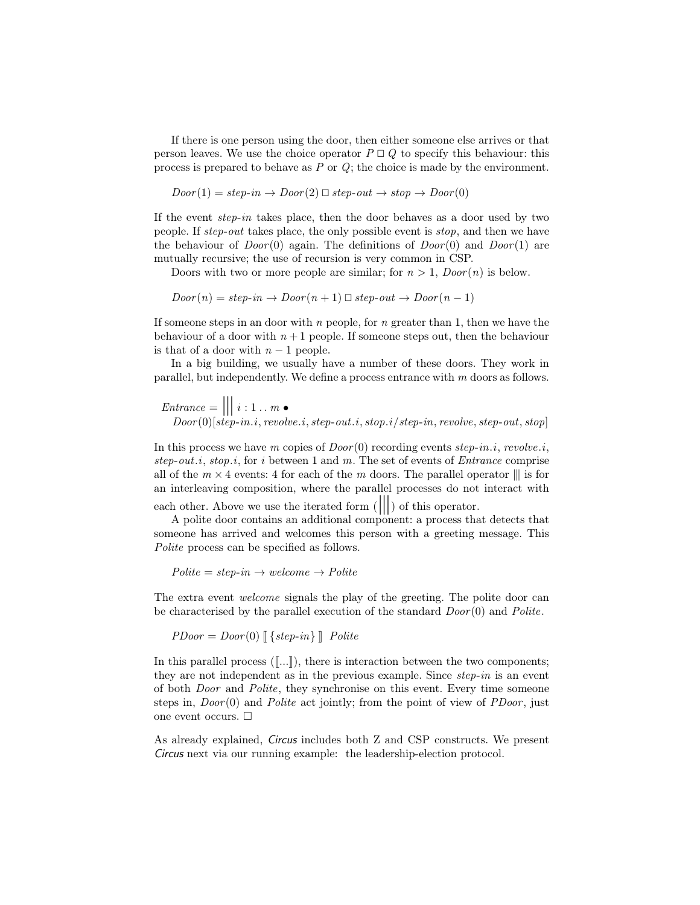If there is one person using the door, then either someone else arrives or that person leaves. We use the choice operator $P \square Q$ to specify this behaviour: this process is prepared to behave as $P$ or $Q$; the choice is made by the environment.

$$Door(1) = step\text{-}in \rightarrow Door(2) \square step\text{-}out \rightarrow stop \rightarrow Door(0)$$

If the event *step-in* takes place, then the door behaves as a door used by two people. If *step-out* takes place, the only possible event is *stop*, and then we have the behaviour of $Door(0)$ again. The definitions of $Door(0)$ and $Door(1)$ are mutually recursive; the use of recursion is very common in CSP.

Doors with two or more people are similar; for $n > 1$, $Door(n)$ is below.

$$Door(n) = step\text{-}in \rightarrow Door(n+1) \square step\text{-}out \rightarrow Door(n-1)$$

If someone steps in an door with $n$ people, for $n$ greater than 1, then we have the behaviour of a door with $n+1$ people. If someone steps out, then the behaviour is that of a door with $n-1$ people.

In a big building, we usually have a number of these doors. They work in parallel, but independently. We define a process entrance with $m$ doors as follows.

$$Entrance = \Big|\Big|\Big|\ i : 1 \mathinner{..} m \bullet \\ Door(0)[step\text{-}in.i, revolve.i, step\text{-}out.i, stop.i / step\text{-}in, revolve, step\text{-}out, stop]$$

In this process we have $m$ copies of $Door(0)$ recording events *step-in.i*, *revolve.i*, *step-out.i*, *stop.i*, for $i$ between 1 and $m$. The set of events of *Entrance* comprise all of the $m \times 4$ events: 4 for each of the $m$ doors. The parallel operator $|||$ is for an interleaving composition, where the parallel processes do not interact with each other. Above we use the iterated form ($\Big|\Big|\Big|$) of this operator.

A polite door contains an additional component: a process that detects that someone has arrived and welcomes this person with a greeting message. This *Polite* process can be specified as follows.

$$Polite = step\text{-}in \rightarrow welcome \rightarrow Polite$$

The extra event *welcome* signals the play of the greeting. The polite door can be characterised by the parallel execution of the standard $Door(0)$ and *Polite*.

$$PDoor = Door(0) \llbracket \{step\text{-}in\} \rrbracket \ Polite$$

In this parallel process ($\llbracket ... \rrbracket$), there is interaction between the two components; they are not independent as in the previous example. Since *step-in* is an event of both *Door* and *Polite*, they synchronise on this event. Every time someone steps in, $Door(0)$ and *Polite* act jointly; from the point of view of *PDoor*, just one event occurs. $\square$

As already explained, *Circus* includes both Z and CSP constructs. We present *Circus* next via our running example: the leadership-election protocol.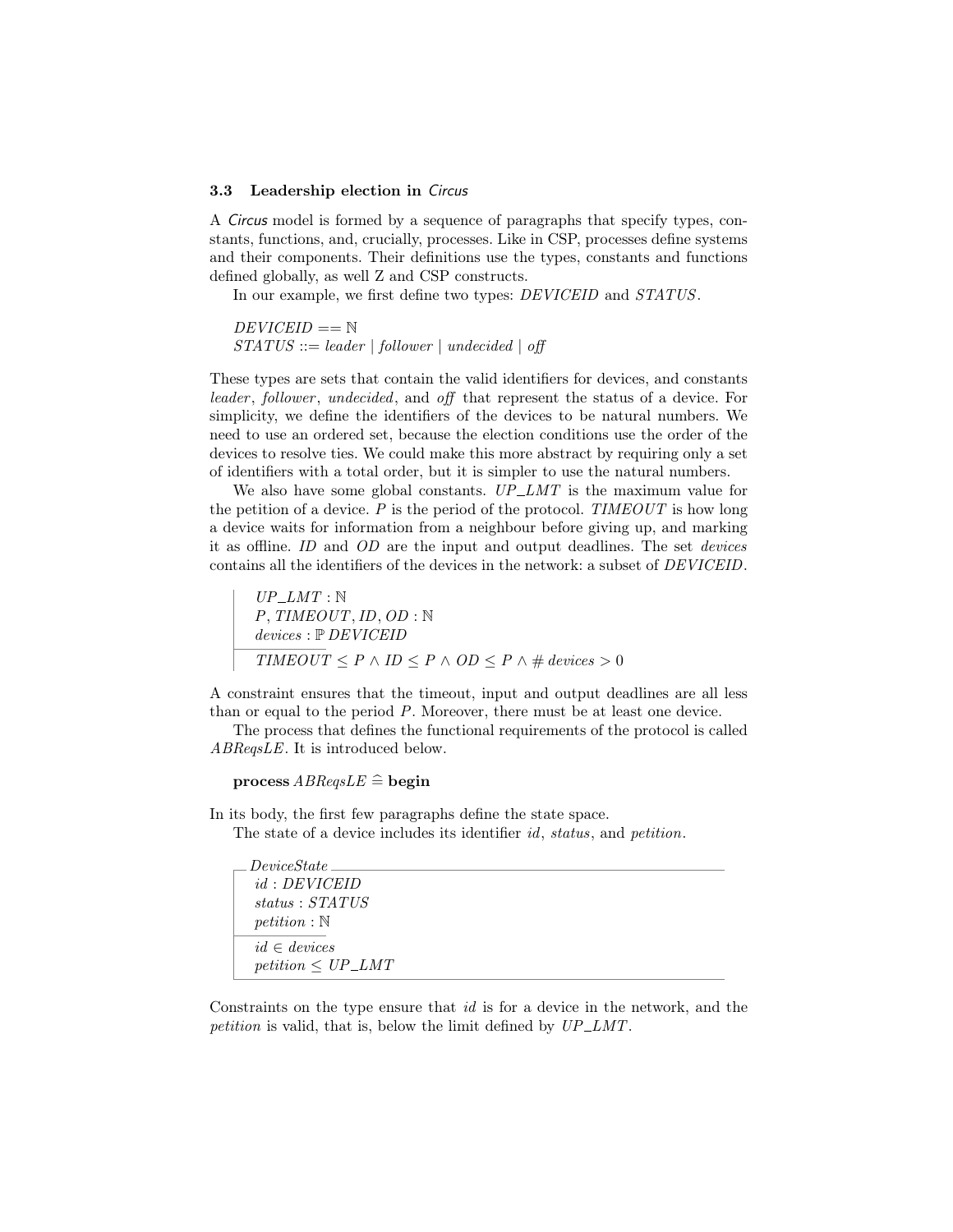### 3.3 Leadership election in *Circus*

A *Circus* model is formed by a sequence of paragraphs that specify types, constants, functions, and, crucially, processes. Like in CSP, processes define systems and their components. Their definitions use the types, constants and functions defined globally, as well Z and CSP constructs.

In our example, we first define two types: *DEVICEID* and *STATUS*.

$$
\begin{aligned}
&DEVICEID == \mathbb{N} \\
&STATUS ::= leader \mid follower \mid undecided \mid off
\end{aligned}
$$

These types are sets that contain the valid identifiers for devices, and constants *leader*, *follower*, *undecided*, and *off* that represent the status of a device. For simplicity, we define the identifiers of the devices to be natural numbers. We need to use an ordered set, because the election conditions use the order of the devices to resolve ties. We could make this more abstract by requiring only a set of identifiers with a total order, but it is simpler to use the natural numbers.

We also have some global constants. $UP\_LMT$ is the maximum value for the petition of a device. $P$ is the period of the protocol. $TIMEOUT$ is how long a device waits for information from a neighbour before giving up, and marking it as offline. $ID$ and $OD$ are the input and output deadlines. The set *devices* contains all the identifiers of the devices in the network: a subset of *DEVICEID*.

$$
\begin{array}{|l}
UP\_LMT : \mathbb{N} \\
P, TIMEOUT, ID, OD : \mathbb{N} \\
devices : \mathbb{P}\, DEVICEID \\
\hline
TIMEOUT \leq P \land ID \leq P \land OD \leq P \land \#\, devices > 0
\end{array}
$$

A constraint ensures that the timeout, input and output deadlines are all less than or equal to the period $P$. Moreover, there must be at least one device.

The process that defines the functional requirements of the protocol is called *ABReqsLE*. It is introduced below.

$$
\textbf{process}\ ABReqsLE \mathrel{\widehat{=}} \textbf{begin}
$$

In its body, the first few paragraphs define the state space.

The state of a device includes its identifier *id*, *status*, and *petition*.

$$
\begin{array}{|l}
\multicolumn{1}{l}{\underline{\ DeviceState\ }} \\
id : DEVICEID \\
status : STATUS \\
petition : \mathbb{N} \\
\hline
id \in devices \\
petition \leq UP\_LMT \\
\hline
\end{array}
$$

Constraints on the type ensure that *id* is for a device in the network, and the *petition* is valid, that is, below the limit defined by $UP\_LMT$.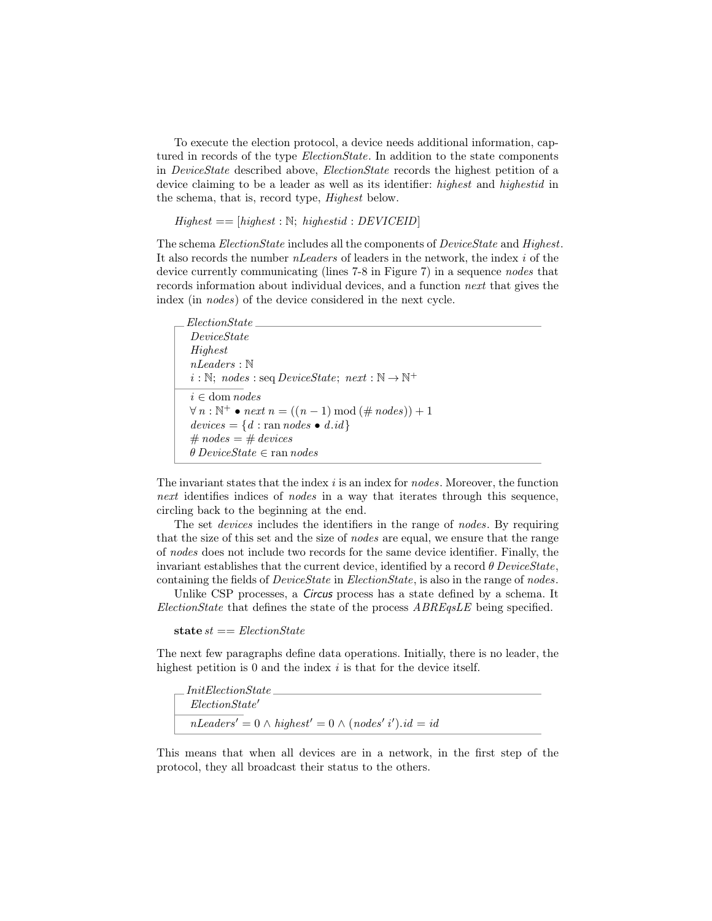To execute the election protocol, a device needs additional information, captured in records of the type *ElectionState*. In addition to the state components in *DeviceState* described above, *ElectionState* records the highest petition of a device claiming to be a leader as well as its identifier: *highest* and *highestid* in the schema, that is, record type, *Highest* below.

$$Highest == [highest : \mathbb{N};\ highestid : DEVICEID]$$

The schema *ElectionState* includes all the components of *DeviceState* and *Highest*. It also records the number *nLeaders* of leaders in the network, the index $i$ of the device currently communicating (lines 7-8 in Figure 7) in a sequence *nodes* that records information about individual devices, and a function *next* that gives the index (in *nodes*) of the device considered in the next cycle.

```
┌─ ElectionState ─────────────────────────────────────
│ DeviceState
│ Highest
│ nLeaders : ℕ
│ i : ℕ; nodes : seq DeviceState; next : ℕ → ℕ⁺
├─────────────────
│ i ∈ dom nodes
│ ∀ n : ℕ⁺ • next n = ((n − 1) mod (# nodes)) + 1
│ devices = {d : ran nodes • d.id}
│ # nodes = # devices
│ θ DeviceState ∈ ran nodes
└─────────────────────────────────────────────────────
```

The invariant states that the index $i$ is an index for *nodes*. Moreover, the function *next* identifies indices of *nodes* in a way that iterates through this sequence, circling back to the beginning at the end.

The set *devices* includes the identifiers in the range of *nodes*. By requiring that the size of this set and the size of *nodes* are equal, we ensure that the range of *nodes* does not include two records for the same device identifier. Finally, the invariant establishes that the current device, identified by a record $\theta\, DeviceState$, containing the fields of *DeviceState* in *ElectionState*, is also in the range of *nodes*.

Unlike CSP processes, a *Circus* process has a state defined by a schema. It *ElectionState* that defines the state of the process *ABREqsLE* being specified.

$$\textbf{state}\ st == ElectionState$$

The next few paragraphs define data operations. Initially, there is no leader, the highest petition is 0 and the index $i$ is that for the device itself.

```
┌─ InitElectionState ─────────────────────────────────
│ ElectionState′
├─────────────────
│ nLeaders′ = 0 ∧ highest′ = 0 ∧ (nodes′ i′).id = id
└─────────────────────────────────────────────────────
```

This means that when all devices are in a network, in the first step of the protocol, they all broadcast their status to the others.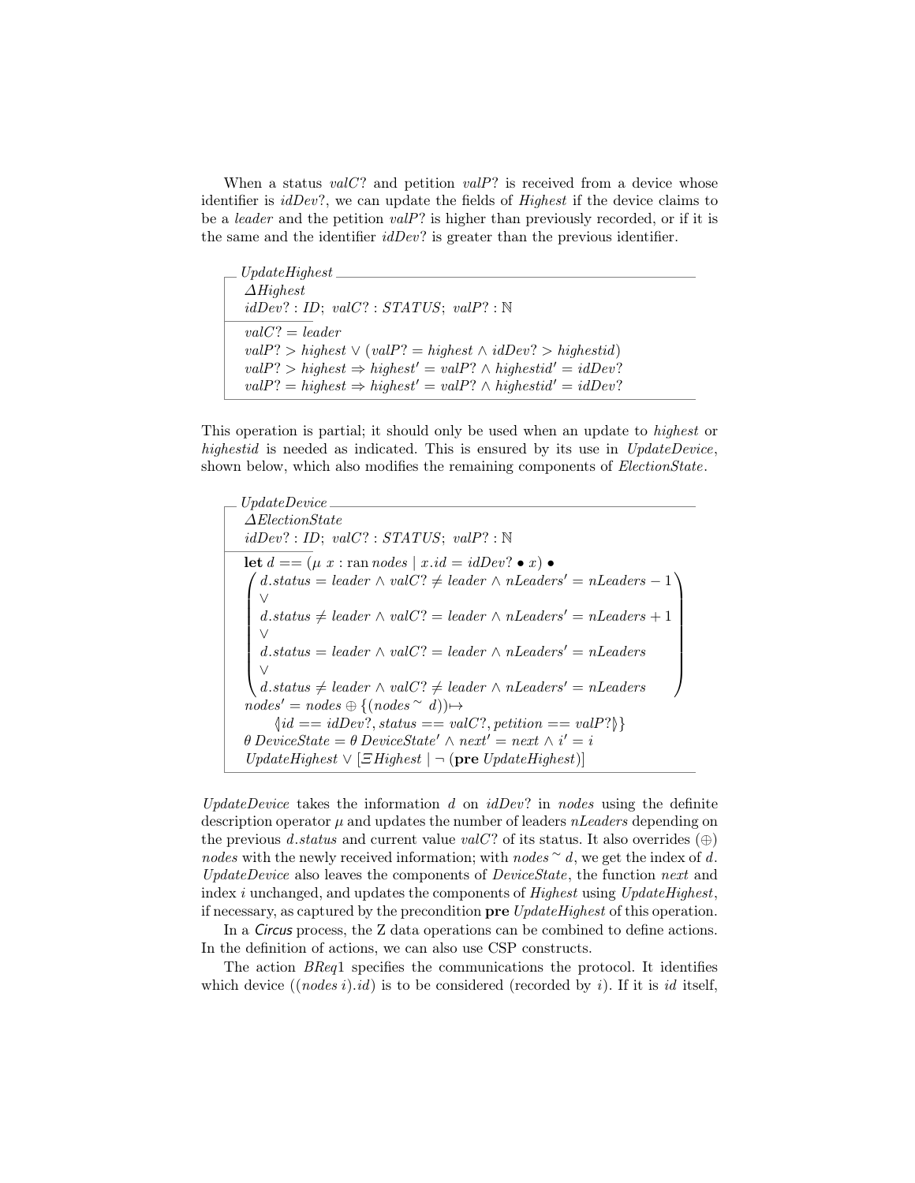When a status $valC?$ and petition $valP?$ is received from a device whose identifier is $idDev?$, we can update the fields of $Highest$ if the device claims to be a $leader$ and the petition $valP?$ is higher than previously recorded, or if it is the same and the identifier $idDev?$ is greater than the previous identifier.

$$
\begin{array}{l}
\textit{UpdateHighest} \\
\hline
\Delta \textit{Highest} \\
\textit{idDev}? : \textit{ID};\ \textit{valC}? : \textit{STATUS};\ \textit{valP}? : \mathbb{N} \\
\hline
\textit{valC}? = \textit{leader} \\
\textit{valP}? > \textit{highest} \lor (\textit{valP}? = \textit{highest} \land \textit{idDev}? > \textit{highestid}) \\
\textit{valP}? > \textit{highest} \Rightarrow \textit{highest}' = \textit{valP}? \land \textit{highestid}' = \textit{idDev}? \\
\textit{valP}? = \textit{highest} \Rightarrow \textit{highest}' = \textit{valP}? \land \textit{highestid}' = \textit{idDev}?
\end{array}
$$

This operation is partial; it should only be used when an update to $highest$ or $highestid$ is needed as indicated. This is ensured by its use in $UpdateDevice$, shown below, which also modifies the remaining components of $ElectionState$.

$$
\begin{array}{l}
\textit{UpdateDevice} \\
\hline
\Delta \textit{ElectionState} \\
\textit{idDev}? : \textit{ID};\ \textit{valC}? : \textit{STATUS};\ \textit{valP}? : \mathbb{N} \\
\hline
\mathbf{let}\ d == (\mu\ x : \operatorname{ran} \textit{nodes} \mid x.\textit{id} = \textit{idDev}? \bullet x) \bullet \\
\quad \left(\begin{array}{l}
d.\textit{status} = \textit{leader} \land \textit{valC}? \neq \textit{leader} \land \textit{nLeaders}' = \textit{nLeaders} - 1 \\
\lor \\
d.\textit{status} \neq \textit{leader} \land \textit{valC}? = \textit{leader} \land \textit{nLeaders}' = \textit{nLeaders} + 1 \\
\lor \\
d.\textit{status} = \textit{leader} \land \textit{valC}? = \textit{leader} \land \textit{nLeaders}' = \textit{nLeaders} \\
\lor \\
d.\textit{status} \neq \textit{leader} \land \textit{valC}? \neq \textit{leader} \land \textit{nLeaders}' = \textit{nLeaders}
\end{array}\right) \\
\textit{nodes}' = \textit{nodes} \oplus \{(\textit{nodes}^{\sim}\ d)) \mapsto \\
\qquad \langle\!| \textit{id} == \textit{idDev}?, \textit{status} == \textit{valC}?, \textit{petition} == \textit{valP}? |\!\rangle\} \\
\theta\, \textit{DeviceState} = \theta\, \textit{DeviceState}' \land \textit{next}' = \textit{next} \land i' = i \\
\textit{UpdateHighest} \lor [\Xi \textit{Highest} \mid \neg\, (\mathbf{pre}\ \textit{UpdateHighest})]
\end{array}
$$

$UpdateDevice$ takes the information $d$ on $idDev?$ in $nodes$ using the definite description operator $\mu$ and updates the number of leaders $nLeaders$ depending on the previous $d.status$ and current value $valC?$ of its status. It also overrides ($\oplus$) $nodes$ with the newly received information; with $nodes^{\sim}\ d$, we get the index of $d$. $UpdateDevice$ also leaves the components of $DeviceState$, the function $next$ and index $i$ unchanged, and updates the components of $Highest$ using $UpdateHighest$, if necessary, as captured by the precondition $\mathbf{pre}\ UpdateHighest$ of this operation.

In a *Circus* process, the Z data operations can be combined to define actions. In the definition of actions, we can also use CSP constructs.

The action $BReq1$ specifies the communications the protocol. It identifies which device $((nodes\ i).id)$ is to be considered (recorded by $i$). If it is $id$ itself,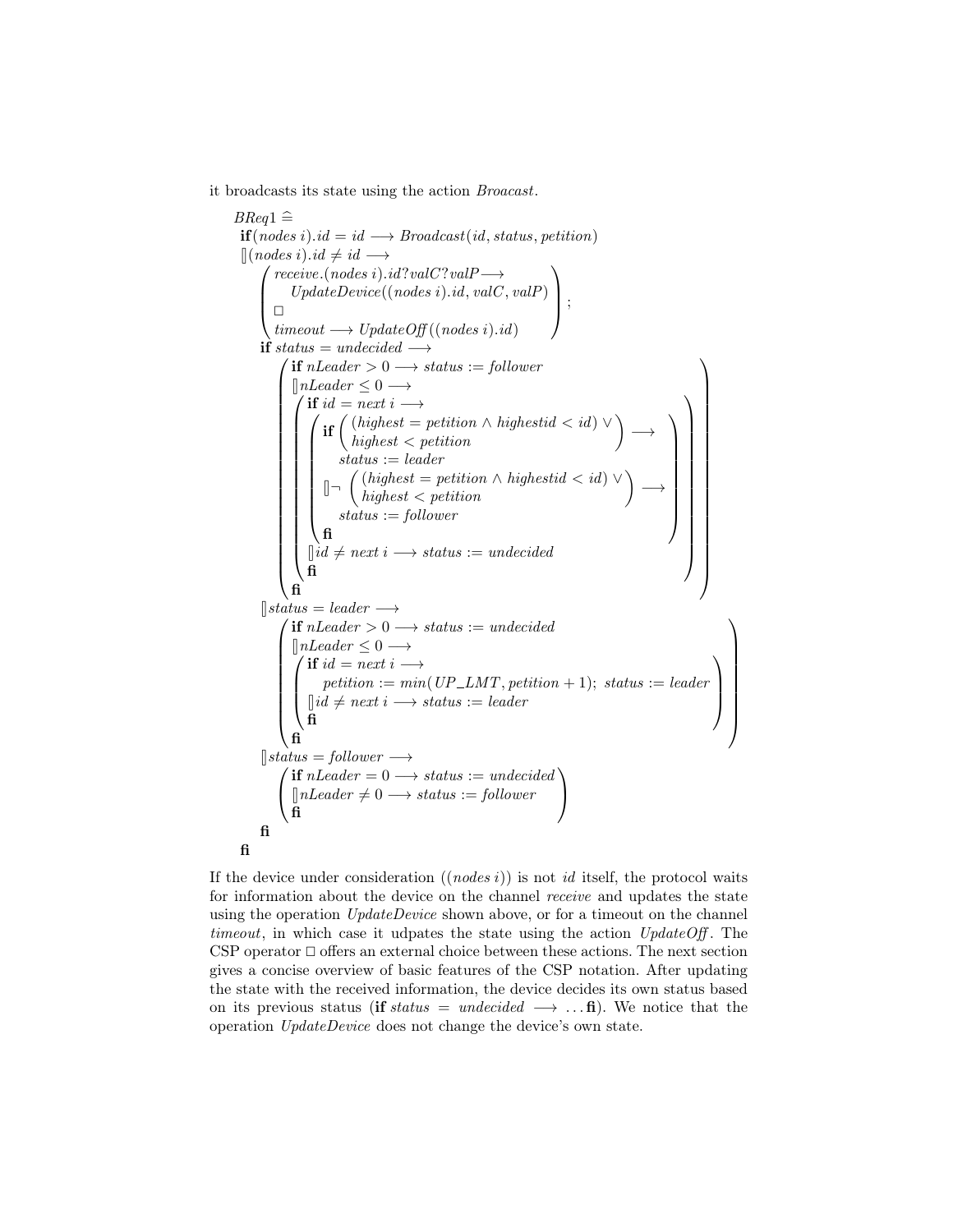it broadcasts its state using the action *Broacast*.

$$
\begin{array}{l}
BReq1 \mathrel{\widehat=} \\
\quad \textbf{if}\,(nodes\ i).id = id \longrightarrow Broadcast(id, status, petition) \\
\quad [\!]\,(nodes\ i).id \neq id \longrightarrow \\
\qquad \left(\begin{array}{l}
receive.(nodes\ i).id?valC?valP \longrightarrow \\
\quad UpdateDevice((nodes\ i).id, valC, valP) \\
\Box \\
timeout \longrightarrow UpdateOff((nodes\ i).id)
\end{array}\right); \\
\qquad \textbf{if}\ status = undecided \longrightarrow \\
\qquad\quad \left(\begin{array}{l}
\textbf{if}\ nLeader > 0 \longrightarrow status := follower \\
[\!]\,nLeader \leq 0 \longrightarrow \\
\left(\begin{array}{l}
\textbf{if}\ id = next\ i \longrightarrow \\
\left(\begin{array}{l}
\textbf{if}\left(\begin{array}{l}(highest = petition \wedge highestid < id) \vee \\ highest < petition\end{array}\right) \longrightarrow \\
\quad status := leader \\
[\!]\,\neg\left(\begin{array}{l}(highest = petition \wedge highestid < id) \vee \\ highest < petition\end{array}\right) \longrightarrow \\
\quad status := follower \\
\textbf{fi}
\end{array}\right) \\
[\!]\,id \neq next\ i \longrightarrow status := undecided \\
\textbf{fi}
\end{array}\right) \\
\textbf{fi}
\end{array}\right) \\
\qquad [\!]\,status = leader \longrightarrow \\
\qquad\quad \left(\begin{array}{l}
\textbf{if}\ nLeader > 0 \longrightarrow status := undecided \\
[\!]\,nLeader \leq 0 \longrightarrow \\
\left(\begin{array}{l}
\textbf{if}\ id = next\ i \longrightarrow \\
\quad petition := min(UP\_LMT, petition + 1);\ status := leader \\
[\!]\,id \neq next\ i \longrightarrow status := leader \\
\textbf{fi}
\end{array}\right) \\
\textbf{fi}
\end{array}\right) \\
\qquad [\!]\,status = follower \longrightarrow \\
\qquad\quad \left(\begin{array}{l}
\textbf{if}\ nLeader = 0 \longrightarrow status := undecided \\
[\!]\,nLeader \neq 0 \longrightarrow status := follower \\
\textbf{fi}
\end{array}\right) \\
\qquad \textbf{fi} \\
\quad \textbf{fi}
\end{array}
$$

If the device under consideration ($(nodes\ i)$) is not *id* itself, the protocol waits for information about the device on the channel *receive* and updates the state using the operation *UpdateDevice* shown above, or for a timeout on the channel *timeout*, in which case it udpates the state using the action *UpdateOff*. The CSP operator $\Box$ offers an external choice between these actions. The next section gives a concise overview of basic features of the CSP notation. After updating the state with the received information, the device decides its own status based on its previous status (**if** $status = undecided \longrightarrow \ldots$ **fi**). We notice that the operation *UpdateDevice* does not change the device's own state.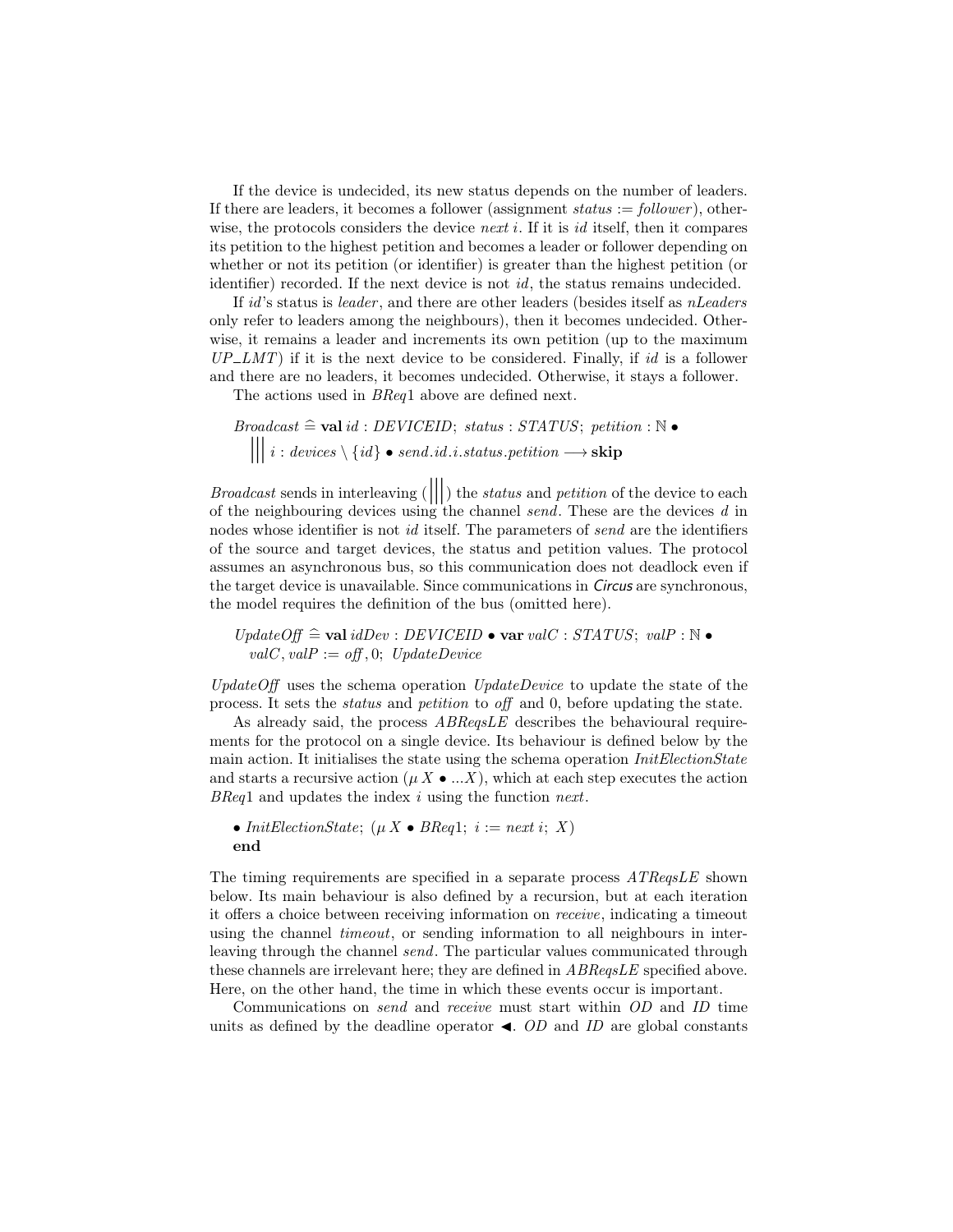If the device is undecided, its new status depends on the number of leaders. If there are leaders, it becomes a follower (assignment $status := follower$), otherwise, the protocols considers the device $next\ i$. If it is $id$ itself, then it compares its petition to the highest petition and becomes a leader or follower depending on whether or not its petition (or identifier) is greater than the highest petition (or identifier) recorded. If the next device is not $id$, the status remains undecided.

If $id$'s status is $leader$, and there are other leaders (besides itself as $nLeaders$ only refer to leaders among the neighbours), then it becomes undecided. Otherwise, it remains a leader and increments its own petition (up to the maximum $UP\_LMT$) if it is the next device to be considered. Finally, if $id$ is a follower and there are no leaders, it becomes undecided. Otherwise, it stays a follower.

The actions used in $BReq1$ above are defined next.

$$
\begin{array}{l}
Broadcast \mathrel{\widehat{=}} \mathbf{val}\ id : DEVICEID;\ status : STATUS;\ petition : \mathbb{N} \bullet \\
\quad \mathop{|||}\ i : devices \setminus \{id\} \bullet send.id.i.status.petition \longrightarrow \mathbf{skip}
\end{array}
$$

$Broadcast$ sends in interleaving ($|||$) the $status$ and $petition$ of the device to each of the neighbouring devices using the channel $send$. These are the devices $d$ in nodes whose identifier is not $id$ itself. The parameters of $send$ are the identifiers of the source and target devices, the status and petition values. The protocol assumes an asynchronous bus, so this communication does not deadlock even if the target device is unavailable. Since communications in *Circus* are synchronous, the model requires the definition of the bus (omitted here).

$$
\begin{array}{l}
UpdateOff \mathrel{\widehat{=}} \mathbf{val}\ idDev : DEVICEID \bullet \mathbf{var}\ valC : STATUS;\ valP : \mathbb{N} \bullet \\
\quad valC, valP := off, 0;\ UpdateDevice
\end{array}
$$

$UpdateOff$ uses the schema operation $UpdateDevice$ to update the state of the process. It sets the $status$ and $petition$ to $off$ and 0, before updating the state.

As already said, the process $ABReqsLE$ describes the behavioural requirements for the protocol on a single device. Its behaviour is defined below by the main action. It initialises the state using the schema operation $InitElectionState$ and starts a recursive action ($\mu\, X \bullet ...X$), which at each step executes the action $BReq1$ and updates the index $i$ using the function $next$.

$$
\begin{array}{l}
\bullet\ InitElectionState;\ (\mu\, X \bullet BReq1;\ i := next\ i;\ X) \\
\mathbf{end}
\end{array}
$$

The timing requirements are specified in a separate process $ATReqsLE$ shown below. Its main behaviour is also defined by a recursion, but at each iteration it offers a choice between receiving information on $receive$, indicating a timeout using the channel $timeout$, or sending information to all neighbours in interleaving through the channel $send$. The particular values communicated through these channels are irrelevant here; they are defined in $ABReqsLE$ specified above. Here, on the other hand, the time in which these events occur is important.

Communications on $send$ and $receive$ must start within $OD$ and $ID$ time units as defined by the deadline operator $\blacktriangleleft$. $OD$ and $ID$ are global constants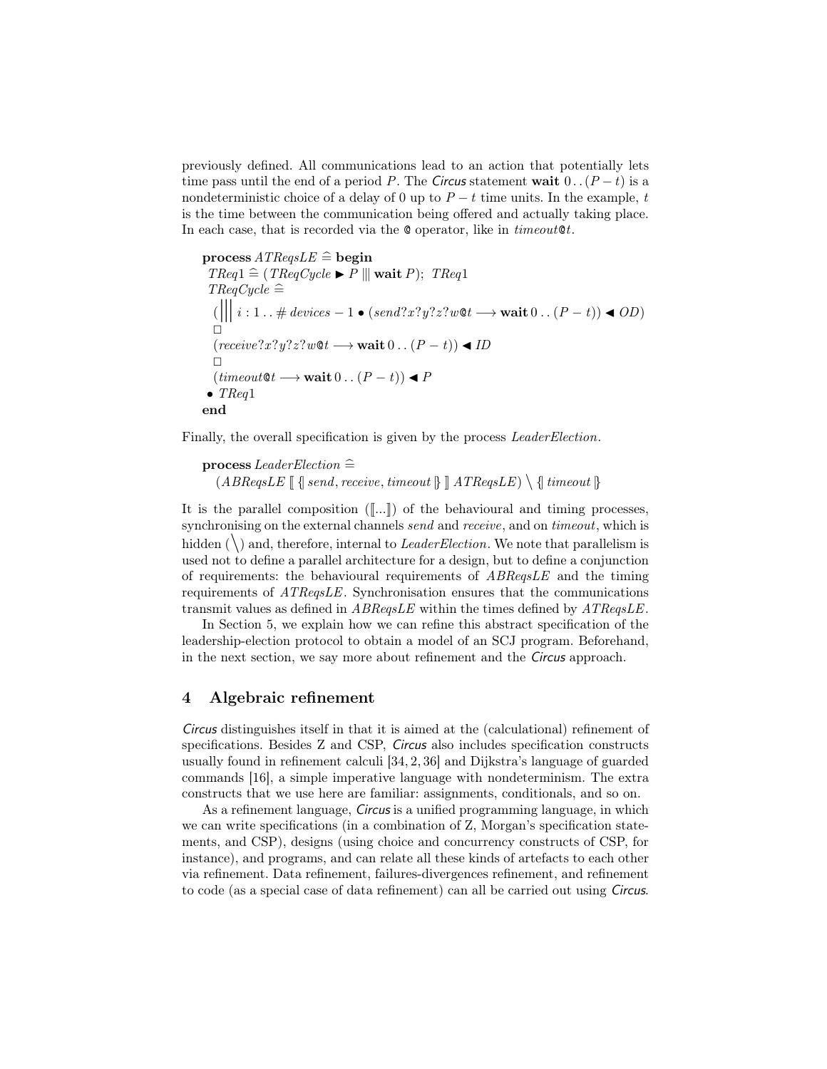previously defined. All communications lead to an action that potentially lets time pass until the end of a period $P$. The *Circus* statement $\mathbf{wait}\ 0 \mathbin{..} (P - t)$ is a nondeterministic choice of a delay of 0 up to $P - t$ time units. In the example, $t$ is the time between the communication being offered and actually taking place. In each case, that is recorded via the @ operator, like in $\mathit{timeout}@t$.

$$
\begin{array}{l}
\mathbf{process}\ \mathit{ATReqsLE} \mathrel{\widehat=} \mathbf{begin} \\
\quad \mathit{TReq1} \mathrel{\widehat=} (\mathit{TReqCycle} \blacktriangleright P \mathbin{|||} \mathbf{wait}\ P);\ \mathit{TReq1} \\
\quad \mathit{TReqCycle} \mathrel{\widehat=} \\
\quad (\big|\big|\big|\ i : 1 \mathbin{..} \#\, \mathit{devices} - 1 \bullet (\mathit{send}?x?y?z?w@t \longrightarrow \mathbf{wait}\ 0 \mathbin{..} (P - t)) \blacktriangleleft \mathit{OD}) \\
\quad \Box \\
\quad (\mathit{receive}?x?y?z?w@t \longrightarrow \mathbf{wait}\ 0 \mathbin{..} (P - t)) \blacktriangleleft \mathit{ID} \\
\quad \Box \\
\quad (\mathit{timeout}@t \longrightarrow \mathbf{wait}\ 0 \mathbin{..} (P - t)) \blacktriangleleft P \\
\quad \bullet\ \mathit{TReq1} \\
\mathbf{end}
\end{array}
$$

Finally, the overall specification is given by the process *LeaderElection*.

$$
\begin{array}{l}
\mathbf{process}\ \mathit{LeaderElection} \mathrel{\widehat=} \\
\quad (\mathit{ABReqsLE} \llbracket \{\!|\ \mathit{send}, \mathit{receive}, \mathit{timeout}\ |\!\} \rrbracket\ \mathit{ATReqsLE}) \setminus \{\!|\ \mathit{timeout}\ |\!\}
\end{array}
$$

It is the parallel composition ($\llbracket ... \rrbracket$) of the behavioural and timing processes, synchronising on the external channels *send* and *receive*, and on *timeout*, which is hidden ($\setminus$) and, therefore, internal to *LeaderElection*. We note that parallelism is used not to define a parallel architecture for a design, but to define a conjunction of requirements: the behavioural requirements of *ABReqsLE* and the timing requirements of *ATReqsLE*. Synchronisation ensures that the communications transmit values as defined in *ABReqsLE* within the times defined by *ATReqsLE*.

In Section 5, we explain how we can refine this abstract specification of the leadership-election protocol to obtain a model of an SCJ program. Beforehand, in the next section, we say more about refinement and the *Circus* approach.

## 4 Algebraic refinement

*Circus* distinguishes itself in that it is aimed at the (calculational) refinement of specifications. Besides Z and CSP, *Circus* also includes specification constructs usually found in refinement calculi [34, 2, 36] and Dijkstra's language of guarded commands [16], a simple imperative language with nondeterminism. The extra constructs that we use here are familiar: assignments, conditionals, and so on.

As a refinement language, *Circus* is a unified programming language, in which we can write specifications (in a combination of Z, Morgan's specification statements, and CSP), designs (using choice and concurrency constructs of CSP, for instance), and programs, and can relate all these kinds of artefacts to each other via refinement. Data refinement, failures-divergences refinement, and refinement to code (as a special case of data refinement) can all be carried out using *Circus*.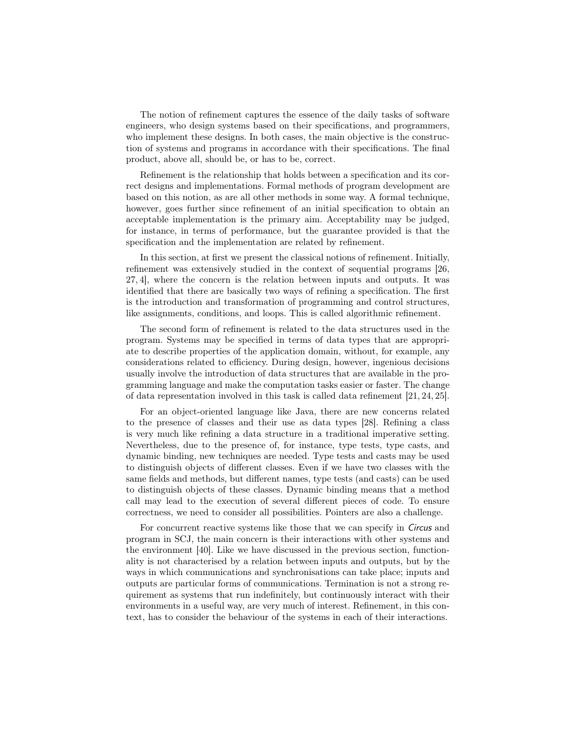The notion of refinement captures the essence of the daily tasks of software engineers, who design systems based on their specifications, and programmers, who implement these designs. In both cases, the main objective is the construction of systems and programs in accordance with their specifications. The final product, above all, should be, or has to be, correct.

Refinement is the relationship that holds between a specification and its correct designs and implementations. Formal methods of program development are based on this notion, as are all other methods in some way. A formal technique, however, goes further since refinement of an initial specification to obtain an acceptable implementation is the primary aim. Acceptability may be judged, for instance, in terms of performance, but the guarantee provided is that the specification and the implementation are related by refinement.

In this section, at first we present the classical notions of refinement. Initially, refinement was extensively studied in the context of sequential programs [26, 27, 4], where the concern is the relation between inputs and outputs. It was identified that there are basically two ways of refining a specification. The first is the introduction and transformation of programming and control structures, like assignments, conditions, and loops. This is called algorithmic refinement.

The second form of refinement is related to the data structures used in the program. Systems may be specified in terms of data types that are appropriate to describe properties of the application domain, without, for example, any considerations related to efficiency. During design, however, ingenious decisions usually involve the introduction of data structures that are available in the programming language and make the computation tasks easier or faster. The change of data representation involved in this task is called data refinement [21, 24, 25].

For an object-oriented language like Java, there are new concerns related to the presence of classes and their use as data types [28]. Refining a class is very much like refining a data structure in a traditional imperative setting. Nevertheless, due to the presence of, for instance, type tests, type casts, and dynamic binding, new techniques are needed. Type tests and casts may be used to distinguish objects of different classes. Even if we have two classes with the same fields and methods, but different names, type tests (and casts) can be used to distinguish objects of these classes. Dynamic binding means that a method call may lead to the execution of several different pieces of code. To ensure correctness, we need to consider all possibilities. Pointers are also a challenge.

For concurrent reactive systems like those that we can specify in *Circus* and program in SCJ, the main concern is their interactions with other systems and the environment [40]. Like we have discussed in the previous section, functionality is not characterised by a relation between inputs and outputs, but by the ways in which communications and synchronisations can take place; inputs and outputs are particular forms of communications. Termination is not a strong requirement as systems that run indefinitely, but continuously interact with their environments in a useful way, are very much of interest. Refinement, in this context, has to consider the behaviour of the systems in each of their interactions.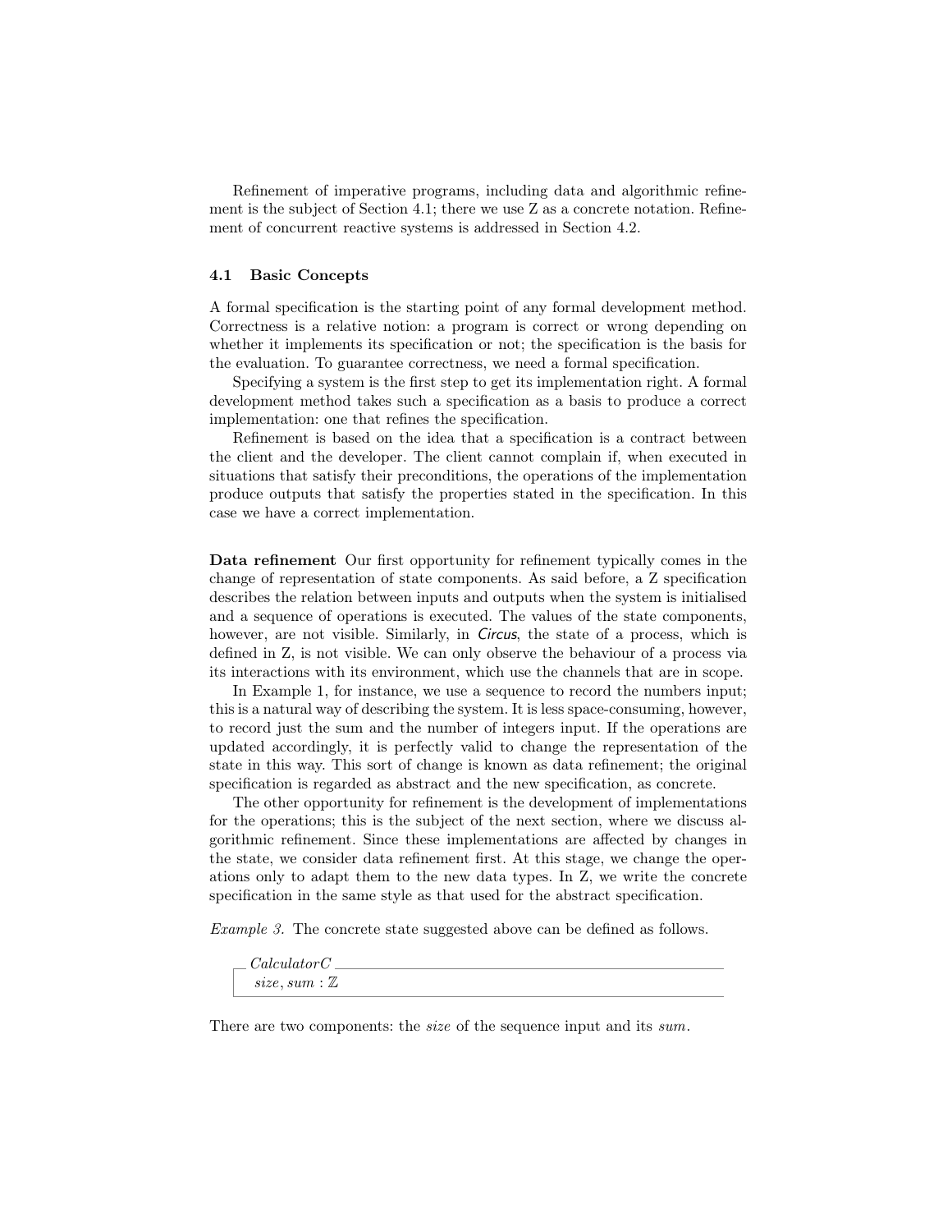Refinement of imperative programs, including data and algorithmic refinement is the subject of Section 4.1; there we use Z as a concrete notation. Refinement of concurrent reactive systems is addressed in Section 4.2.

### 4.1 Basic Concepts

A formal specification is the starting point of any formal development method. Correctness is a relative notion: a program is correct or wrong depending on whether it implements its specification or not; the specification is the basis for the evaluation. To guarantee correctness, we need a formal specification.

Specifying a system is the first step to get its implementation right. A formal development method takes such a specification as a basis to produce a correct implementation: one that refines the specification.

Refinement is based on the idea that a specification is a contract between the client and the developer. The client cannot complain if, when executed in situations that satisfy their preconditions, the operations of the implementation produce outputs that satisfy the properties stated in the specification. In this case we have a correct implementation.

**Data refinement** Our first opportunity for refinement typically comes in the change of representation of state components. As said before, a Z specification describes the relation between inputs and outputs when the system is initialised and a sequence of operations is executed. The values of the state components, however, are not visible. Similarly, in *Circus*, the state of a process, which is defined in Z, is not visible. We can only observe the behaviour of a process via its interactions with its environment, which use the channels that are in scope.

In Example 1, for instance, we use a sequence to record the numbers input; this is a natural way of describing the system. It is less space-consuming, however, to record just the sum and the number of integers input. If the operations are updated accordingly, it is perfectly valid to change the representation of the state in this way. This sort of change is known as data refinement; the original specification is regarded as abstract and the new specification, as concrete.

The other opportunity for refinement is the development of implementations for the operations; this is the subject of the next section, where we discuss algorithmic refinement. Since these implementations are affected by changes in the state, we consider data refinement first. At this stage, we change the operations only to adapt them to the new data types. In Z, we write the concrete specification in the same style as that used for the abstract specification.

*Example 3.* The concrete state suggested above can be defined as follows.

$$
\begin{array}{|l}
\textit{CalculatorC} \\
\hline
\textit{size}, \textit{sum} : \mathbb{Z} \\
\hline
\end{array}
$$

There are two components: the *size* of the sequence input and its *sum*.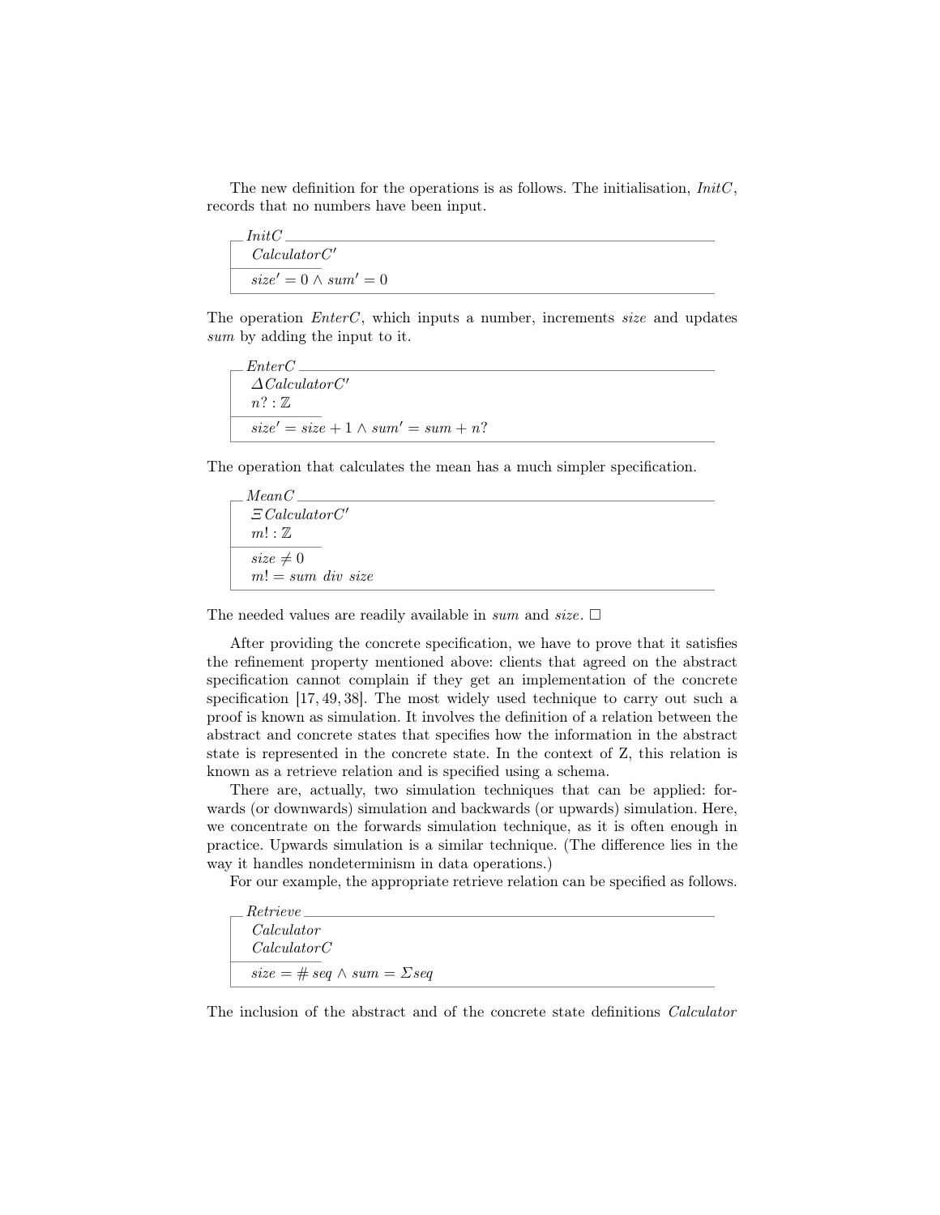The new definition for the operations is as follows. The initialisation, *InitC*, records that no numbers have been input.

```
┌─ InitC ──────────────────────────────────────
│ CalculatorC′
├──────────────
│ size′ = 0 ∧ sum′ = 0
└──────────────────────────────────────────────
```

The operation *EnterC*, which inputs a number, increments *size* and updates *sum* by adding the input to it.

```
┌─ EnterC ─────────────────────────────────────
│ ΔCalculatorC′
│ n? : ℤ
├──────────────
│ size′ = size + 1 ∧ sum′ = sum + n?
└──────────────────────────────────────────────
```

The operation that calculates the mean has a much simpler specification.

```
┌─ MeanC ──────────────────────────────────────
│ ΞCalculatorC′
│ m! : ℤ
├──────────────
│ size ≠ 0
│ m! = sum div size
└──────────────────────────────────────────────
```

The needed values are readily available in *sum* and *size*. □

After providing the concrete specification, we have to prove that it satisfies the refinement property mentioned above: clients that agreed on the abstract specification cannot complain if they get an implementation of the concrete specification [17, 49, 38]. The most widely used technique to carry out such a proof is known as simulation. It involves the definition of a relation between the abstract and concrete states that specifies how the information in the abstract state is represented in the concrete state. In the context of Z, this relation is known as a retrieve relation and is specified using a schema.

There are, actually, two simulation techniques that can be applied: forwards (or downwards) simulation and backwards (or upwards) simulation. Here, we concentrate on the forwards simulation technique, as it is often enough in practice. Upwards simulation is a similar technique. (The difference lies in the way it handles nondeterminism in data operations.)

For our example, the appropriate retrieve relation can be specified as follows.

```
┌─ Retrieve ───────────────────────────────────
│ Calculator
│ CalculatorC
├──────────────
│ size = # seq ∧ sum = Σseq
└──────────────────────────────────────────────
```

The inclusion of the abstract and of the concrete state definitions *Calculator*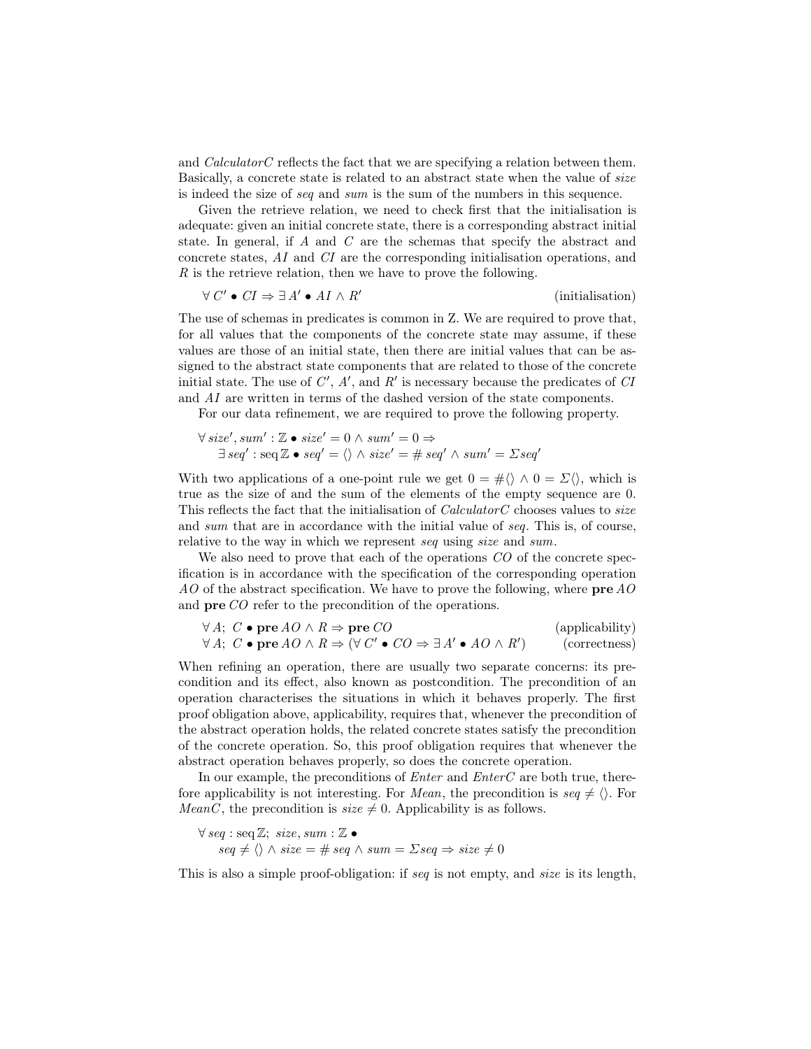and *CalculatorC* reflects the fact that we are specifying a relation between them. Basically, a concrete state is related to an abstract state when the value of *size* is indeed the size of *seq* and *sum* is the sum of the numbers in this sequence.

Given the retrieve relation, we need to check first that the initialisation is adequate: given an initial concrete state, there is a corresponding abstract initial state. In general, if $A$ and $C$ are the schemas that specify the abstract and concrete states, $AI$ and $CI$ are the corresponding initialisation operations, and $R$ is the retrieve relation, then we have to prove the following.

$$\forall C' \bullet CI \Rightarrow \exists A' \bullet AI \wedge R' \qquad \text{(initialisation)}$$

The use of schemas in predicates is common in Z. We are required to prove that, for all values that the components of the concrete state may assume, if these values are those of an initial state, then there are initial values that can be assigned to the abstract state components that are related to those of the concrete initial state. The use of $C'$, $A'$, and $R'$ is necessary because the predicates of $CI$ and $AI$ are written in terms of the dashed version of the state components.

For our data refinement, we are required to prove the following property.

$$\begin{array}{l} \forall size', sum' : \mathbb{Z} \bullet size' = 0 \wedge sum' = 0 \Rightarrow \\ \quad \exists seq' : \operatorname{seq} \mathbb{Z} \bullet seq' = \langle\rangle \wedge size' = \# seq' \wedge sum' = \Sigma seq' \end{array}$$

With two applications of a one-point rule we get $0 = \#\langle\rangle \wedge 0 = \Sigma\langle\rangle$, which is true as the size of and the sum of the elements of the empty sequence are 0. This reflects the fact that the initialisation of *CalculatorC* chooses values to *size* and *sum* that are in accordance with the initial value of *seq*. This is, of course, relative to the way in which we represent *seq* using *size* and *sum*.

We also need to prove that each of the operations $CO$ of the concrete specification is in accordance with the specification of the corresponding operation $AO$ of the abstract specification. We have to prove the following, where $\mathbf{pre}\, AO$ and $\mathbf{pre}\, CO$ refer to the precondition of the operations.

$$\forall A;\ C \bullet \mathbf{pre}\, AO \wedge R \Rightarrow \mathbf{pre}\, CO \qquad \text{(applicability)}$$

$$\forall A;\ C \bullet \mathbf{pre}\, AO \wedge R \Rightarrow (\forall C' \bullet CO \Rightarrow \exists A' \bullet AO \wedge R') \qquad \text{(correctness)}$$

When refining an operation, there are usually two separate concerns: its precondition and its effect, also known as postcondition. The precondition of an operation characterises the situations in which it behaves properly. The first proof obligation above, applicability, requires that, whenever the precondition of the abstract operation holds, the related concrete states satisfy the precondition of the concrete operation. So, this proof obligation requires that whenever the abstract operation behaves properly, so does the concrete operation.

In our example, the preconditions of *Enter* and *EnterC* are both true, therefore applicability is not interesting. For *Mean*, the precondition is $seq \neq \langle\rangle$. For *MeanC*, the precondition is $size \neq 0$. Applicability is as follows.

$$\begin{array}{l} \forall seq : \operatorname{seq} \mathbb{Z};\ size, sum : \mathbb{Z} \bullet \\ \quad seq \neq \langle\rangle \wedge size = \# seq \wedge sum = \Sigma seq \Rightarrow size \neq 0 \end{array}$$

This is also a simple proof-obligation: if *seq* is not empty, and *size* is its length,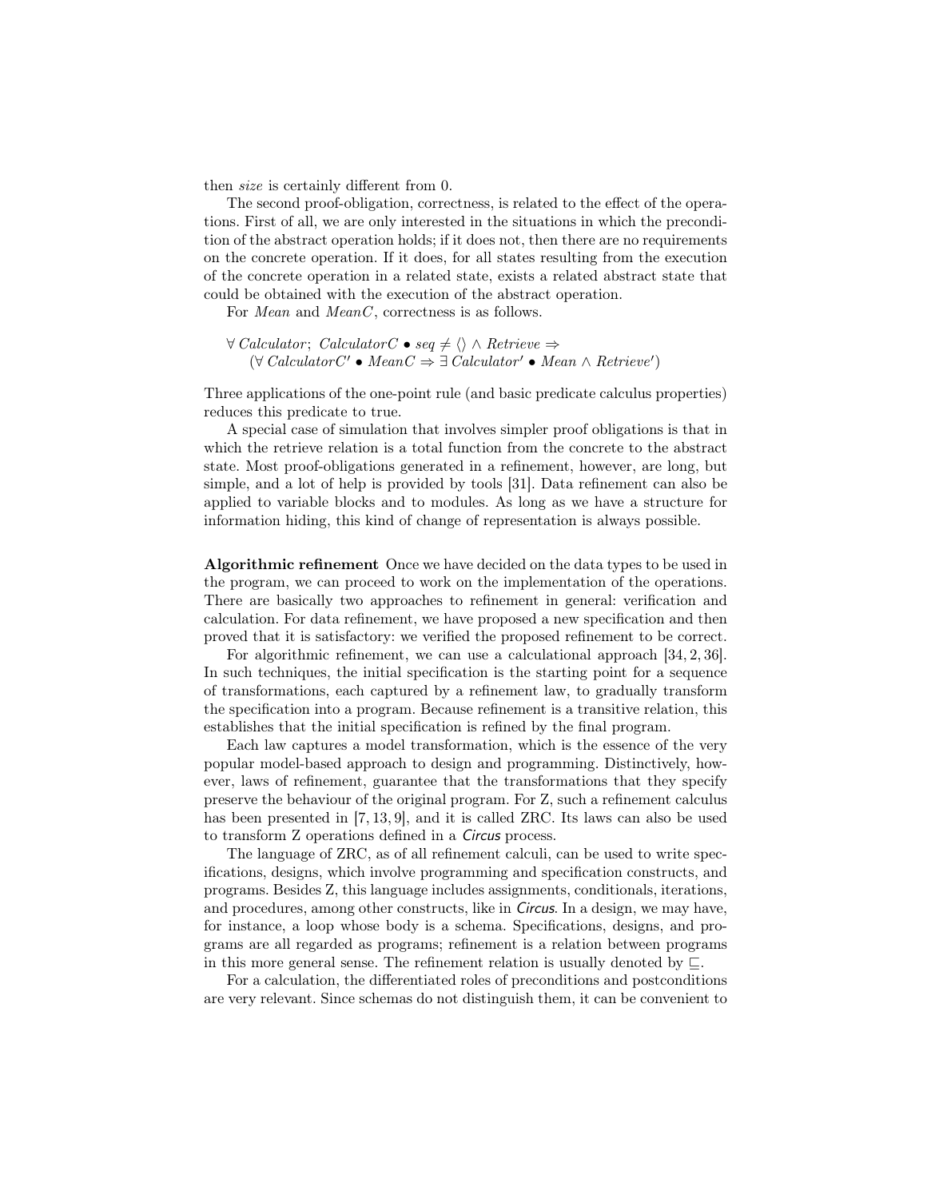then *size* is certainly different from 0.

The second proof-obligation, correctness, is related to the effect of the operations. First of all, we are only interested in the situations in which the precondition of the abstract operation holds; if it does not, then there are no requirements on the concrete operation. If it does, for all states resulting from the execution of the concrete operation in a related state, exists a related abstract state that could be obtained with the execution of the abstract operation.

For *Mean* and *MeanC*, correctness is as follows.

$$
\begin{array}{l}
\forall\, Calculator;\ CalculatorC \bullet seq \neq \langle\rangle \wedge Retrieve \Rightarrow \\
\quad (\forall\, CalculatorC' \bullet MeanC \Rightarrow \exists\, Calculator' \bullet Mean \wedge Retrieve')
\end{array}
$$

Three applications of the one-point rule (and basic predicate calculus properties) reduces this predicate to true.

A special case of simulation that involves simpler proof obligations is that in which the retrieve relation is a total function from the concrete to the abstract state. Most proof-obligations generated in a refinement, however, are long, but simple, and a lot of help is provided by tools [31]. Data refinement can also be applied to variable blocks and to modules. As long as we have a structure for information hiding, this kind of change of representation is always possible.

**Algorithmic refinement** Once we have decided on the data types to be used in the program, we can proceed to work on the implementation of the operations. There are basically two approaches to refinement in general: verification and calculation. For data refinement, we have proposed a new specification and then proved that it is satisfactory: we verified the proposed refinement to be correct.

For algorithmic refinement, we can use a calculational approach [34, 2, 36]. In such techniques, the initial specification is the starting point for a sequence of transformations, each captured by a refinement law, to gradually transform the specification into a program. Because refinement is a transitive relation, this establishes that the initial specification is refined by the final program.

Each law captures a model transformation, which is the essence of the very popular model-based approach to design and programming. Distinctively, however, laws of refinement, guarantee that the transformations that they specify preserve the behaviour of the original program. For Z, such a refinement calculus has been presented in [7, 13, 9], and it is called ZRC. Its laws can also be used to transform Z operations defined in a *Circus* process.

The language of ZRC, as of all refinement calculi, can be used to write specifications, designs, which involve programming and specification constructs, and programs. Besides Z, this language includes assignments, conditionals, iterations, and procedures, among other constructs, like in *Circus*. In a design, we may have, for instance, a loop whose body is a schema. Specifications, designs, and programs are all regarded as programs; refinement is a relation between programs in this more general sense. The refinement relation is usually denoted by $\sqsubseteq$.

For a calculation, the differentiated roles of preconditions and postconditions are very relevant. Since schemas do not distinguish them, it can be convenient to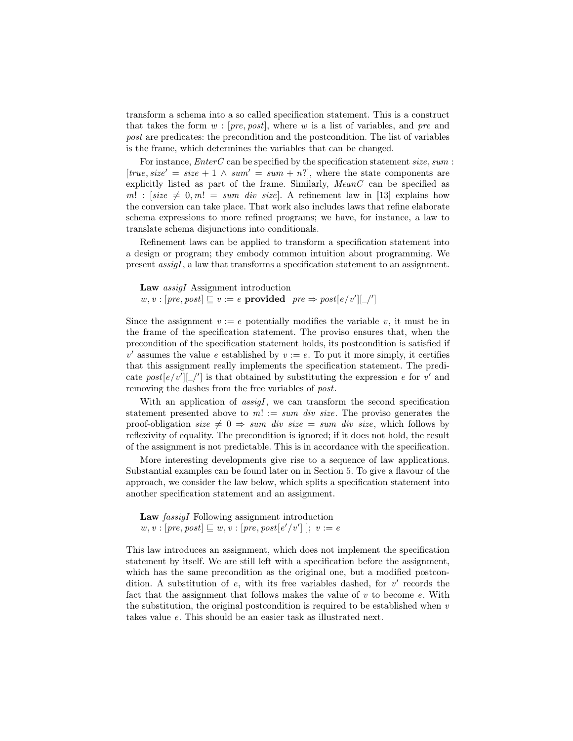transform a schema into a so called specification statement. This is a construct that takes the form $w : [pre, post]$, where $w$ is a list of variables, and *pre* and *post* are predicates: the precondition and the postcondition. The list of variables is the frame, which determines the variables that can be changed.

For instance, *EnterC* can be specified by the specification statement $size, sum : [true, size' = size + 1 \wedge sum' = sum + n?]$, where the state components are explicitly listed as part of the frame. Similarly, *MeanC* can be specified as $m! : [size \neq 0, m! = sum \ div \ size]$. A refinement law in [13] explains how the conversion can take place. That work also includes laws that refine elaborate schema expressions to more refined programs; we have, for instance, a law to translate schema disjunctions into conditionals.

Refinement laws can be applied to transform a specification statement into a design or program; they embody common intuition about programming. We present *assigI*, a law that transforms a specification statement to an assignment.

**Law** *assigI* Assignment introduction
$w, v : [pre, post] \sqsubseteq v := e$ **provided** $pre \Rightarrow post[e/v'][\_/']$

Since the assignment $v := e$ potentially modifies the variable $v$, it must be in the frame of the specification statement. The proviso ensures that, when the precondition of the specification statement holds, its postcondition is satisfied if $v'$ assumes the value $e$ established by $v := e$. To put it more simply, it certifies that this assignment really implements the specification statement. The predicate $post[e/v'][\_/']$ is that obtained by substituting the expression $e$ for $v'$ and removing the dashes from the free variables of *post*.

With an application of *assigI*, we can transform the second specification statement presented above to $m! := sum \ div \ size$. The proviso generates the proof-obligation $size \neq 0 \Rightarrow sum \ div \ size = sum \ div \ size$, which follows by reflexivity of equality. The precondition is ignored; if it does not hold, the result of the assignment is not predictable. This is in accordance with the specification.

More interesting developments give rise to a sequence of law applications. Substantial examples can be found later on in Section 5. To give a flavour of the approach, we consider the law below, which splits a specification statement into another specification statement and an assignment.

**Law** *fassigI* Following assignment introduction
$w, v : [pre, post] \sqsubseteq w, v : [pre, post[e'/v']\ ];\ v := e$

This law introduces an assignment, which does not implement the specification statement by itself. We are still left with a specification before the assignment, which has the same precondition as the original one, but a modified postcondition. A substitution of $e$, with its free variables dashed, for $v'$ records the fact that the assignment that follows makes the value of $v$ to become $e$. With the substitution, the original postcondition is required to be established when $v$ takes value $e$. This should be an easier task as illustrated next.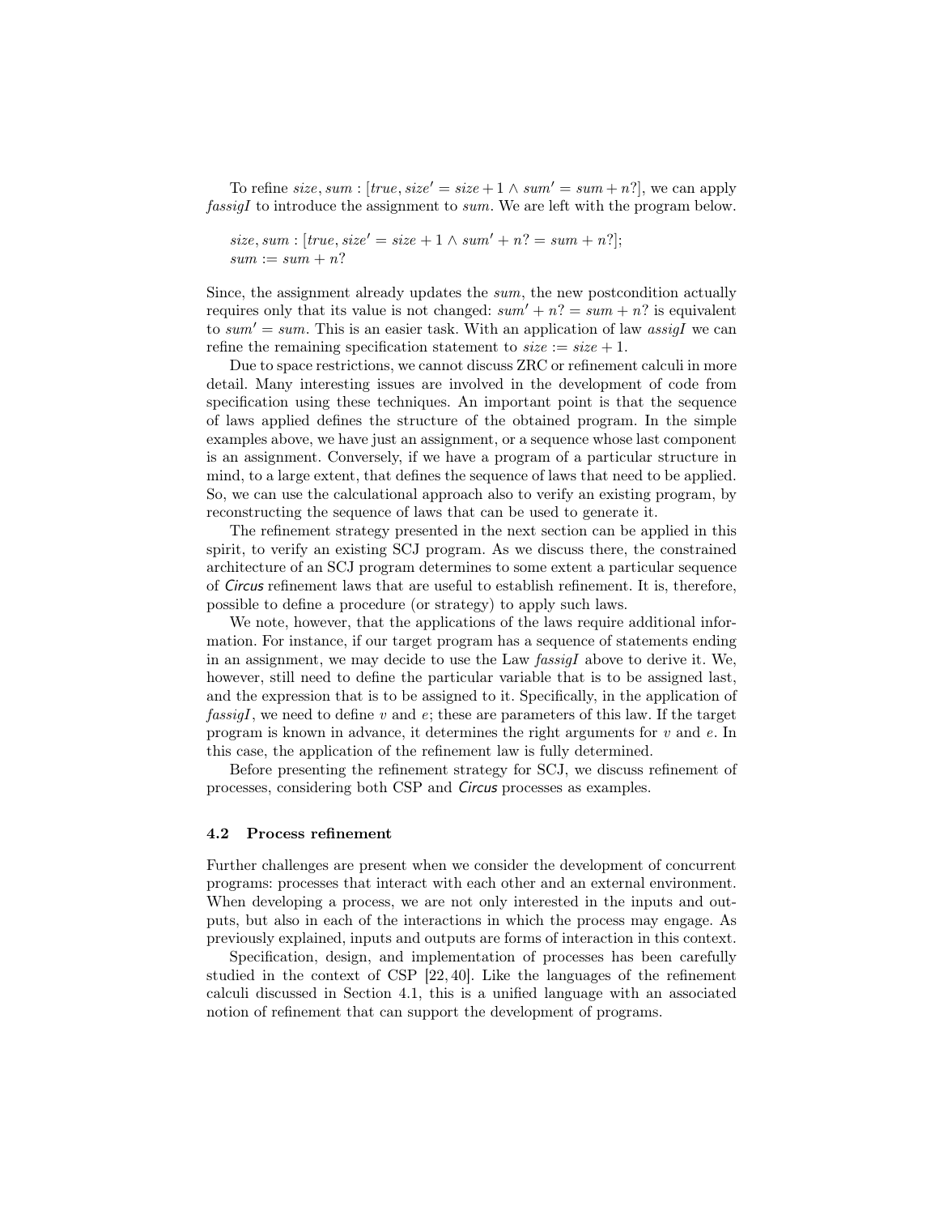To refine $size, sum : [true, size' = size + 1 \wedge sum' = sum + n?]$, we can apply *fassigI* to introduce the assignment to $sum$. We are left with the program below.

$$size, sum : [true, size' = size + 1 \wedge sum' + n? = sum + n?];$$
$$sum := sum + n?$$

Since, the assignment already updates the $sum$, the new postcondition actually requires only that its value is not changed: $sum' + n? = sum + n?$ is equivalent to $sum' = sum$. This is an easier task. With an application of law *assigI* we can refine the remaining specification statement to $size := size + 1$.

Due to space restrictions, we cannot discuss ZRC or refinement calculi in more detail. Many interesting issues are involved in the development of code from specification using these techniques. An important point is that the sequence of laws applied defines the structure of the obtained program. In the simple examples above, we have just an assignment, or a sequence whose last component is an assignment. Conversely, if we have a program of a particular structure in mind, to a large extent, that defines the sequence of laws that need to be applied. So, we can use the calculational approach also to verify an existing program, by reconstructing the sequence of laws that can be used to generate it.

The refinement strategy presented in the next section can be applied in this spirit, to verify an existing SCJ program. As we discuss there, the constrained architecture of an SCJ program determines to some extent a particular sequence of *Circus* refinement laws that are useful to establish refinement. It is, therefore, possible to define a procedure (or strategy) to apply such laws.

We note, however, that the applications of the laws require additional information. For instance, if our target program has a sequence of statements ending in an assignment, we may decide to use the Law *fassigI* above to derive it. We, however, still need to define the particular variable that is to be assigned last, and the expression that is to be assigned to it. Specifically, in the application of *fassigI*, we need to define $v$ and $e$; these are parameters of this law. If the target program is known in advance, it determines the right arguments for $v$ and $e$. In this case, the application of the refinement law is fully determined.

Before presenting the refinement strategy for SCJ, we discuss refinement of processes, considering both CSP and *Circus* processes as examples.

### 4.2 Process refinement

Further challenges are present when we consider the development of concurrent programs: processes that interact with each other and an external environment. When developing a process, we are not only interested in the inputs and outputs, but also in each of the interactions in which the process may engage. As previously explained, inputs and outputs are forms of interaction in this context.

Specification, design, and implementation of processes has been carefully studied in the context of CSP [22, 40]. Like the languages of the refinement calculi discussed in Section 4.1, this is a unified language with an associated notion of refinement that can support the development of programs.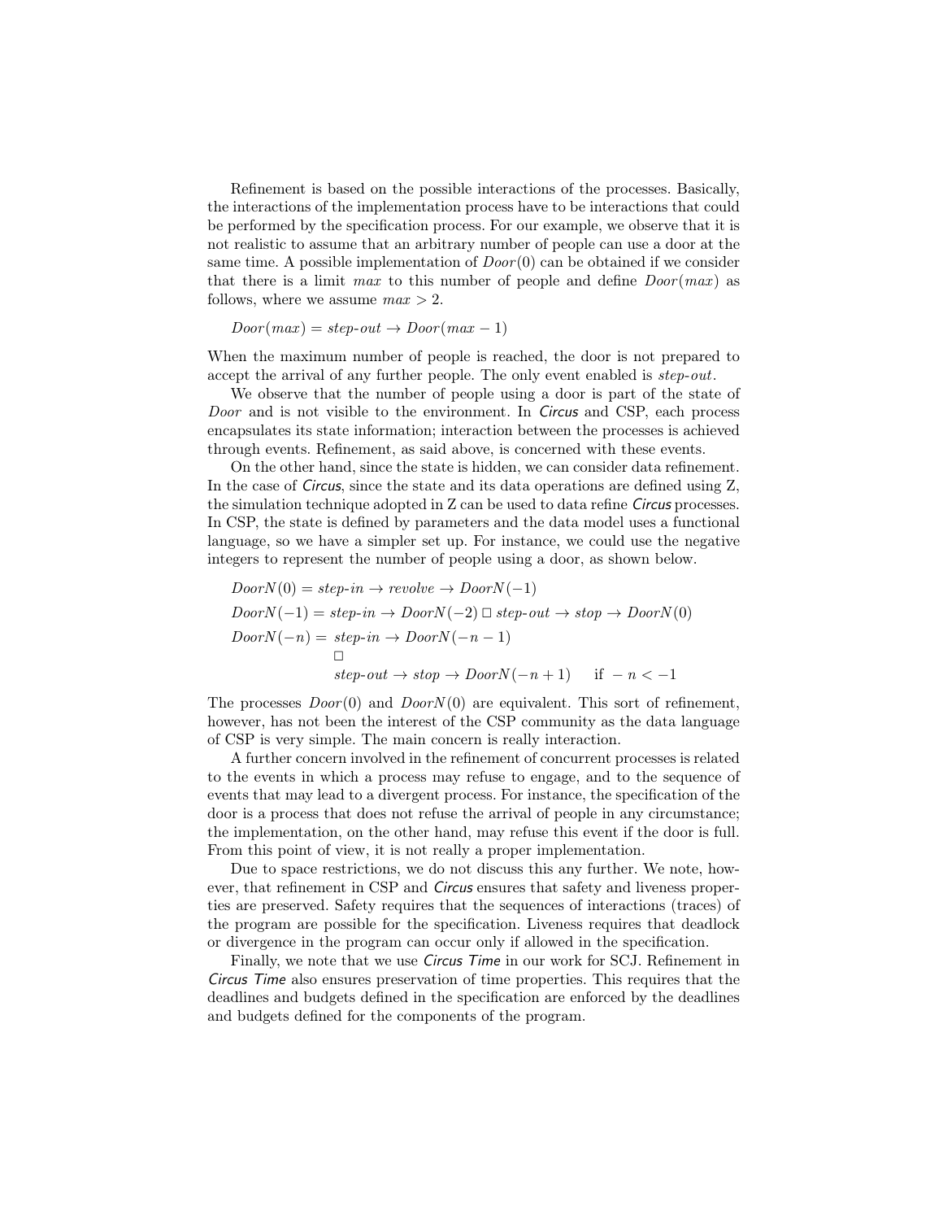Refinement is based on the possible interactions of the processes. Basically, the interactions of the implementation process have to be interactions that could be performed by the specification process. For our example, we observe that it is not realistic to assume that an arbitrary number of people can use a door at the same time. A possible implementation of $Door(0)$ can be obtained if we consider that there is a limit $max$ to this number of people and define $Door(max)$ as follows, where we assume $max > 2$.

$$Door(max) = step\text{-}out \rightarrow Door(max - 1)$$

When the maximum number of people is reached, the door is not prepared to accept the arrival of any further people. The only event enabled is $step\text{-}out$.

We observe that the number of people using a door is part of the state of $Door$ and is not visible to the environment. In *Circus* and CSP, each process encapsulates its state information; interaction between the processes is achieved through events. Refinement, as said above, is concerned with these events.

On the other hand, since the state is hidden, we can consider data refinement. In the case of *Circus*, since the state and its data operations are defined using Z, the simulation technique adopted in Z can be used to data refine *Circus* processes. In CSP, the state is defined by parameters and the data model uses a functional language, so we have a simpler set up. For instance, we could use the negative integers to represent the number of people using a door, as shown below.

$$
\begin{aligned}
DoorN(0) &= step\text{-}in \rightarrow revolve \rightarrow DoorN(-1)\\
DoorN(-1) &= step\text{-}in \rightarrow DoorN(-2) \mathrel{\Box} step\text{-}out \rightarrow stop \rightarrow DoorN(0)\\
DoorN(-n) &= \begin{array}[t]{l} step\text{-}in \rightarrow DoorN(-n-1)\\ \Box\\ step\text{-}out \rightarrow stop \rightarrow DoorN(-n+1) \quad \text{ if } -n < -1 \end{array}
\end{aligned}
$$

The processes $Door(0)$ and $DoorN(0)$ are equivalent. This sort of refinement, however, has not been the interest of the CSP community as the data language of CSP is very simple. The main concern is really interaction.

A further concern involved in the refinement of concurrent processes is related to the events in which a process may refuse to engage, and to the sequence of events that may lead to a divergent process. For instance, the specification of the door is a process that does not refuse the arrival of people in any circumstance; the implementation, on the other hand, may refuse this event if the door is full. From this point of view, it is not really a proper implementation.

Due to space restrictions, we do not discuss this any further. We note, however, that refinement in CSP and *Circus* ensures that safety and liveness properties are preserved. Safety requires that the sequences of interactions (traces) of the program are possible for the specification. Liveness requires that deadlock or divergence in the program can occur only if allowed in the specification.

Finally, we note that we use *Circus Time* in our work for SCJ. Refinement in *Circus Time* also ensures preservation of time properties. This requires that the deadlines and budgets defined in the specification are enforced by the deadlines and budgets defined for the components of the program.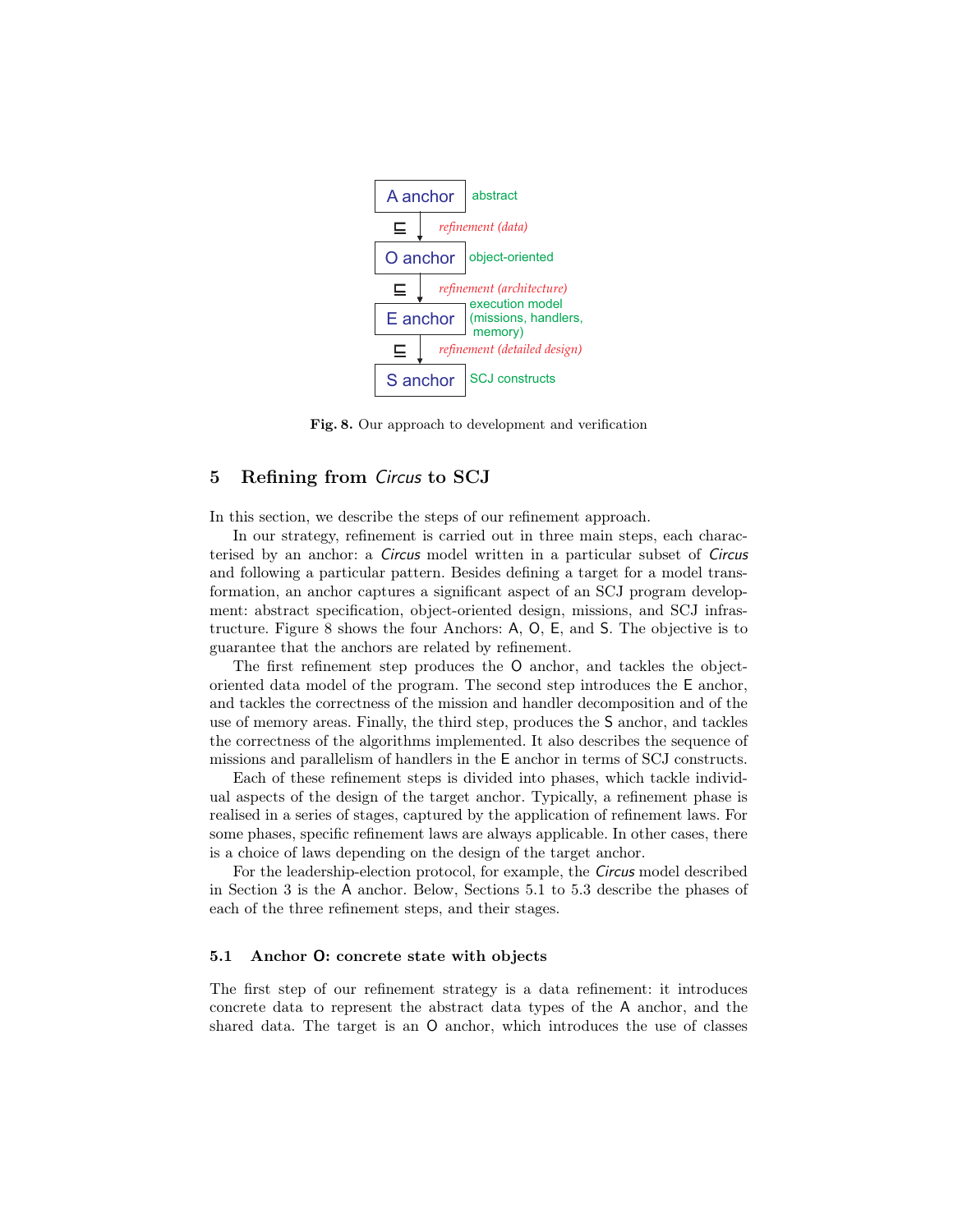A anchor — abstract

$\sqsubseteq$ *refinement (data)*

O anchor — object-oriented

$\sqsubseteq$ *refinement (architecture)*

E anchor — execution model (missions, handlers, memory)

$\sqsubseteq$ *refinement (detailed design)*

S anchor — SCJ constructs

**Fig. 8.** Our approach to development and verification

## 5 Refining from *Circus* to SCJ

In this section, we describe the steps of our refinement approach.

In our strategy, refinement is carried out in three main steps, each characterised by an anchor: a *Circus* model written in a particular subset of *Circus* and following a particular pattern. Besides defining a target for a model transformation, an anchor captures a significant aspect of an SCJ program development: abstract specification, object-oriented design, missions, and SCJ infrastructure. Figure 8 shows the four Anchors: A, O, E, and S. The objective is to guarantee that the anchors are related by refinement.

The first refinement step produces the O anchor, and tackles the object-oriented data model of the program. The second step introduces the E anchor, and tackles the correctness of the mission and handler decomposition and of the use of memory areas. Finally, the third step, produces the S anchor, and tackles the correctness of the algorithms implemented. It also describes the sequence of missions and parallelism of handlers in the E anchor in terms of SCJ constructs.

Each of these refinement steps is divided into phases, which tackle individual aspects of the design of the target anchor. Typically, a refinement phase is realised in a series of stages, captured by the application of refinement laws. For some phases, specific refinement laws are always applicable. In other cases, there is a choice of laws depending on the design of the target anchor.

For the leadership-election protocol, for example, the *Circus* model described in Section 3 is the A anchor. Below, Sections 5.1 to 5.3 describe the phases of each of the three refinement steps, and their stages.

### 5.1 Anchor O: concrete state with objects

The first step of our refinement strategy is a data refinement: it introduces concrete data to represent the abstract data types of the A anchor, and the shared data. The target is an O anchor, which introduces the use of classes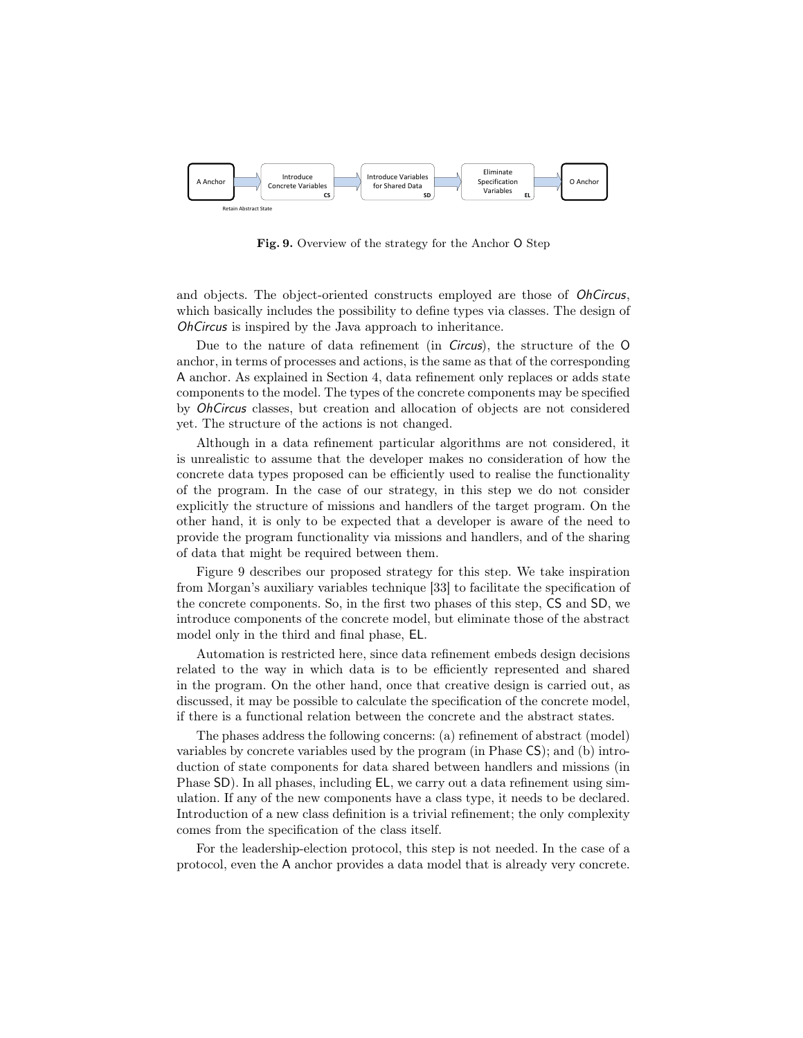Fig. 9. Overview of the strategy for the Anchor O Step

and objects. The object-oriented constructs employed are those of *OhCircus*, which basically includes the possibility to define types via classes. The design of *OhCircus* is inspired by the Java approach to inheritance.

Due to the nature of data refinement (in *Circus*), the structure of the O anchor, in terms of processes and actions, is the same as that of the corresponding A anchor. As explained in Section 4, data refinement only replaces or adds state components to the model. The types of the concrete components may be specified by *OhCircus* classes, but creation and allocation of objects are not considered yet. The structure of the actions is not changed.

Although in a data refinement particular algorithms are not considered, it is unrealistic to assume that the developer makes no consideration of how the concrete data types proposed can be efficiently used to realise the functionality of the program. In the case of our strategy, in this step we do not consider explicitly the structure of missions and handlers of the target program. On the other hand, it is only to be expected that a developer is aware of the need to provide the program functionality via missions and handlers, and of the sharing of data that might be required between them.

Figure 9 describes our proposed strategy for this step. We take inspiration from Morgan's auxiliary variables technique [33] to facilitate the specification of the concrete components. So, in the first two phases of this step, CS and SD, we introduce components of the concrete model, but eliminate those of the abstract model only in the third and final phase, EL.

Automation is restricted here, since data refinement embeds design decisions related to the way in which data is to be efficiently represented and shared in the program. On the other hand, once that creative design is carried out, as discussed, it may be possible to calculate the specification of the concrete model, if there is a functional relation between the concrete and the abstract states.

The phases address the following concerns: (a) refinement of abstract (model) variables by concrete variables used by the program (in Phase CS); and (b) introduction of state components for data shared between handlers and missions (in Phase SD). In all phases, including EL, we carry out a data refinement using simulation. If any of the new components have a class type, it needs to be declared. Introduction of a new class definition is a trivial refinement; the only complexity comes from the specification of the class itself.

For the leadership-election protocol, this step is not needed. In the case of a protocol, even the A anchor provides a data model that is already very concrete.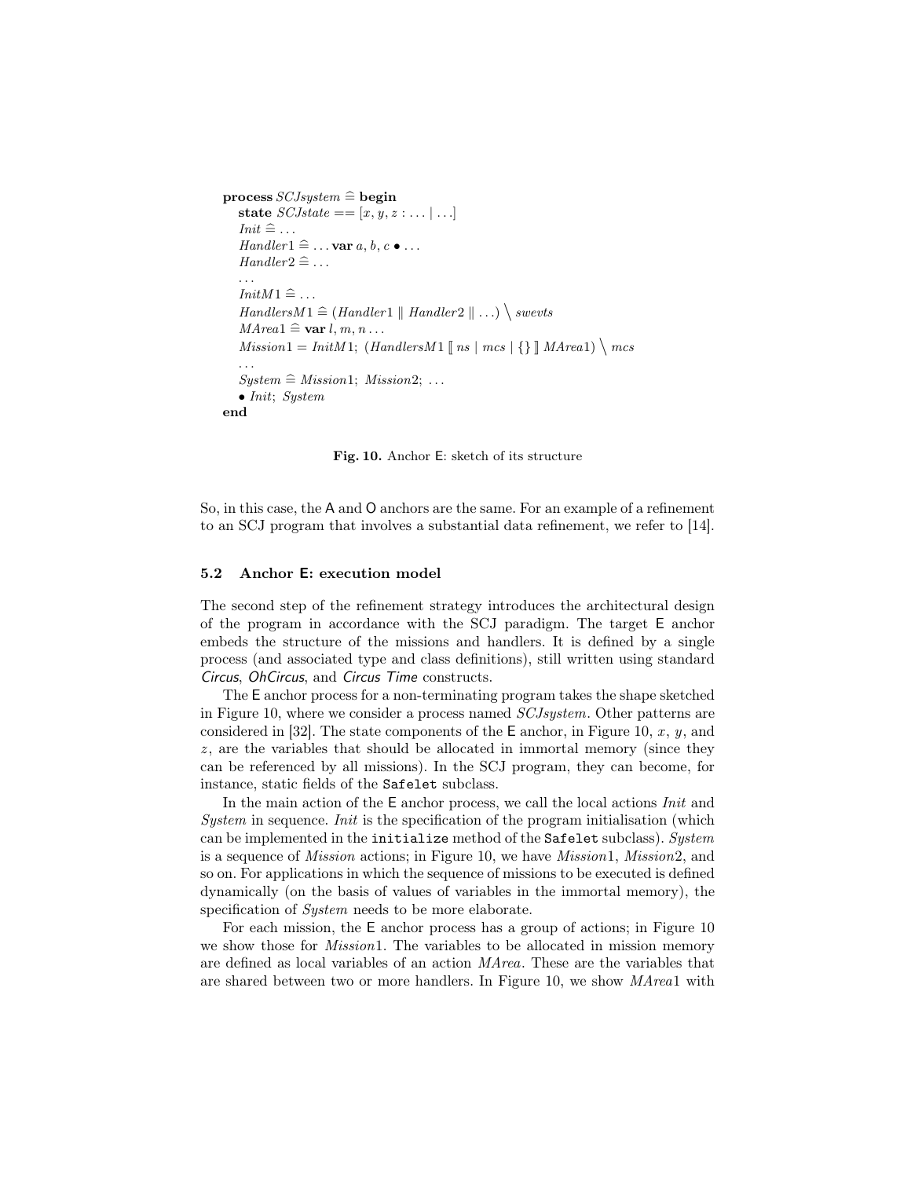$$
\begin{array}{l}
\textbf{process}\ SCJsystem \mathrel{\widehat=} \textbf{begin} \\
\quad \textbf{state}\ SCJstate == [x, y, z : \ldots \mid \ldots] \\
\quad Init \mathrel{\widehat=} \ldots \\
\quad Handler1 \mathrel{\widehat=} \ldots \textbf{var}\ a, b, c \bullet \ldots \\
\quad Handler2 \mathrel{\widehat=} \ldots \\
\quad \ldots \\
\quad InitM1 \mathrel{\widehat=} \ldots \\
\quad HandlersM1 \mathrel{\widehat=} (Handler1 \parallel Handler2 \parallel \ldots) \setminus swevts \\
\quad MArea1 \mathrel{\widehat=} \textbf{var}\ l, m, n \ldots \\
\quad Mission1 = InitM1;\ (HandlersM1 \llbracket ns \mid mcs \mid \{\} \rrbracket MArea1) \setminus mcs \\
\quad \ldots \\
\quad System \mathrel{\widehat=} Mission1;\ Mission2;\ \ldots \\
\quad \bullet\ Init;\ System \\
\textbf{end}
\end{array}
$$

**Fig. 10.** Anchor E: sketch of its structure

So, in this case, the A and O anchors are the same. For an example of a refinement to an SCJ program that involves a substantial data refinement, we refer to [14].

### 5.2 Anchor E: execution model

The second step of the refinement strategy introduces the architectural design of the program in accordance with the SCJ paradigm. The target E anchor embeds the structure of the missions and handlers. It is defined by a single process (and associated type and class definitions), still written using standard *Circus*, *OhCircus*, and *Circus Time* constructs.

The E anchor process for a non-terminating program takes the shape sketched in Figure 10, where we consider a process named *SCJsystem*. Other patterns are considered in [32]. The state components of the E anchor, in Figure 10, $x$, $y$, and $z$, are the variables that should be allocated in immortal memory (since they can be referenced by all missions). In the SCJ program, they can become, for instance, static fields of the `Safelet` subclass.

In the main action of the E anchor process, we call the local actions *Init* and *System* in sequence. *Init* is the specification of the program initialisation (which can be implemented in the `initialize` method of the `Safelet` subclass). *System* is a sequence of *Mission* actions; in Figure 10, we have *Mission*1, *Mission*2, and so on. For applications in which the sequence of missions to be executed is defined dynamically (on the basis of values of variables in the immortal memory), the specification of *System* needs to be more elaborate.

For each mission, the E anchor process has a group of actions; in Figure 10 we show those for *Mission*1. The variables to be allocated in mission memory are defined as local variables of an action *MArea*. These are the variables that are shared between two or more handlers. In Figure 10, we show *MArea*1 with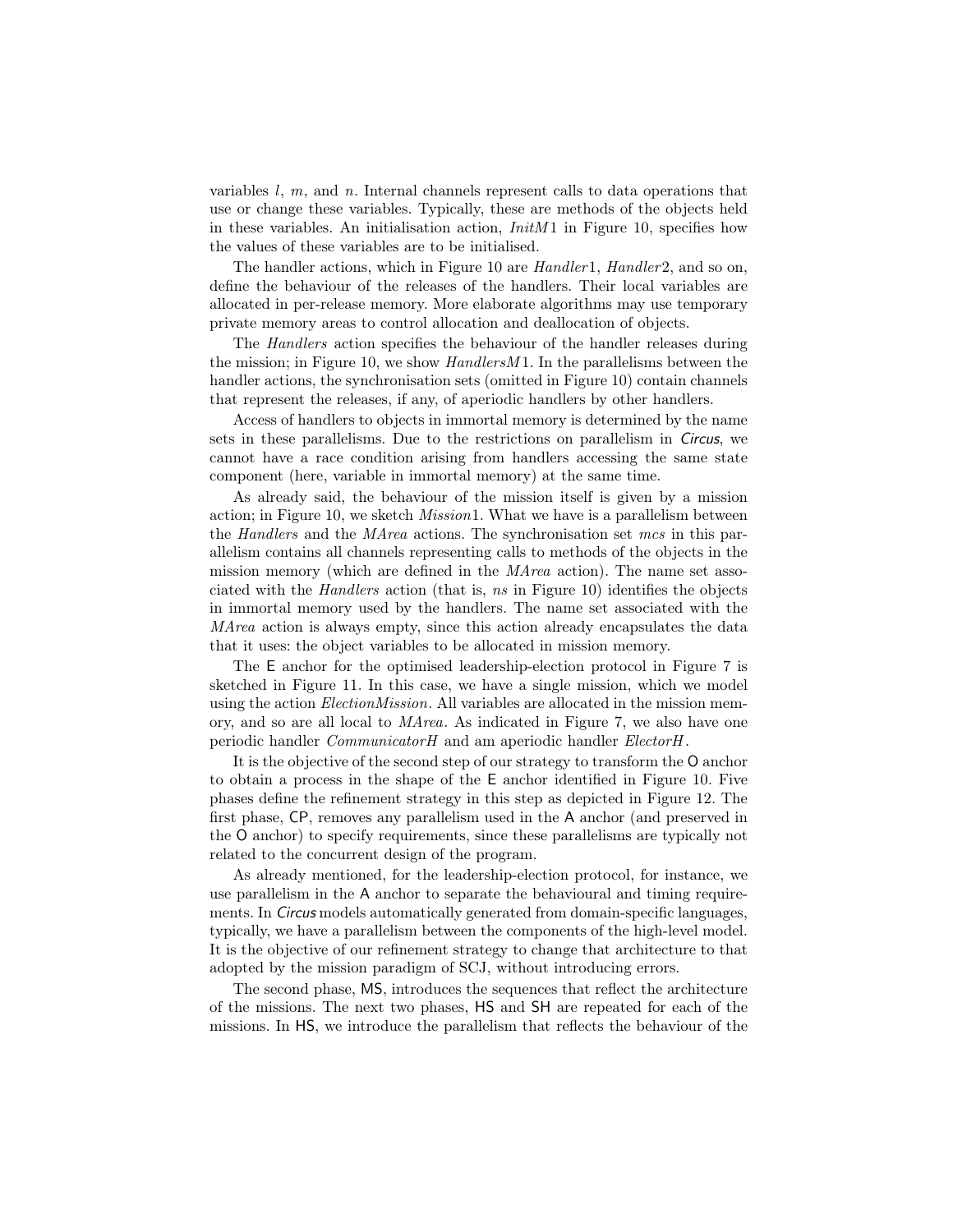variables $l$, $m$, and $n$. Internal channels represent calls to data operations that use or change these variables. Typically, these are methods of the objects held in these variables. An initialisation action, $InitM1$ in Figure 10, specifies how the values of these variables are to be initialised.

The handler actions, which in Figure 10 are $Handler1$, $Handler2$, and so on, define the behaviour of the releases of the handlers. Their local variables are allocated in per-release memory. More elaborate algorithms may use temporary private memory areas to control allocation and deallocation of objects.

The *Handlers* action specifies the behaviour of the handler releases during the mission; in Figure 10, we show $HandlersM1$. In the parallelisms between the handler actions, the synchronisation sets (omitted in Figure 10) contain channels that represent the releases, if any, of aperiodic handlers by other handlers.

Access of handlers to objects in immortal memory is determined by the name sets in these parallelisms. Due to the restrictions on parallelism in *Circus*, we cannot have a race condition arising from handlers accessing the same state component (here, variable in immortal memory) at the same time.

As already said, the behaviour of the mission itself is given by a mission action; in Figure 10, we sketch $Mission1$. What we have is a parallelism between the *Handlers* and the *MArea* actions. The synchronisation set $mcs$ in this parallelism contains all channels representing calls to methods of the objects in the mission memory (which are defined in the *MArea* action). The name set associated with the *Handlers* action (that is, $ns$ in Figure 10) identifies the objects in immortal memory used by the handlers. The name set associated with the *MArea* action is always empty, since this action already encapsulates the data that it uses: the object variables to be allocated in mission memory.

The E anchor for the optimised leadership-election protocol in Figure 7 is sketched in Figure 11. In this case, we have a single mission, which we model using the action *ElectionMission*. All variables are allocated in the mission memory, and so are all local to *MArea*. As indicated in Figure 7, we also have one periodic handler *CommunicatorH* and am aperiodic handler *ElectorH*.

It is the objective of the second step of our strategy to transform the O anchor to obtain a process in the shape of the E anchor identified in Figure 10. Five phases define the refinement strategy in this step as depicted in Figure 12. The first phase, CP, removes any parallelism used in the A anchor (and preserved in the O anchor) to specify requirements, since these parallelisms are typically not related to the concurrent design of the program.

As already mentioned, for the leadership-election protocol, for instance, we use parallelism in the A anchor to separate the behavioural and timing requirements. In *Circus* models automatically generated from domain-specific languages, typically, we have a parallelism between the components of the high-level model. It is the objective of our refinement strategy to change that architecture to that adopted by the mission paradigm of SCJ, without introducing errors.

The second phase, MS, introduces the sequences that reflect the architecture of the missions. The next two phases, HS and SH are repeated for each of the missions. In HS, we introduce the parallelism that reflects the behaviour of the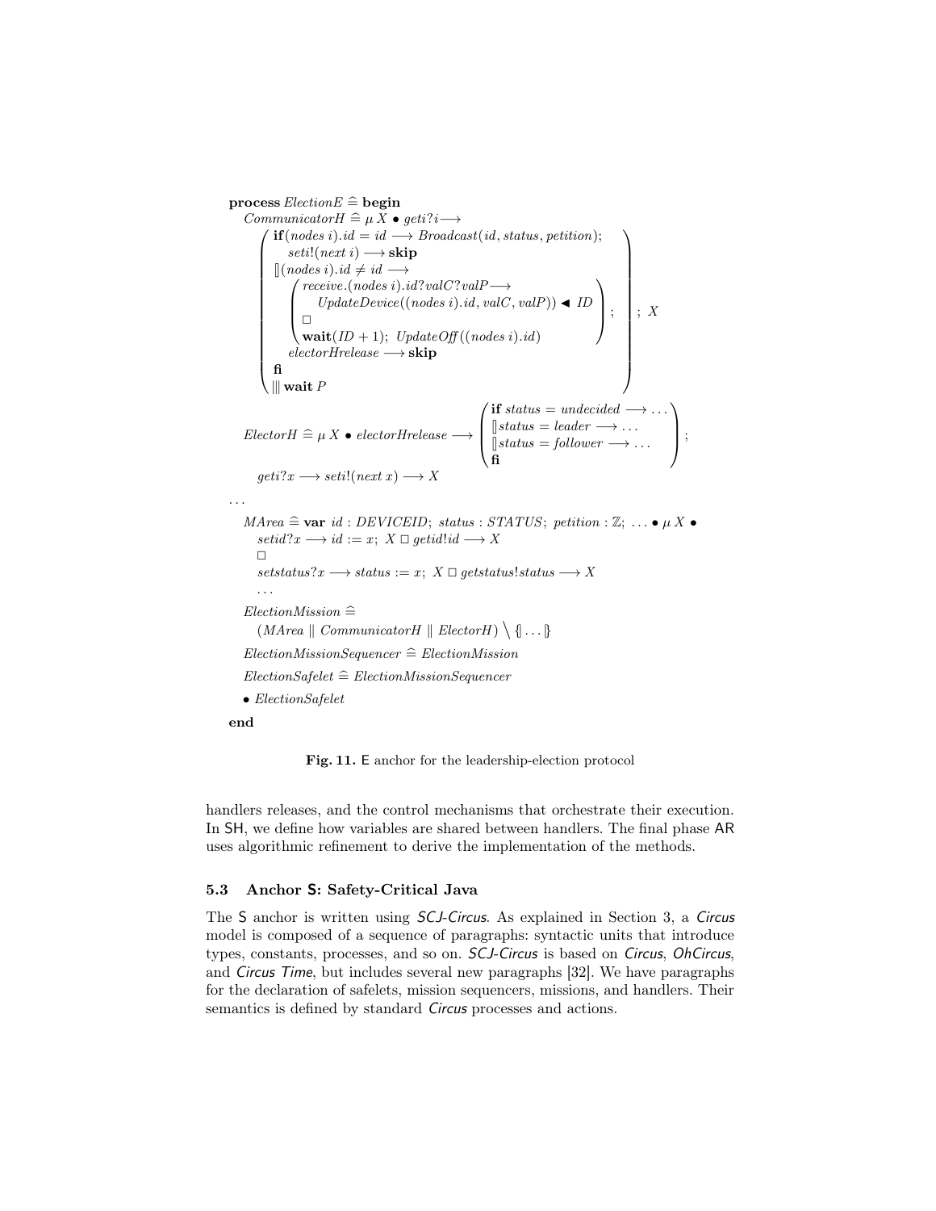$$
\begin{array}{l}
\textbf{process } \mathit{ElectionE} \mathrel{\widehat=} \textbf{begin} \\
\quad \mathit{CommunicatorH} \mathrel{\widehat=} \mu X \bullet \mathit{geti}?i \longrightarrow \\
\qquad \left( \begin{array}{l}
\textbf{if}(\mathit{nodes}\ i).\mathit{id} = \mathit{id} \longrightarrow \mathit{Broadcast}(\mathit{id}, \mathit{status}, \mathit{petition}); \\
\quad \mathit{seti}!(\mathit{next}\ i) \longrightarrow \textbf{skip} \\
[\!]\,(\mathit{nodes}\ i).\mathit{id} \neq \mathit{id} \longrightarrow \\
\quad \left( \begin{array}{l}
\mathit{receive}.(\mathit{nodes}\ i).\mathit{id}?\mathit{valC}?\mathit{valP} \longrightarrow \\
\quad \mathit{UpdateDevice}((\mathit{nodes}\ i).\mathit{id}, \mathit{valC}, \mathit{valP}) \blacktriangleleft \mathit{ID} \\
\Box \\
\textbf{wait}(\mathit{ID}+1);\ \mathit{UpdateOff}((\mathit{nodes}\ i).\mathit{id})
\end{array} \right); \\
\quad \mathit{electorHrelease} \longrightarrow \textbf{skip} \\
\textbf{fi} \\
|||\ \textbf{wait}\ P
\end{array} \right);\ X \\
\quad \mathit{ElectorH} \mathrel{\widehat=} \mu X \bullet \mathit{electorHrelease} \longrightarrow \left( \begin{array}{l}
\textbf{if } \mathit{status} = \mathit{undecided} \longrightarrow \ldots \\
[\!]\,\mathit{status} = \mathit{leader} \longrightarrow \ldots \\
[\!]\,\mathit{status} = \mathit{follower} \longrightarrow \ldots \\
\textbf{fi}
\end{array} \right); \\
\qquad \mathit{geti}?x \longrightarrow \mathit{seti}!(\mathit{next}\ x) \longrightarrow X \\
\ldots \\
\quad \mathit{MArea} \mathrel{\widehat=} \textbf{var } \mathit{id} : \mathit{DEVICEID};\ \mathit{status} : \mathit{STATUS};\ \mathit{petition} : \mathbb{Z};\ \ldots \bullet \mu X \bullet \\
\qquad \mathit{setid}?x \longrightarrow \mathit{id} := x;\ X \ \Box\ \mathit{getid}!\mathit{id} \longrightarrow X \\
\qquad \Box \\
\qquad \mathit{setstatus}?x \longrightarrow \mathit{status} := x;\ X \ \Box\ \mathit{getstatus}!\mathit{status} \longrightarrow X \\
\qquad \ldots \\
\quad \mathit{ElectionMission} \mathrel{\widehat=} \\
\qquad (\mathit{MArea} \parallel \mathit{CommunicatorH} \parallel \mathit{ElectorH}) \setminus \{\!|\ \ldots\ |\!\} \\
\quad \mathit{ElectionMissionSequencer} \mathrel{\widehat=} \mathit{ElectionMission} \\
\quad \mathit{ElectionSafelet} \mathrel{\widehat=} \mathit{ElectionMissionSequencer} \\
\quad \bullet\ \mathit{ElectionSafelet} \\
\textbf{end}
\end{array}
$$

**Fig. 11.** E anchor for the leadership-election protocol

handlers releases, and the control mechanisms that orchestrate their execution. In SH, we define how variables are shared between handlers. The final phase AR uses algorithmic refinement to derive the implementation of the methods.

### 5.3 Anchor S: Safety-Critical Java

The S anchor is written using *SCJ-Circus*. As explained in Section 3, a *Circus* model is composed of a sequence of paragraphs: syntactic units that introduce types, constants, processes, and so on. *SCJ-Circus* is based on *Circus*, *OhCircus*, and *Circus Time*, but includes several new paragraphs [32]. We have paragraphs for the declaration of safelets, mission sequencers, missions, and handlers. Their semantics is defined by standard *Circus* processes and actions.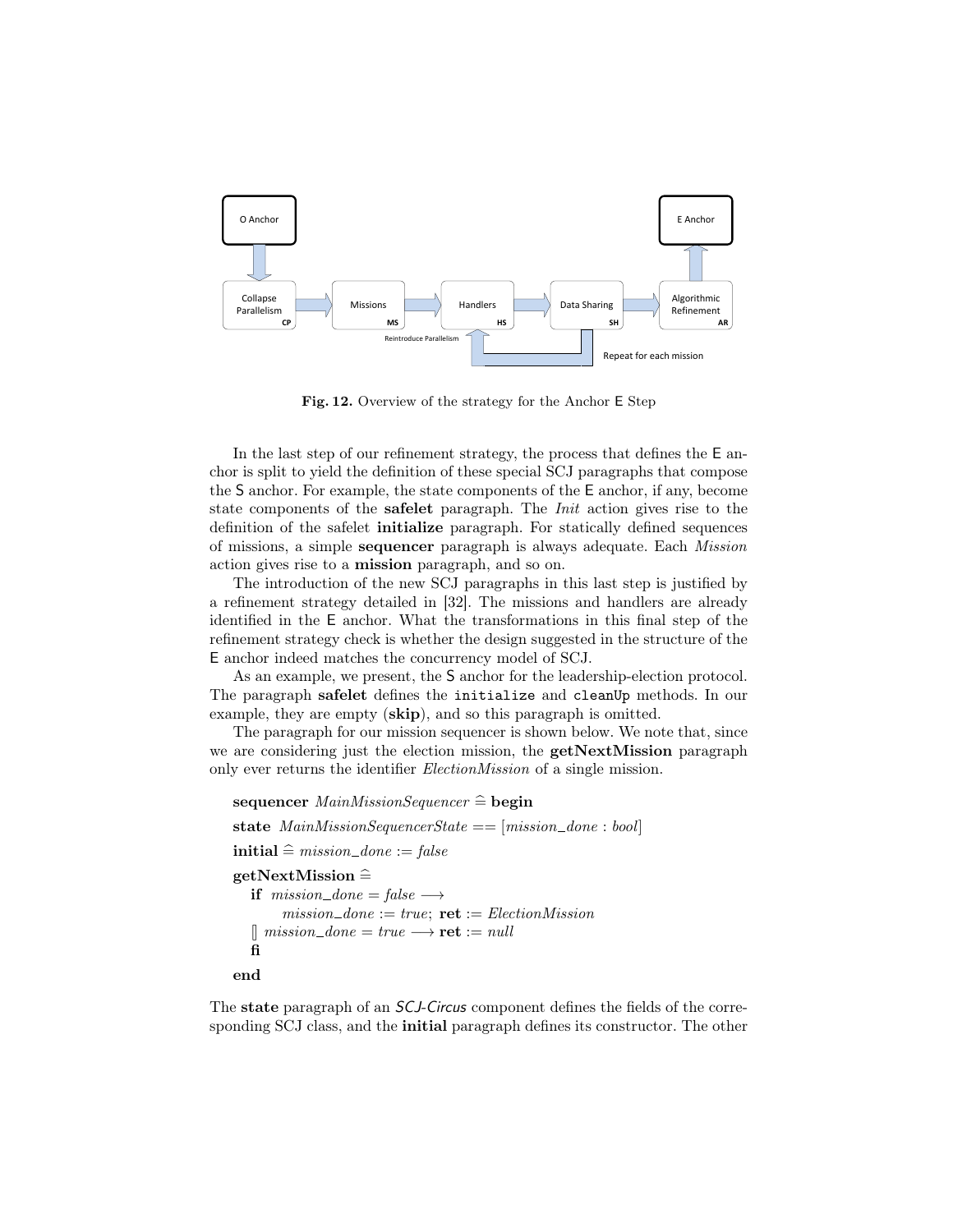**Fig. 12.** Overview of the strategy for the Anchor E Step

In the last step of our refinement strategy, the process that defines the E anchor is split to yield the definition of these special SCJ paragraphs that compose the S anchor. For example, the state components of the E anchor, if any, become state components of the **safelet** paragraph. The *Init* action gives rise to the definition of the safelet **initialize** paragraph. For statically defined sequences of missions, a simple **sequencer** paragraph is always adequate. Each *Mission* action gives rise to a **mission** paragraph, and so on.

The introduction of the new SCJ paragraphs in this last step is justified by a refinement strategy detailed in [32]. The missions and handlers are already identified in the E anchor. What the transformations in this final step of the refinement strategy check is whether the design suggested in the structure of the E anchor indeed matches the concurrency model of SCJ.

As an example, we present, the S anchor for the leadership-election protocol. The paragraph **safelet** defines the `initialize` and `cleanUp` methods. In our example, they are empty (**skip**), and so this paragraph is omitted.

The paragraph for our mission sequencer is shown below. We note that, since we are considering just the election mission, the **getNextMission** paragraph only ever returns the identifier *ElectionMission* of a single mission.

**sequencer** $MainMissionSequencer \mathrel{\widehat=}$ **begin**

**state** $MainMissionSequencerState == [mission\_done : bool]$

**initial** $\mathrel{\widehat=} mission\_done := false$

**getNextMission** $\mathrel{\widehat=}$

$\quad$ **if** $mission\_done = false \longrightarrow$

$\qquad\quad mission\_done := true;$ **ret** $:= ElectionMission$

$\quad [\!]\ mission\_done = true \longrightarrow$ **ret** $:= null$

$\quad$ **fi**

**end**

The **state** paragraph of an *SCJ-Circus* component defines the fields of the corresponding SCJ class, and the **initial** paragraph defines its constructor. The other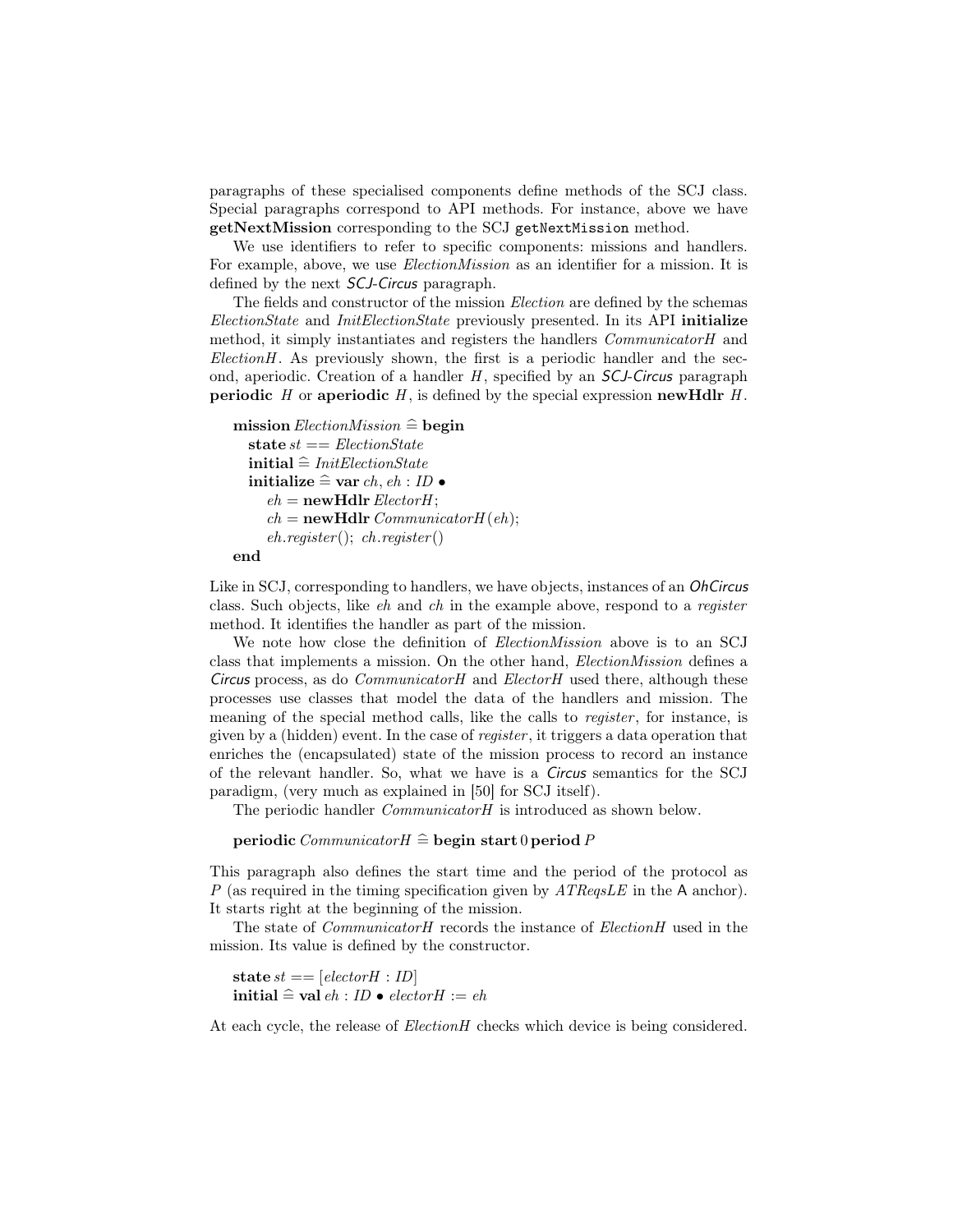paragraphs of these specialised components define methods of the SCJ class. Special paragraphs correspond to API methods. For instance, above we have **getNextMission** corresponding to the SCJ `getNextMission` method.

We use identifiers to refer to specific components: missions and handlers. For example, above, we use *ElectionMission* as an identifier for a mission. It is defined by the next *SCJ-Circus* paragraph.

The fields and constructor of the mission *Election* are defined by the schemas *ElectionState* and *InitElectionState* previously presented. In its API **initialize** method, it simply instantiates and registers the handlers *CommunicatorH* and *ElectionH*. As previously shown, the first is a periodic handler and the second, aperiodic. Creation of a handler $H$, specified by an *SCJ-Circus* paragraph **periodic** $H$ or **aperiodic** $H$, is defined by the special expression **newHdlr** $H$.

$$
\begin{array}{l}
\textbf{mission}\ \mathit{ElectionMission} \mathrel{\widehat=} \textbf{begin} \\
\quad \textbf{state}\ st == \mathit{ElectionState} \\
\quad \textbf{initial} \mathrel{\widehat=} \mathit{InitElectionState} \\
\quad \textbf{initialize} \mathrel{\widehat=} \textbf{var}\ ch, eh : \mathit{ID} \bullet \\
\qquad eh = \textbf{newHdlr}\ \mathit{ElectorH}; \\
\qquad ch = \textbf{newHdlr}\ \mathit{CommunicatorH}(eh); \\
\qquad eh.register();\ ch.register() \\
\textbf{end}
\end{array}
$$

Like in SCJ, corresponding to handlers, we have objects, instances of an *OhCircus* class. Such objects, like $eh$ and $ch$ in the example above, respond to a *register* method. It identifies the handler as part of the mission.

We note how close the definition of *ElectionMission* above is to an SCJ class that implements a mission. On the other hand, *ElectionMission* defines a *Circus* process, as do *CommunicatorH* and *ElectorH* used there, although these processes use classes that model the data of the handlers and mission. The meaning of the special method calls, like the calls to *register*, for instance, is given by a (hidden) event. In the case of *register*, it triggers a data operation that enriches the (encapsulated) state of the mission process to record an instance of the relevant handler. So, what we have is a *Circus* semantics for the SCJ paradigm, (very much as explained in [50] for SCJ itself).

The periodic handler *CommunicatorH* is introduced as shown below.

$$
\textbf{periodic}\ \mathit{CommunicatorH} \mathrel{\widehat=} \textbf{begin}\ \textbf{start}\ 0\ \textbf{period}\ P
$$

This paragraph also defines the start time and the period of the protocol as $P$ (as required in the timing specification given by *ATReqsLE* in the A anchor). It starts right at the beginning of the mission.

The state of *CommunicatorH* records the instance of *ElectionH* used in the mission. Its value is defined by the constructor.

$$
\begin{array}{l}
\textbf{state}\ st == [\mathit{electorH} : \mathit{ID}] \\
\textbf{initial} \mathrel{\widehat=} \textbf{val}\ eh : \mathit{ID} \bullet \mathit{electorH} := eh
\end{array}
$$

At each cycle, the release of *ElectionH* checks which device is being considered.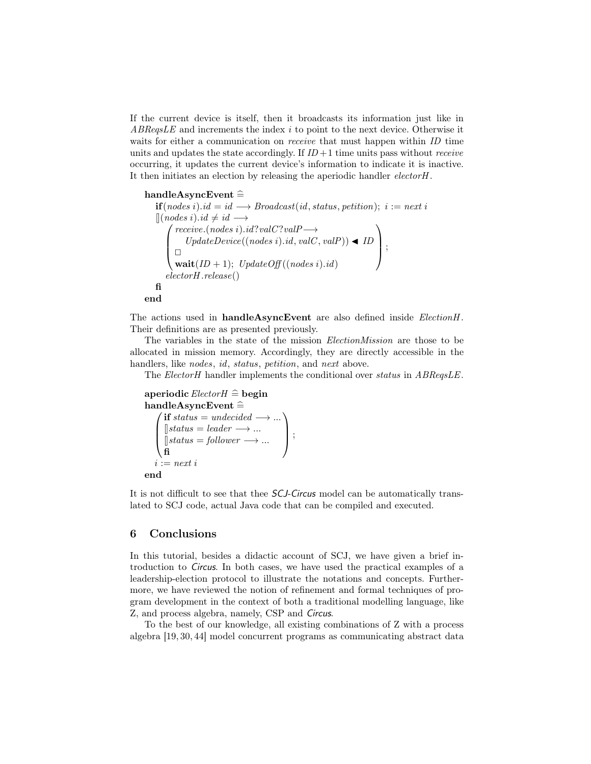If the current device is itself, then it broadcasts its information just like in *ABReqsLE* and increments the index $i$ to point to the next device. Otherwise it waits for either a communication on *receive* that must happen within *ID* time units and updates the state accordingly. If $ID+1$ time units pass without *receive* occurring, it updates the current device's information to indicate it is inactive. It then initiates an election by releasing the aperiodic handler *electorH*.

$$
\begin{array}{l}
\textbf{handleAsyncEvent} \mathrel{\widehat=} \\
\quad \textbf{if}(nodes\ i).id = id \longrightarrow Broadcast(id, status, petition);\ i := next\ i \\
\quad [\!]\,(nodes\ i).id \neq id \longrightarrow \\
\qquad \left(\begin{array}{l}
receive.(nodes\ i).id?valC?valP \longrightarrow \\
\quad UpdateDevice((nodes\ i).id, valC, valP)) \blacktriangleleft ID \\
\Box \\
\textbf{wait}(ID+1);\ UpdateOff((nodes\ i).id)
\end{array}\right); \\
\qquad electorH.release() \\
\quad \textbf{fi} \\
\textbf{end}
\end{array}
$$

The actions used in **handleAsyncEvent** are also defined inside *ElectionH*. Their definitions are as presented previously.

The variables in the state of the mission *ElectionMission* are those to be allocated in mission memory. Accordingly, they are directly accessible in the handlers, like *nodes*, *id*, *status*, *petition*, and *next* above.

The *ElectorH* handler implements the conditional over *status* in *ABReqsLE*.

$$
\begin{array}{l}
\textbf{aperiodic}\ ElectorH \mathrel{\widehat=} \textbf{begin} \\
\textbf{handleAsyncEvent} \mathrel{\widehat=} \\
\quad \left(\begin{array}{l}
\textbf{if}\ status = undecided \longrightarrow ... \\
[\!]\,status = leader \longrightarrow ... \\
[\!]\,status = follower \longrightarrow ... \\
\textbf{fi}
\end{array}\right); \\
\quad i := next\ i \\
\textbf{end}
\end{array}
$$

It is not difficult to see that thee *SCJ-Circus* model can be automatically translated to SCJ code, actual Java code that can be compiled and executed.

## 6 Conclusions

In this tutorial, besides a didactic account of SCJ, we have given a brief introduction to *Circus*. In both cases, we have used the practical examples of a leadership-election protocol to illustrate the notations and concepts. Furthermore, we have reviewed the notion of refinement and formal techniques of program development in the context of both a traditional modelling language, like Z, and process algebra, namely, CSP and *Circus*.

To the best of our knowledge, all existing combinations of Z with a process algebra [19, 30, 44] model concurrent programs as communicating abstract data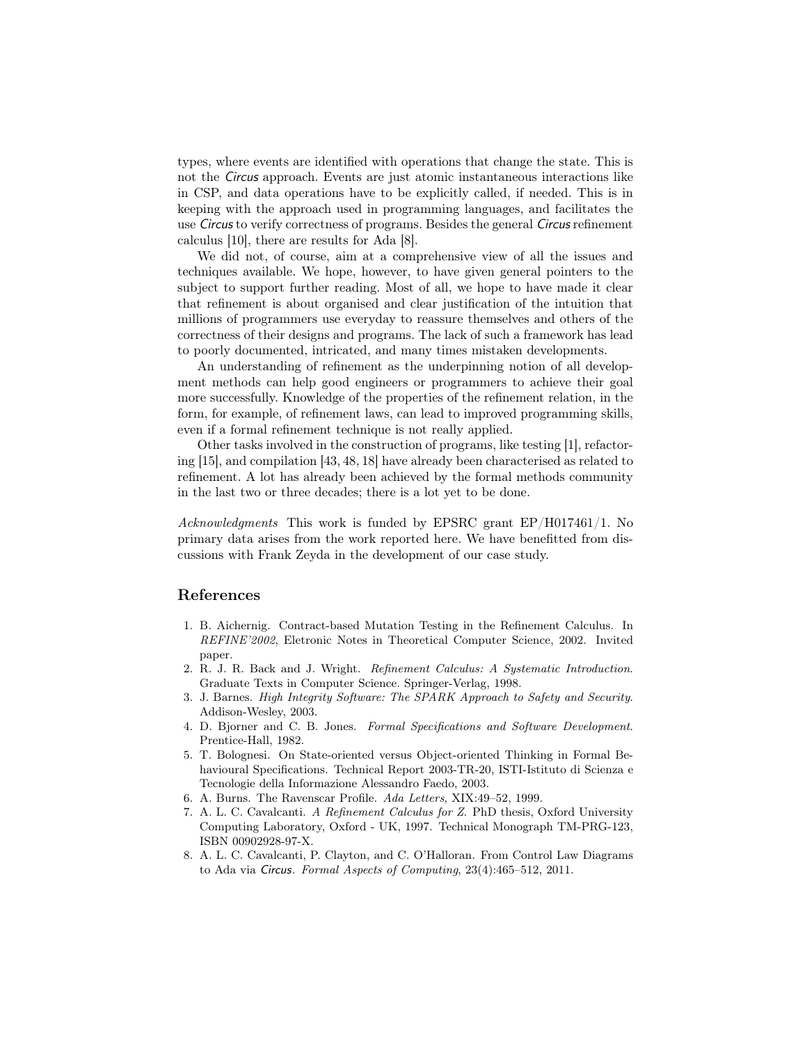types, where events are identified with operations that change the state. This is not the *Circus* approach. Events are just atomic instantaneous interactions like in CSP, and data operations have to be explicitly called, if needed. This is in keeping with the approach used in programming languages, and facilitates the use *Circus* to verify correctness of programs. Besides the general *Circus* refinement calculus [10], there are results for Ada [8].

We did not, of course, aim at a comprehensive view of all the issues and techniques available. We hope, however, to have given general pointers to the subject to support further reading. Most of all, we hope to have made it clear that refinement is about organised and clear justification of the intuition that millions of programmers use everyday to reassure themselves and others of the correctness of their designs and programs. The lack of such a framework has lead to poorly documented, intricated, and many times mistaken developments.

An understanding of refinement as the underpinning notion of all development methods can help good engineers or programmers to achieve their goal more successfully. Knowledge of the properties of the refinement relation, in the form, for example, of refinement laws, can lead to improved programming skills, even if a formal refinement technique is not really applied.

Other tasks involved in the construction of programs, like testing [1], refactoring [15], and compilation [43, 48, 18] have already been characterised as related to refinement. A lot has already been achieved by the formal methods community in the last two or three decades; there is a lot yet to be done.

*Acknowledgments* This work is funded by EPSRC grant EP/H017461/1. No primary data arises from the work reported here. We have benefitted from discussions with Frank Zeyda in the development of our case study.

## References

1. B. Aichernig. Contract-based Mutation Testing in the Refinement Calculus. In *REFINE'2002*, Eletronic Notes in Theoretical Computer Science, 2002. Invited paper.
2. R. J. R. Back and J. Wright. *Refinement Calculus: A Systematic Introduction*. Graduate Texts in Computer Science. Springer-Verlag, 1998.
3. J. Barnes. *High Integrity Software: The SPARK Approach to Safety and Security*. Addison-Wesley, 2003.
4. D. Bjorner and C. B. Jones. *Formal Specifications and Software Development*. Prentice-Hall, 1982.
5. T. Bolognesi. On State-oriented versus Object-oriented Thinking in Formal Behavioural Specifications. Technical Report 2003-TR-20, ISTI-Istituto di Scienza e Tecnologie della Informazione Alessandro Faedo, 2003.
6. A. Burns. The Ravenscar Profile. *Ada Letters*, XIX:49–52, 1999.
7. A. L. C. Cavalcanti. *A Refinement Calculus for Z*. PhD thesis, Oxford University Computing Laboratory, Oxford - UK, 1997. Technical Monograph TM-PRG-123, ISBN 00902928-97-X.
8. A. L. C. Cavalcanti, P. Clayton, and C. O'Halloran. From Control Law Diagrams to Ada via *Circus*. *Formal Aspects of Computing*, 23(4):465–512, 2011.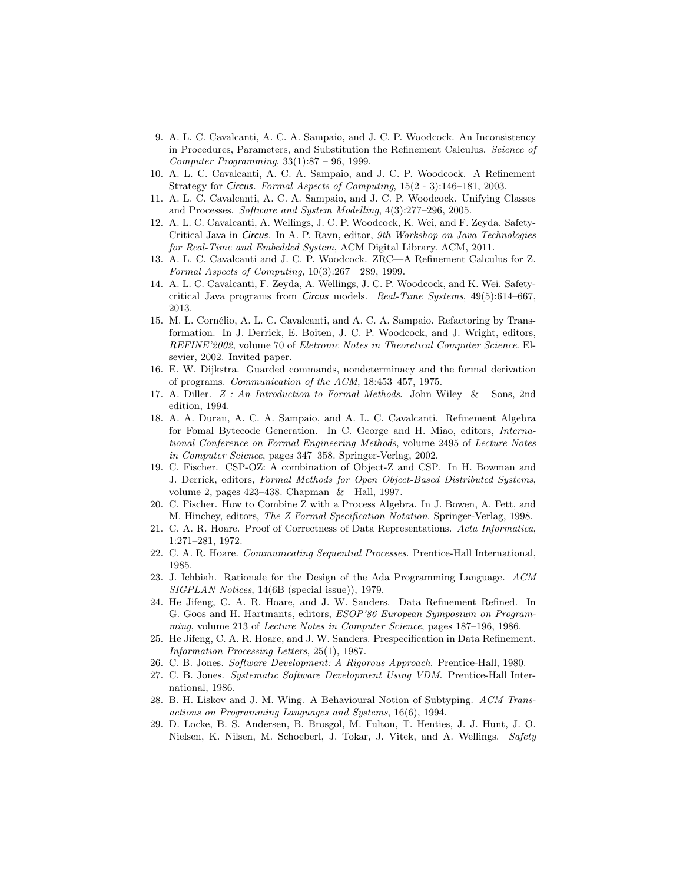9. A. L. C. Cavalcanti, A. C. A. Sampaio, and J. C. P. Woodcock. An Inconsistency in Procedures, Parameters, and Substitution the Refinement Calculus. *Science of Computer Programming*, 33(1):87 – 96, 1999.
10. A. L. C. Cavalcanti, A. C. A. Sampaio, and J. C. P. Woodcock. A Refinement Strategy for *Circus*. *Formal Aspects of Computing*, 15(2 - 3):146–181, 2003.
11. A. L. C. Cavalcanti, A. C. A. Sampaio, and J. C. P. Woodcock. Unifying Classes and Processes. *Software and System Modelling*, 4(3):277–296, 2005.
12. A. L. C. Cavalcanti, A. Wellings, J. C. P. Woodcock, K. Wei, and F. Zeyda. Safety-Critical Java in *Circus*. In A. P. Ravn, editor, *9th Workshop on Java Technologies for Real-Time and Embedded System*, ACM Digital Library. ACM, 2011.
13. A. L. C. Cavalcanti and J. C. P. Woodcock. ZRC—A Refinement Calculus for Z. *Formal Aspects of Computing*, 10(3):267—289, 1999.
14. A. L. C. Cavalcanti, F. Zeyda, A. Wellings, J. C. P. Woodcock, and K. Wei. Safety-critical Java programs from *Circus* models. *Real-Time Systems*, 49(5):614–667, 2013.
15. M. L. Cornélio, A. L. C. Cavalcanti, and A. C. A. Sampaio. Refactoring by Transformation. In J. Derrick, E. Boiten, J. C. P. Woodcock, and J. Wright, editors, *REFINE'2002*, volume 70 of *Eletronic Notes in Theoretical Computer Science*. Elsevier, 2002. Invited paper.
16. E. W. Dijkstra. Guarded commands, nondeterminacy and the formal derivation of programs. *Communication of the ACM*, 18:453–457, 1975.
17. A. Diller. *Z : An Introduction to Formal Methods*. John Wiley & Sons, 2nd edition, 1994.
18. A. A. Duran, A. C. A. Sampaio, and A. L. C. Cavalcanti. Refinement Algebra for Fomal Bytecode Generation. In C. George and H. Miao, editors, *International Conference on Formal Engineering Methods*, volume 2495 of *Lecture Notes in Computer Science*, pages 347–358. Springer-Verlag, 2002.
19. C. Fischer. CSP-OZ: A combination of Object-Z and CSP. In H. Bowman and J. Derrick, editors, *Formal Methods for Open Object-Based Distributed Systems*, volume 2, pages 423–438. Chapman & Hall, 1997.
20. C. Fischer. How to Combine Z with a Process Algebra. In J. Bowen, A. Fett, and M. Hinchey, editors, *The Z Formal Specification Notation*. Springer-Verlag, 1998.
21. C. A. R. Hoare. Proof of Correctness of Data Representations. *Acta Informatica*, 1:271–281, 1972.
22. C. A. R. Hoare. *Communicating Sequential Processes*. Prentice-Hall International, 1985.
23. J. Ichbiah. Rationale for the Design of the Ada Programming Language. *ACM SIGPLAN Notices*, 14(6B (special issue)), 1979.
24. He Jifeng, C. A. R. Hoare, and J. W. Sanders. Data Refinement Refined. In G. Goos and H. Hartmants, editors, *ESOP'86 European Symposium on Programming*, volume 213 of *Lecture Notes in Computer Science*, pages 187–196, 1986.
25. He Jifeng, C. A. R. Hoare, and J. W. Sanders. Prespecification in Data Refinement. *Information Processing Letters*, 25(1), 1987.
26. C. B. Jones. *Software Development: A Rigorous Approach*. Prentice-Hall, 1980.
27. C. B. Jones. *Systematic Software Development Using VDM*. Prentice-Hall International, 1986.
28. B. H. Liskov and J. M. Wing. A Behavioural Notion of Subtyping. *ACM Transactions on Programming Languages and Systems*, 16(6), 1994.
29. D. Locke, B. S. Andersen, B. Brosgol, M. Fulton, T. Henties, J. J. Hunt, J. O. Nielsen, K. Nilsen, M. Schoeberl, J. Tokar, J. Vitek, and A. Wellings. *Safety*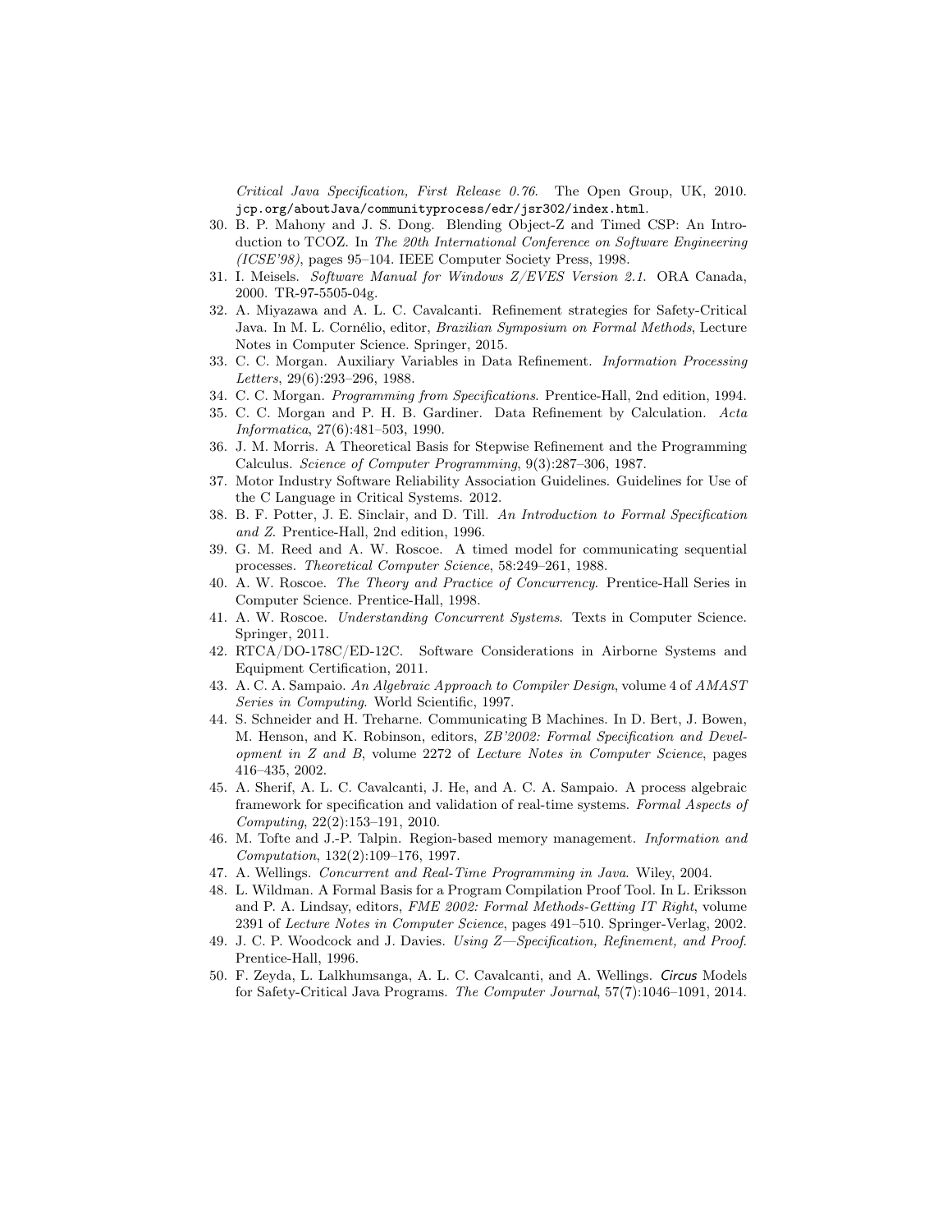*Critical Java Specification, First Release 0.76.* The Open Group, UK, 2010. `jcp.org/aboutJava/communityprocess/edr/jsr302/index.html`.

30. B. P. Mahony and J. S. Dong. Blending Object-Z and Timed CSP: An Introduction to TCOZ. In *The 20th International Conference on Software Engineering (ICSE'98)*, pages 95–104. IEEE Computer Society Press, 1998.
31. I. Meisels. *Software Manual for Windows Z/EVES Version 2.1.* ORA Canada, 2000. TR-97-5505-04g.
32. A. Miyazawa and A. L. C. Cavalcanti. Refinement strategies for Safety-Critical Java. In M. L. Cornélio, editor, *Brazilian Symposium on Formal Methods*, Lecture Notes in Computer Science. Springer, 2015.
33. C. C. Morgan. Auxiliary Variables in Data Refinement. *Information Processing Letters*, 29(6):293–296, 1988.
34. C. C. Morgan. *Programming from Specifications*. Prentice-Hall, 2nd edition, 1994.
35. C. C. Morgan and P. H. B. Gardiner. Data Refinement by Calculation. *Acta Informatica*, 27(6):481–503, 1990.
36. J. M. Morris. A Theoretical Basis for Stepwise Refinement and the Programming Calculus. *Science of Computer Programming*, 9(3):287–306, 1987.
37. Motor Industry Software Reliability Association Guidelines. Guidelines for Use of the C Language in Critical Systems. 2012.
38. B. F. Potter, J. E. Sinclair, and D. Till. *An Introduction to Formal Specification and Z*. Prentice-Hall, 2nd edition, 1996.
39. G. M. Reed and A. W. Roscoe. A timed model for communicating sequential processes. *Theoretical Computer Science*, 58:249–261, 1988.
40. A. W. Roscoe. *The Theory and Practice of Concurrency*. Prentice-Hall Series in Computer Science. Prentice-Hall, 1998.
41. A. W. Roscoe. *Understanding Concurrent Systems*. Texts in Computer Science. Springer, 2011.
42. RTCA/DO-178C/ED-12C. Software Considerations in Airborne Systems and Equipment Certification, 2011.
43. A. C. A. Sampaio. *An Algebraic Approach to Compiler Design*, volume 4 of *AMAST Series in Computing*. World Scientific, 1997.
44. S. Schneider and H. Treharne. Communicating B Machines. In D. Bert, J. Bowen, M. Henson, and K. Robinson, editors, *ZB'2002: Formal Specification and Development in Z and B*, volume 2272 of *Lecture Notes in Computer Science*, pages 416–435, 2002.
45. A. Sherif, A. L. C. Cavalcanti, J. He, and A. C. A. Sampaio. A process algebraic framework for specification and validation of real-time systems. *Formal Aspects of Computing*, 22(2):153–191, 2010.
46. M. Tofte and J.-P. Talpin. Region-based memory management. *Information and Computation*, 132(2):109–176, 1997.
47. A. Wellings. *Concurrent and Real-Time Programming in Java*. Wiley, 2004.
48. L. Wildman. A Formal Basis for a Program Compilation Proof Tool. In L. Eriksson and P. A. Lindsay, editors, *FME 2002: Formal Methods-Getting IT Right*, volume 2391 of *Lecture Notes in Computer Science*, pages 491–510. Springer-Verlag, 2002.
49. J. C. P. Woodcock and J. Davies. *Using Z—Specification, Refinement, and Proof.* Prentice-Hall, 1996.
50. F. Zeyda, L. Lalkhumsanga, A. L. C. Cavalcanti, and A. Wellings. *Circus* Models for Safety-Critical Java Programs. *The Computer Journal*, 57(7):1046–1091, 2014.